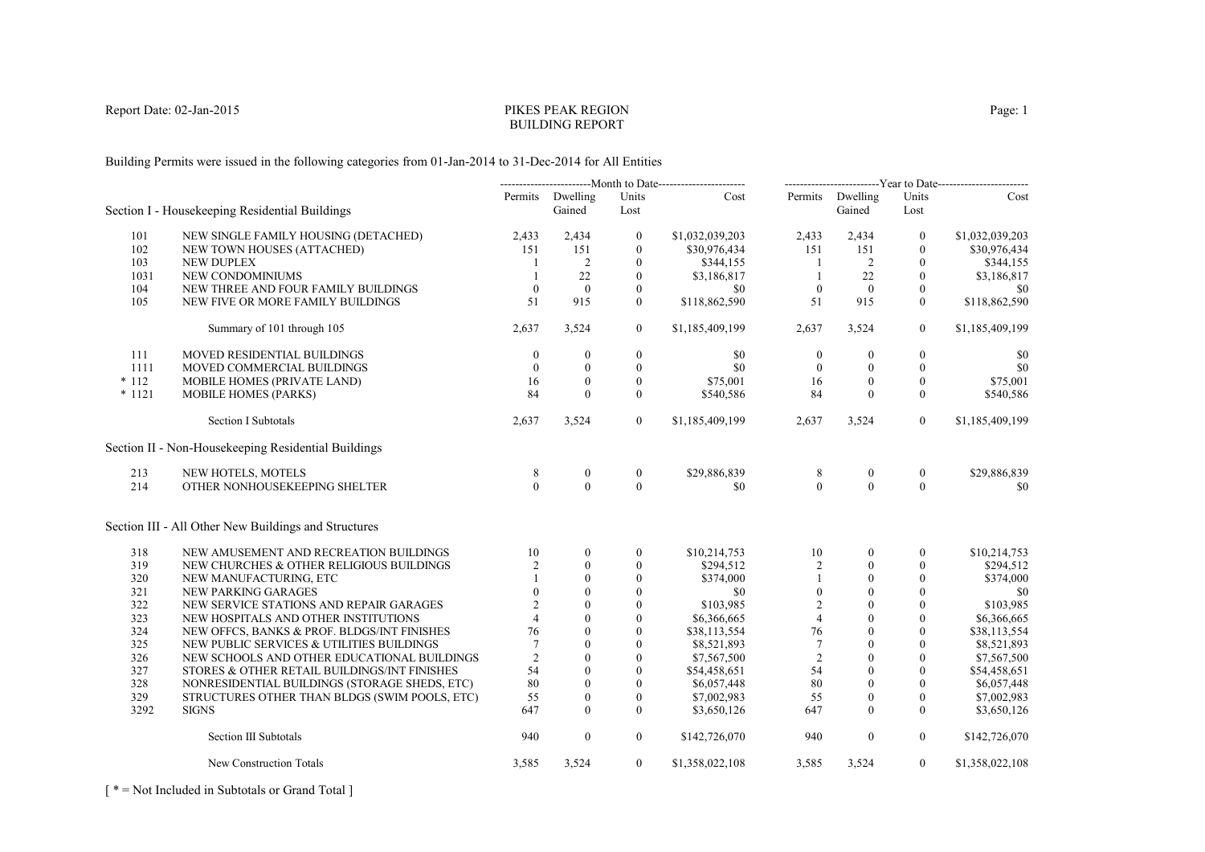Report Date: 02-Jan-2015

# PIKES PEAK REGION
# BUILDING REPORT

Building Permits were issued in the following categories from 01-Jan-2014 to 31-Dec-2014 for All Entities

| | | Month to Date | | | | Year to Date | | | |
|---|---|---|---|---|---|---|---|---|---|
| | | Permits | Dwelling Gained | Units Lost | Cost | Permits | Dwelling Gained | Units Lost | Cost |
| **Section I - Housekeeping Residential Buildings** | | | | | | | | | |
| 101 | NEW SINGLE FAMILY HOUSING (DETACHED) | 2,433 | 2,434 | 0 | $1,032,039,203 | 2,433 | 2,434 | 0 | $1,032,039,203 |
| 102 | NEW TOWN HOUSES (ATTACHED) | 151 | 151 | 0 | $30,976,434 | 151 | 151 | 0 | $30,976,434 |
| 103 | NEW DUPLEX | 1 | 2 | 0 | $344,155 | 1 | 2 | 0 | $344,155 |
| 1031 | NEW CONDOMINIUMS | 1 | 22 | 0 | $3,186,817 | 1 | 22 | 0 | $3,186,817 |
| 104 | NEW THREE AND FOUR FAMILY BUILDINGS | 0 | 0 | 0 | $0 | 0 | 0 | 0 | $0 |
| 105 | NEW FIVE OR MORE FAMILY BUILDINGS | 51 | 915 | 0 | $118,862,590 | 51 | 915 | 0 | $118,862,590 |
| | Summary of 101 through 105 | 2,637 | 3,524 | 0 | $1,185,409,199 | 2,637 | 3,524 | 0 | $1,185,409,199 |
| 111 | MOVED RESIDENTIAL BUILDINGS | 0 | 0 | 0 | $0 | 0 | 0 | 0 | $0 |
| 1111 | MOVED COMMERCIAL BUILDINGS | 0 | 0 | 0 | $0 | 0 | 0 | 0 | $0 |
| * 112 | MOBILE HOMES (PRIVATE LAND) | 16 | 0 | 0 | $75,001 | 16 | 0 | 0 | $75,001 |
| * 1121 | MOBILE HOMES (PARKS) | 84 | 0 | 0 | $540,586 | 84 | 0 | 0 | $540,586 |
| | Section I Subtotals | 2,637 | 3,524 | 0 | $1,185,409,199 | 2,637 | 3,524 | 0 | $1,185,409,199 |
| **Section II - Non-Housekeeping Residential Buildings** | | | | | | | | | |
| 213 | NEW HOTELS, MOTELS | 8 | 0 | 0 | $29,886,839 | 8 | 0 | 0 | $29,886,839 |
| 214 | OTHER NONHOUSEKEEPING SHELTER | 0 | 0 | 0 | $0 | 0 | 0 | 0 | $0 |
| **Section III - All Other New Buildings and Structures** | | | | | | | | | |
| 318 | NEW AMUSEMENT AND RECREATION BUILDINGS | 10 | 0 | 0 | $10,214,753 | 10 | 0 | 0 | $10,214,753 |
| 319 | NEW CHURCHES & OTHER RELIGIOUS BUILDINGS | 2 | 0 | 0 | $294,512 | 2 | 0 | 0 | $294,512 |
| 320 | NEW MANUFACTURING, ETC | 1 | 0 | 0 | $374,000 | 1 | 0 | 0 | $374,000 |
| 321 | NEW PARKING GARAGES | 0 | 0 | 0 | $0 | 0 | 0 | 0 | $0 |
| 322 | NEW SERVICE STATIONS AND REPAIR GARAGES | 2 | 0 | 0 | $103,985 | 2 | 0 | 0 | $103,985 |
| 323 | NEW HOSPITALS AND OTHER INSTITUTIONS | 4 | 0 | 0 | $6,366,665 | 4 | 0 | 0 | $6,366,665 |
| 324 | NEW OFFCS, BANKS & PROF. BLDGS/INT FINISHES | 76 | 0 | 0 | $38,113,554 | 76 | 0 | 0 | $38,113,554 |
| 325 | NEW PUBLIC SERVICES & UTILITIES BUILDINGS | 7 | 0 | 0 | $8,521,893 | 7 | 0 | 0 | $8,521,893 |
| 326 | NEW SCHOOLS AND OTHER EDUCATIONAL BUILDINGS | 2 | 0 | 0 | $7,567,500 | 2 | 0 | 0 | $7,567,500 |
| 327 | STORES & OTHER RETAIL BUILDINGS/INT FINISHES | 54 | 0 | 0 | $54,458,651 | 54 | 0 | 0 | $54,458,651 |
| 328 | NONRESIDENTIAL BUILDINGS (STORAGE SHEDS, ETC) | 80 | 0 | 0 | $6,057,448 | 80 | 0 | 0 | $6,057,448 |
| 329 | STRUCTURES OTHER THAN BLDGS (SWIM POOLS, ETC) | 55 | 0 | 0 | $7,002,983 | 55 | 0 | 0 | $7,002,983 |
| 3292 | SIGNS | 647 | 0 | 0 | $3,650,126 | 647 | 0 | 0 | $3,650,126 |
| | Section III Subtotals | 940 | 0 | 0 | $142,726,070 | 940 | 0 | 0 | $142,726,070 |
| | New Construction Totals | 3,585 | 3,524 | 0 | $1,358,022,108 | 3,585 | 3,524 | 0 | $1,358,022,108 |

[ * = Not Included in Subtotals or Grand Total ]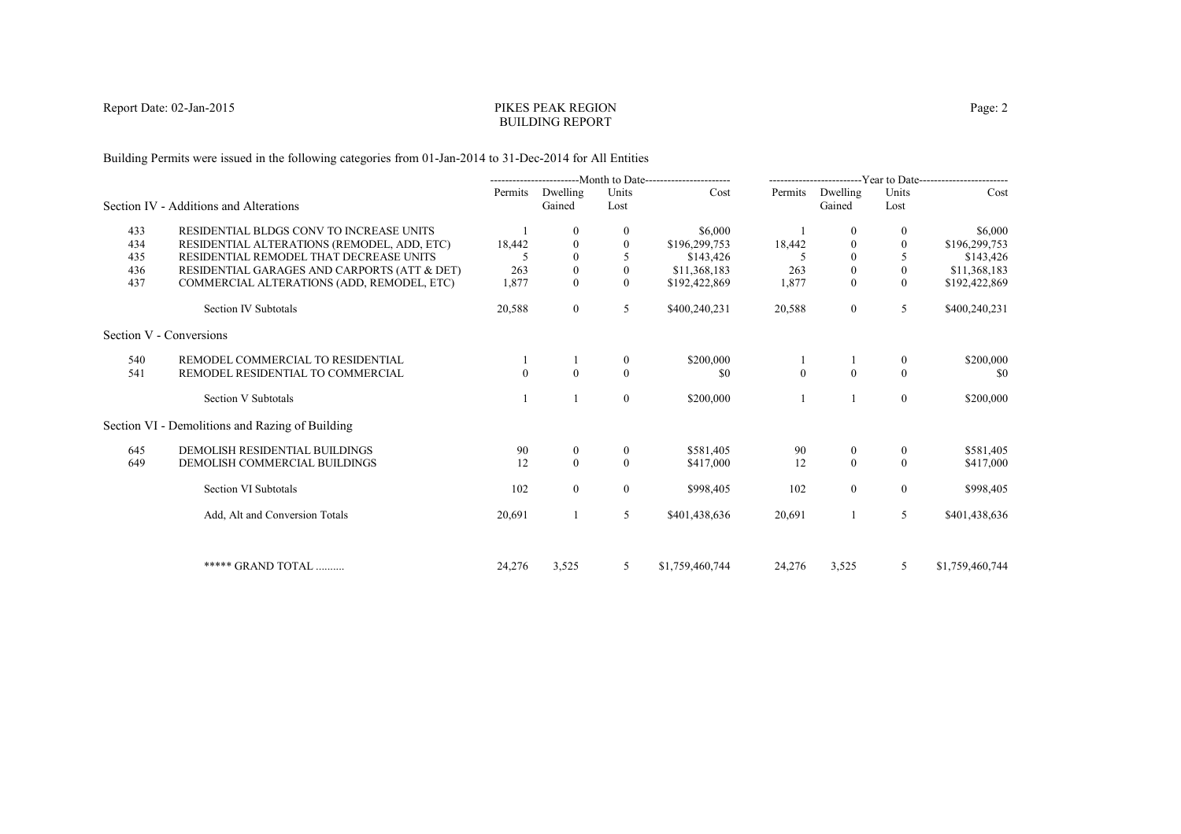PIKES PEAK REGION
BUILDING REPORT

Report Date: 02-Jan-2015

Building Permits were issued in the following categories from 01-Jan-2014 to 31-Dec-2014 for All Entities

| | | Month to Date | | | | Year to Date | | | |
|---|---|---|---|---|---|---|---|---|---|
| | Section IV - Additions and Alterations | Permits | Dwelling Gained | Units Lost | Cost | Permits | Dwelling Gained | Units Lost | Cost |
| 433 | RESIDENTIAL BLDGS CONV TO INCREASE UNITS | 1 | 0 | 0 | $6,000 | 1 | 0 | 0 | $6,000 |
| 434 | RESIDENTIAL ALTERATIONS (REMODEL, ADD, ETC) | 18,442 | 0 | 0 | $196,299,753 | 18,442 | 0 | 0 | $196,299,753 |
| 435 | RESIDENTIAL REMODEL THAT DECREASE UNITS | 5 | 0 | 5 | $143,426 | 5 | 0 | 5 | $143,426 |
| 436 | RESIDENTIAL GARAGES AND CARPORTS (ATT & DET) | 263 | 0 | 0 | $11,368,183 | 263 | 0 | 0 | $11,368,183 |
| 437 | COMMERCIAL ALTERATIONS (ADD, REMODEL, ETC) | 1,877 | 0 | 0 | $192,422,869 | 1,877 | 0 | 0 | $192,422,869 |
| | Section IV Subtotals | 20,588 | 0 | 5 | $400,240,231 | 20,588 | 0 | 5 | $400,240,231 |
| | **Section V - Conversions** | | | | | | | | |
| 540 | REMODEL COMMERCIAL TO RESIDENTIAL | 1 | 1 | 0 | $200,000 | 1 | 1 | 0 | $200,000 |
| 541 | REMODEL RESIDENTIAL TO COMMERCIAL | 0 | 0 | 0 | $0 | 0 | 0 | 0 | $0 |
| | Section V Subtotals | 1 | 1 | 0 | $200,000 | 1 | 1 | 0 | $200,000 |
| | **Section VI - Demolitions and Razing of Building** | | | | | | | | |
| 645 | DEMOLISH RESIDENTIAL BUILDINGS | 90 | 0 | 0 | $581,405 | 90 | 0 | 0 | $581,405 |
| 649 | DEMOLISH COMMERCIAL BUILDINGS | 12 | 0 | 0 | $417,000 | 12 | 0 | 0 | $417,000 |
| | Section VI Subtotals | 102 | 0 | 0 | $998,405 | 102 | 0 | 0 | $998,405 |
| | Add, Alt and Conversion Totals | 20,691 | 1 | 5 | $401,438,636 | 20,691 | 1 | 5 | $401,438,636 |
| | ***** GRAND TOTAL .......... | 24,276 | 3,525 | 5 | $1,759,460,744 | 24,276 | 3,525 | 5 | $1,759,460,744 |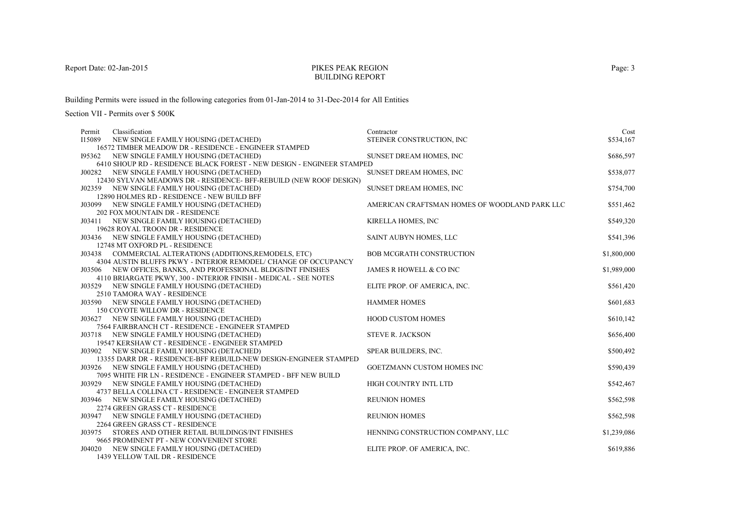Report Date: 02-Jan-2015

PIKES PEAK REGION
BUILDING REPORT

Building Permits were issued in the following categories from 01-Jan-2014 to 31-Dec-2014 for All Entities

Section VII - Permits over $ 500K

| Permit | Classification | Contractor | Cost |
|---|---|---|---|
| I15089 | NEW SINGLE FAMILY HOUSING (DETACHED)<br>16572 TIMBER MEADOW DR - RESIDENCE - ENGINEER STAMPED | STEINER CONSTRUCTION, INC | $534,167 |
| I95362 | NEW SINGLE FAMILY HOUSING (DETACHED)<br>6410 SHOUP RD - RESIDENCE BLACK FOREST - NEW DESIGN - ENGINEER STAMPED | SUNSET DREAM HOMES, INC | $686,597 |
| J00282 | NEW SINGLE FAMILY HOUSING (DETACHED)<br>12430 SYLVAN MEADOWS DR - RESIDENCE- BFF-REBUILD (NEW ROOF DESIGN) | SUNSET DREAM HOMES, INC | $538,077 |
| J02359 | NEW SINGLE FAMILY HOUSING (DETACHED)<br>12890 HOLMES RD - RESIDENCE - NEW BUILD BFF | SUNSET DREAM HOMES, INC | $754,700 |
| J03099 | NEW SINGLE FAMILY HOUSING (DETACHED)<br>202 FOX MOUNTAIN DR - RESIDENCE | AMERICAN CRAFTSMAN HOMES OF WOODLAND PARK LLC | $551,462 |
| J03411 | NEW SINGLE FAMILY HOUSING (DETACHED)<br>19628 ROYAL TROON DR - RESIDENCE | KIRELLA HOMES, INC | $549,320 |
| J03436 | NEW SINGLE FAMILY HOUSING (DETACHED)<br>12748 MT OXFORD PL - RESIDENCE | SAINT AUBYN HOMES, LLC | $541,396 |
| J03438 | COMMERCIAL ALTERATIONS (ADDITIONS,REMODELS, ETC)<br>4304 AUSTIN BLUFFS PKWY - INTERIOR REMODEL/ CHANGE OF OCCUPANCY | BOB MCGRATH CONSTRUCTION | $1,800,000 |
| J03506 | NEW OFFICES, BANKS, AND PROFESSIONAL BLDGS/INT FINISHES<br>4110 BRIARGATE PKWY, 300 - INTERIOR FINISH - MEDICAL - SEE NOTES | JAMES R HOWELL & CO INC | $1,989,000 |
| J03529 | NEW SINGLE FAMILY HOUSING (DETACHED)<br>2510 TAMORA WAY - RESIDENCE | ELITE PROP. OF AMERICA, INC. | $561,420 |
| J03590 | NEW SINGLE FAMILY HOUSING (DETACHED)<br>150 COYOTE WILLOW DR - RESIDENCE | HAMMER HOMES | $601,683 |
| J03627 | NEW SINGLE FAMILY HOUSING (DETACHED)<br>7564 FAIRBRANCH CT - RESIDENCE - ENGINEER STAMPED | HOOD CUSTOM HOMES | $610,142 |
| J03718 | NEW SINGLE FAMILY HOUSING (DETACHED)<br>19547 KERSHAW CT - RESIDENCE - ENGINEER STAMPED | STEVE R. JACKSON | $656,400 |
| J03902 | NEW SINGLE FAMILY HOUSING (DETACHED)<br>13355 DARR DR - RESIDENCE-BFF REBUILD-NEW DESIGN-ENGINEER STAMPED | SPEAR BUILDERS, INC. | $500,492 |
| J03926 | NEW SINGLE FAMILY HOUSING (DETACHED)<br>7095 WHITE FIR LN - RESIDENCE - ENGINEER STAMPED - BFF NEW BUILD | GOETZMANN CUSTOM HOMES INC | $590,439 |
| J03929 | NEW SINGLE FAMILY HOUSING (DETACHED)<br>4737 BELLA COLLINA CT - RESIDENCE - ENGINEER STAMPED | HIGH COUNTRY INTL LTD | $542,467 |
| J03946 | NEW SINGLE FAMILY HOUSING (DETACHED)<br>2274 GREEN GRASS CT - RESIDENCE | REUNION HOMES | $562,598 |
| J03947 | NEW SINGLE FAMILY HOUSING (DETACHED)<br>2264 GREEN GRASS CT - RESIDENCE | REUNION HOMES | $562,598 |
| J03975 | STORES AND OTHER RETAIL BUILDINGS/INT FINISHES<br>9665 PROMINENT PT - NEW CONVENIENT STORE | HENNING CONSTRUCTION COMPANY, LLC | $1,239,086 |
| J04020 | NEW SINGLE FAMILY HOUSING (DETACHED)<br>1439 YELLOW TAIL DR - RESIDENCE | ELITE PROP. OF AMERICA, INC. | $619,886 |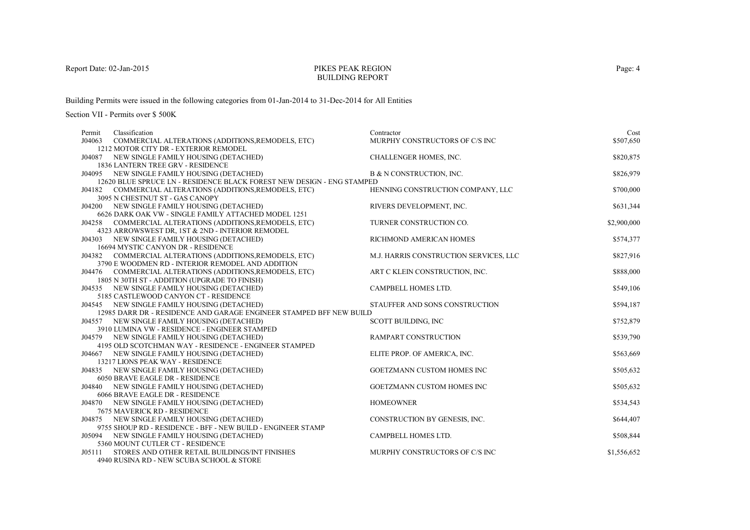PIKES PEAK REGION
BUILDING REPORT

Building Permits were issued in the following categories from 01-Jan-2014 to 31-Dec-2014 for All Entities

Section VII - Permits over $ 500K

| Permit | Classification | Contractor | Cost |
|---|---|---|---|
| J04063 | COMMERCIAL ALTERATIONS (ADDITIONS,REMODELS, ETC)<br>1212 MOTOR CITY DR - EXTERIOR REMODEL | MURPHY CONSTRUCTORS OF C/S INC | $507,650 |
| J04087 | NEW SINGLE FAMILY HOUSING (DETACHED)<br>1836 LANTERN TREE GRV - RESIDENCE | CHALLENGER HOMES, INC. | $820,875 |
| J04095 | NEW SINGLE FAMILY HOUSING (DETACHED)<br>12620 BLUE SPRUCE LN - RESIDENCE BLACK FOREST NEW DESIGN - ENG STAMPED | B & N CONSTRUCTION, INC. | $826,979 |
| J04182 | COMMERCIAL ALTERATIONS (ADDITIONS,REMODELS, ETC)<br>3095 N CHESTNUT ST - GAS CANOPY | HENNING CONSTRUCTION COMPANY, LLC | $700,000 |
| J04200 | NEW SINGLE FAMILY HOUSING (DETACHED)<br>6626 DARK OAK VW - SINGLE FAMILY ATTACHED MODEL 1251 | RIVERS DEVELOPMENT, INC. | $631,344 |
| J04258 | COMMERCIAL ALTERATIONS (ADDITIONS,REMODELS, ETC)<br>4323 ARROWSWEST DR, 1ST & 2ND - INTERIOR REMODEL | TURNER CONSTRUCTION CO. | $2,900,000 |
| J04303 | NEW SINGLE FAMILY HOUSING (DETACHED)<br>16694 MYSTIC CANYON DR - RESIDENCE | RICHMOND AMERICAN HOMES | $574,377 |
| J04382 | COMMERCIAL ALTERATIONS (ADDITIONS,REMODELS, ETC)<br>3790 E WOODMEN RD - INTERIOR REMODEL AND ADDITION | M.J. HARRIS CONSTRUCTION SERVICES, LLC | $827,916 |
| J04476 | COMMERCIAL ALTERATIONS (ADDITIONS,REMODELS, ETC)<br>1805 N 30TH ST - ADDITION (UPGRADE TO FINISH) | ART C KLEIN CONSTRUCTION, INC. | $888,000 |
| J04535 | NEW SINGLE FAMILY HOUSING (DETACHED)<br>5185 CASTLEWOOD CANYON CT - RESIDENCE | CAMPBELL HOMES LTD. | $549,106 |
| J04545 | NEW SINGLE FAMILY HOUSING (DETACHED)<br>12985 DARR DR - RESIDENCE AND GARAGE ENGINEER STAMPED BFF NEW BUILD | STAUFFER AND SONS CONSTRUCTION | $594,187 |
| J04557 | NEW SINGLE FAMILY HOUSING (DETACHED)<br>3910 LUMINA VW - RESIDENCE - ENGINEER STAMPED | SCOTT BUILDING, INC | $752,879 |
| J04579 | NEW SINGLE FAMILY HOUSING (DETACHED)<br>4195 OLD SCOTCHMAN WAY - RESIDENCE - ENGINEER STAMPED | RAMPART CONSTRUCTION | $539,790 |
| J04667 | NEW SINGLE FAMILY HOUSING (DETACHED)<br>13217 LIONS PEAK WAY - RESIDENCE | ELITE PROP. OF AMERICA, INC. | $563,669 |
| J04835 | NEW SINGLE FAMILY HOUSING (DETACHED)<br>6050 BRAVE EAGLE DR - RESIDENCE | GOETZMANN CUSTOM HOMES INC | $505,632 |
| J04840 | NEW SINGLE FAMILY HOUSING (DETACHED)<br>6066 BRAVE EAGLE DR - RESIDENCE | GOETZMANN CUSTOM HOMES INC | $505,632 |
| J04870 | NEW SINGLE FAMILY HOUSING (DETACHED)<br>7675 MAVERICK RD - RESIDENCE | HOMEOWNER | $534,543 |
| J04875 | NEW SINGLE FAMILY HOUSING (DETACHED)<br>9755 SHOUP RD - RESIDENCE - BFF - NEW BUILD - ENGINEER STAMP | CONSTRUCTION BY GENESIS, INC. | $644,407 |
| J05094 | NEW SINGLE FAMILY HOUSING (DETACHED)<br>5360 MOUNT CUTLER CT - RESIDENCE | CAMPBELL HOMES LTD. | $508,844 |
| J05111 | STORES AND OTHER RETAIL BUILDINGS/INT FINISHES<br>4940 RUSINA RD - NEW SCUBA SCHOOL & STORE | MURPHY CONSTRUCTORS OF C/S INC | $1,556,652 |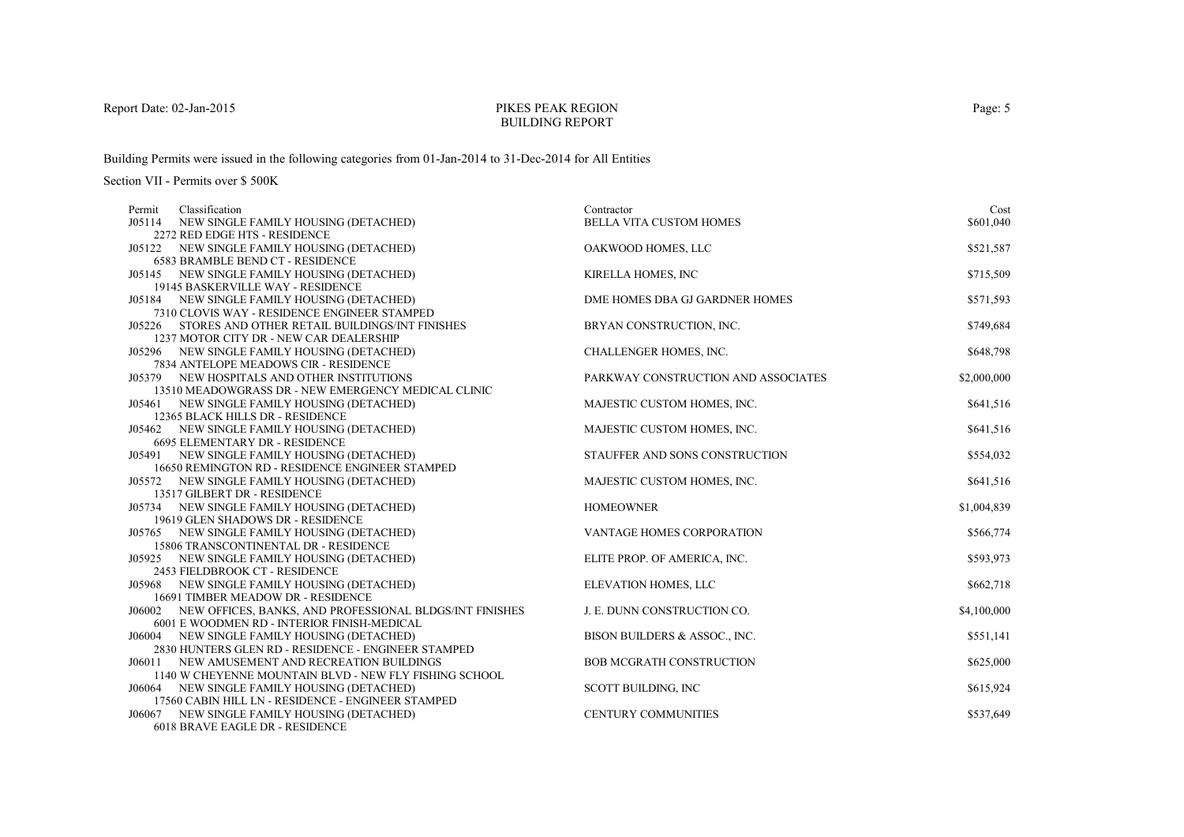Building Permits were issued in the following categories from 01-Jan-2014 to 31-Dec-2014 for All Entities

Section VII - Permits over $ 500K

| Permit | Classification | Contractor | Cost |
|---|---|---|---|
| J05114 | NEW SINGLE FAMILY HOUSING (DETACHED)<br>2272 RED EDGE HTS - RESIDENCE | BELLA VITA CUSTOM HOMES | $601,040 |
| J05122 | NEW SINGLE FAMILY HOUSING (DETACHED)<br>6583 BRAMBLE BEND CT - RESIDENCE | OAKWOOD HOMES, LLC | $521,587 |
| J05145 | NEW SINGLE FAMILY HOUSING (DETACHED)<br>19145 BASKERVILLE WAY - RESIDENCE | KIRELLA HOMES, INC | $715,509 |
| J05184 | NEW SINGLE FAMILY HOUSING (DETACHED)<br>7310 CLOVIS WAY - RESIDENCE ENGINEER STAMPED | DME HOMES DBA GJ GARDNER HOMES | $571,593 |
| J05226 | STORES AND OTHER RETAIL BUILDINGS/INT FINISHES<br>1237 MOTOR CITY DR - NEW CAR DEALERSHIP | BRYAN CONSTRUCTION, INC. | $749,684 |
| J05296 | NEW SINGLE FAMILY HOUSING (DETACHED)<br>7834 ANTELOPE MEADOWS CIR - RESIDENCE | CHALLENGER HOMES, INC. | $648,798 |
| J05379 | NEW HOSPITALS AND OTHER INSTITUTIONS<br>13510 MEADOWGRASS DR - NEW EMERGENCY MEDICAL CLINIC | PARKWAY CONSTRUCTION AND ASSOCIATES | $2,000,000 |
| J05461 | NEW SINGLE FAMILY HOUSING (DETACHED)<br>12365 BLACK HILLS DR - RESIDENCE | MAJESTIC CUSTOM HOMES, INC. | $641,516 |
| J05462 | NEW SINGLE FAMILY HOUSING (DETACHED)<br>6695 ELEMENTARY DR - RESIDENCE | MAJESTIC CUSTOM HOMES, INC. | $641,516 |
| J05491 | NEW SINGLE FAMILY HOUSING (DETACHED)<br>16650 REMINGTON RD - RESIDENCE ENGINEER STAMPED | STAUFFER AND SONS CONSTRUCTION | $554,032 |
| J05572 | NEW SINGLE FAMILY HOUSING (DETACHED)<br>13517 GILBERT DR - RESIDENCE | MAJESTIC CUSTOM HOMES, INC. | $641,516 |
| J05734 | NEW SINGLE FAMILY HOUSING (DETACHED)<br>19619 GLEN SHADOWS DR - RESIDENCE | HOMEOWNER | $1,004,839 |
| J05765 | NEW SINGLE FAMILY HOUSING (DETACHED)<br>15806 TRANSCONTINENTAL DR - RESIDENCE | VANTAGE HOMES CORPORATION | $566,774 |
| J05925 | NEW SINGLE FAMILY HOUSING (DETACHED)<br>2453 FIELDBROOK CT - RESIDENCE | ELITE PROP. OF AMERICA, INC. | $593,973 |
| J05968 | NEW SINGLE FAMILY HOUSING (DETACHED)<br>16691 TIMBER MEADOW DR - RESIDENCE | ELEVATION HOMES, LLC | $662,718 |
| J06002 | NEW OFFICES, BANKS, AND PROFESSIONAL BLDGS/INT FINISHES<br>6001 E WOODMEN RD - INTERIOR FINISH-MEDICAL | J. E. DUNN CONSTRUCTION CO. | $4,100,000 |
| J06004 | NEW SINGLE FAMILY HOUSING (DETACHED)<br>2830 HUNTERS GLEN RD - RESIDENCE - ENGINEER STAMPED | BISON BUILDERS & ASSOC., INC. | $551,141 |
| J06011 | NEW AMUSEMENT AND RECREATION BUILDINGS<br>1140 W CHEYENNE MOUNTAIN BLVD - NEW FLY FISHING SCHOOL | BOB MCGRATH CONSTRUCTION | $625,000 |
| J06064 | NEW SINGLE FAMILY HOUSING (DETACHED)<br>17560 CABIN HILL LN - RESIDENCE - ENGINEER STAMPED | SCOTT BUILDING, INC | $615,924 |
| J06067 | NEW SINGLE FAMILY HOUSING (DETACHED)<br>6018 BRAVE EAGLE DR - RESIDENCE | CENTURY COMMUNITIES | $537,649 |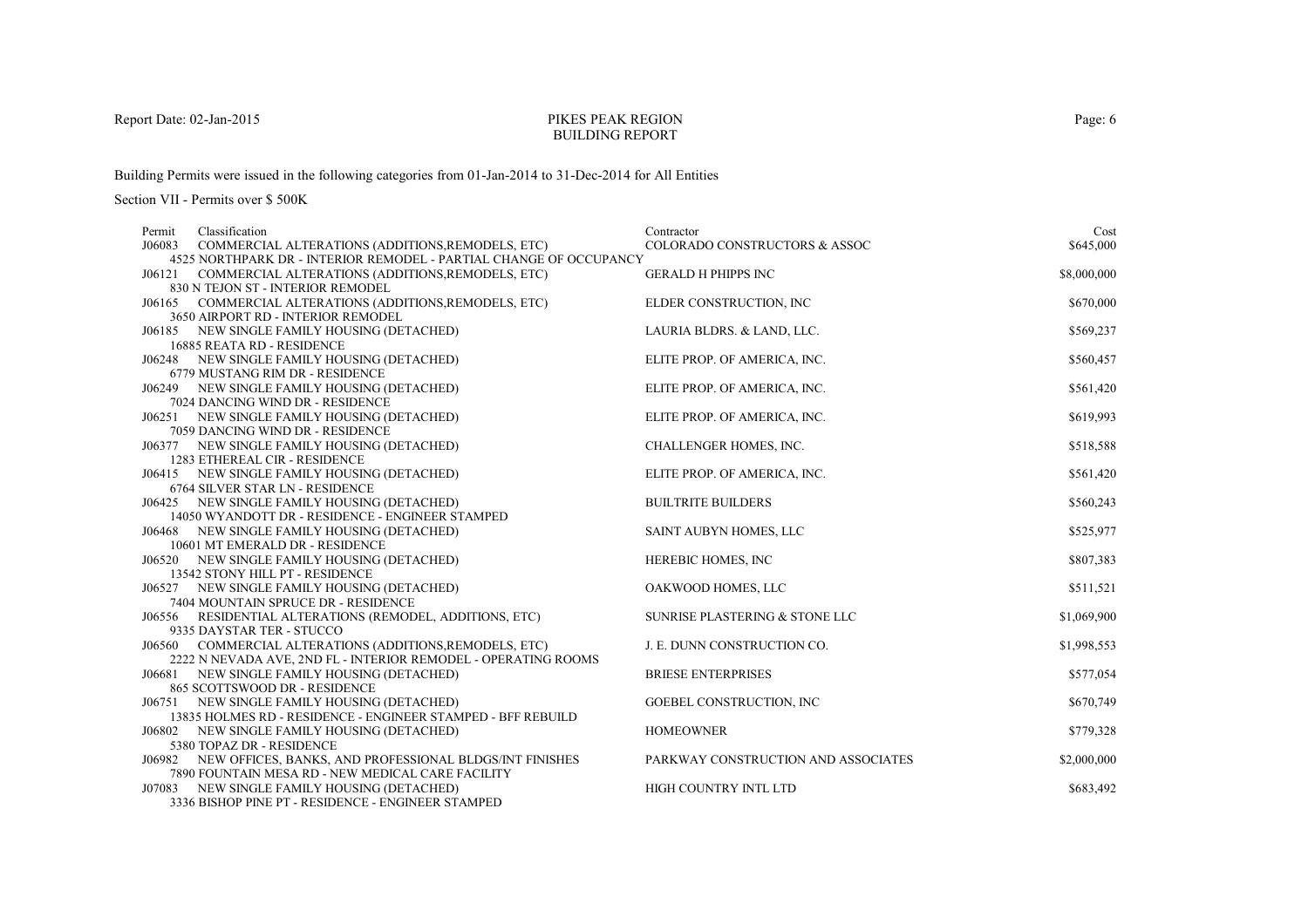# PIKES PEAK REGION
## BUILDING REPORT

Report Date: 02-Jan-2015

Building Permits were issued in the following categories from 01-Jan-2014 to 31-Dec-2014 for All Entities

Section VII - Permits over $ 500K

| Permit | Classification | Contractor | Cost |
|---|---|---|---|
| J06083 | COMMERCIAL ALTERATIONS (ADDITIONS,REMODELS, ETC)<br>4525 NORTHPARK DR - INTERIOR REMODEL - PARTIAL CHANGE OF OCCUPANCY | COLORADO CONSTRUCTORS & ASSOC | $645,000 |
| J06121 | COMMERCIAL ALTERATIONS (ADDITIONS,REMODELS, ETC)<br>830 N TEJON ST - INTERIOR REMODEL | GERALD H PHIPPS INC | $8,000,000 |
| J06165 | COMMERCIAL ALTERATIONS (ADDITIONS,REMODELS, ETC)<br>3650 AIRPORT RD - INTERIOR REMODEL | ELDER CONSTRUCTION, INC | $670,000 |
| J06185 | NEW SINGLE FAMILY HOUSING (DETACHED)<br>16885 REATA RD - RESIDENCE | LAURIA BLDRS. & LAND, LLC. | $569,237 |
| J06248 | NEW SINGLE FAMILY HOUSING (DETACHED)<br>6779 MUSTANG RIM DR - RESIDENCE | ELITE PROP. OF AMERICA, INC. | $560,457 |
| J06249 | NEW SINGLE FAMILY HOUSING (DETACHED)<br>7024 DANCING WIND DR - RESIDENCE | ELITE PROP. OF AMERICA, INC. | $561,420 |
| J06251 | NEW SINGLE FAMILY HOUSING (DETACHED)<br>7059 DANCING WIND DR - RESIDENCE | ELITE PROP. OF AMERICA, INC. | $619,993 |
| J06377 | NEW SINGLE FAMILY HOUSING (DETACHED)<br>1283 ETHEREAL CIR - RESIDENCE | CHALLENGER HOMES, INC. | $518,588 |
| J06415 | NEW SINGLE FAMILY HOUSING (DETACHED)<br>6764 SILVER STAR LN - RESIDENCE | ELITE PROP. OF AMERICA, INC. | $561,420 |
| J06425 | NEW SINGLE FAMILY HOUSING (DETACHED)<br>14050 WYANDOTT DR - RESIDENCE - ENGINEER STAMPED | BUILTRITE BUILDERS | $560,243 |
| J06468 | NEW SINGLE FAMILY HOUSING (DETACHED)<br>10601 MT EMERALD DR - RESIDENCE | SAINT AUBYN HOMES, LLC | $525,977 |
| J06520 | NEW SINGLE FAMILY HOUSING (DETACHED)<br>13542 STONY HILL PT - RESIDENCE | HEREBIC HOMES, INC | $807,383 |
| J06527 | NEW SINGLE FAMILY HOUSING (DETACHED)<br>7404 MOUNTAIN SPRUCE DR - RESIDENCE | OAKWOOD HOMES, LLC | $511,521 |
| J06556 | RESIDENTIAL ALTERATIONS (REMODEL, ADDITIONS, ETC)<br>9335 DAYSTAR TER - STUCCO | SUNRISE PLASTERING & STONE LLC | $1,069,900 |
| J06560 | COMMERCIAL ALTERATIONS (ADDITIONS,REMODELS, ETC)<br>2222 N NEVADA AVE, 2ND FL - INTERIOR REMODEL - OPERATING ROOMS | J. E. DUNN CONSTRUCTION CO. | $1,998,553 |
| J06681 | NEW SINGLE FAMILY HOUSING (DETACHED)<br>865 SCOTTSWOOD DR - RESIDENCE | BRIESE ENTERPRISES | $577,054 |
| J06751 | NEW SINGLE FAMILY HOUSING (DETACHED)<br>13835 HOLMES RD - RESIDENCE - ENGINEER STAMPED - BFF REBUILD | GOEBEL CONSTRUCTION, INC | $670,749 |
| J06802 | NEW SINGLE FAMILY HOUSING (DETACHED)<br>5380 TOPAZ DR - RESIDENCE | HOMEOWNER | $779,328 |
| J06982 | NEW OFFICES, BANKS, AND PROFESSIONAL BLDGS/INT FINISHES<br>7890 FOUNTAIN MESA RD - NEW MEDICAL CARE FACILITY | PARKWAY CONSTRUCTION AND ASSOCIATES | $2,000,000 |
| J07083 | NEW SINGLE FAMILY HOUSING (DETACHED)<br>3336 BISHOP PINE PT - RESIDENCE - ENGINEER STAMPED | HIGH COUNTRY INTL LTD | $683,492 |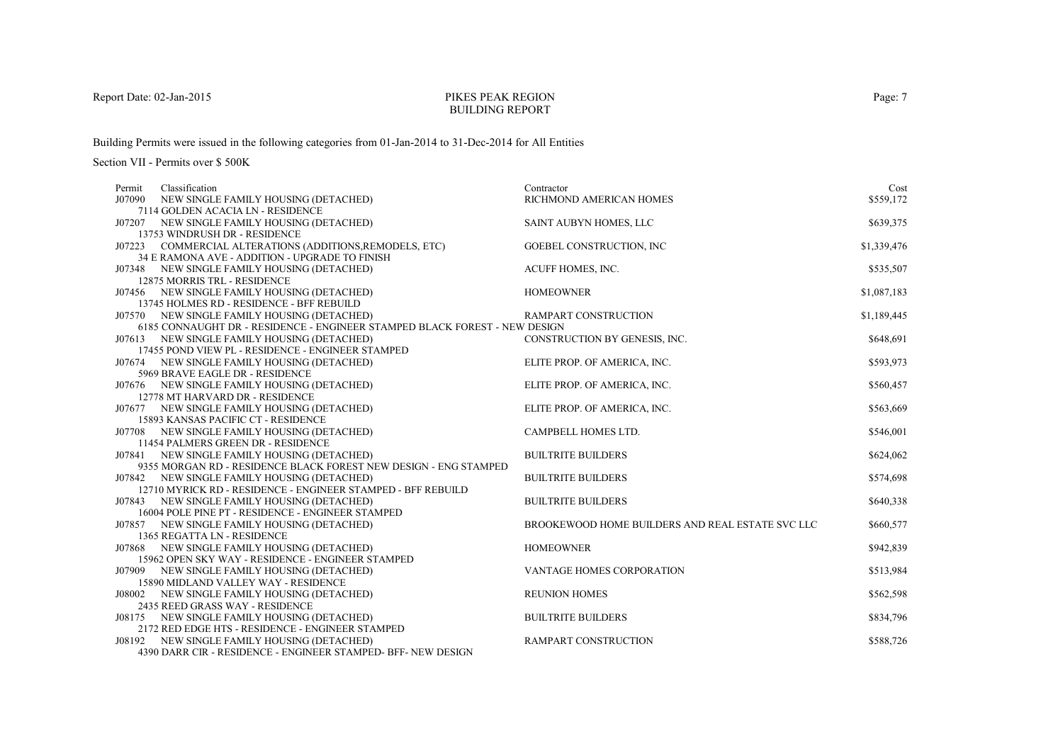Report Date: 02-Jan-2015

# PIKES PEAK REGION
## BUILDING REPORT

Building Permits were issued in the following categories from 01-Jan-2014 to 31-Dec-2014 for All Entities

Section VII - Permits over $ 500K

| Permit | Classification | Contractor | Cost |
|---|---|---|---|
| J07090 | NEW SINGLE FAMILY HOUSING (DETACHED)<br>7114 GOLDEN ACACIA LN - RESIDENCE | RICHMOND AMERICAN HOMES | $559,172 |
| J07207 | NEW SINGLE FAMILY HOUSING (DETACHED)<br>13753 WINDRUSH DR - RESIDENCE | SAINT AUBYN HOMES, LLC | $639,375 |
| J07223 | COMMERCIAL ALTERATIONS (ADDITIONS,REMODELS, ETC)<br>34 E RAMONA AVE - ADDITION - UPGRADE TO FINISH | GOEBEL CONSTRUCTION, INC | $1,339,476 |
| J07348 | NEW SINGLE FAMILY HOUSING (DETACHED)<br>12875 MORRIS TRL - RESIDENCE | ACUFF HOMES, INC. | $535,507 |
| J07456 | NEW SINGLE FAMILY HOUSING (DETACHED)<br>13745 HOLMES RD - RESIDENCE - BFF REBUILD | HOMEOWNER | $1,087,183 |
| J07570 | NEW SINGLE FAMILY HOUSING (DETACHED)<br>6185 CONNAUGHT DR - RESIDENCE - ENGINEER STAMPED BLACK FOREST - NEW DESIGN | RAMPART CONSTRUCTION | $1,189,445 |
| J07613 | NEW SINGLE FAMILY HOUSING (DETACHED)<br>17455 POND VIEW PL - RESIDENCE - ENGINEER STAMPED | CONSTRUCTION BY GENESIS, INC. | $648,691 |
| J07674 | NEW SINGLE FAMILY HOUSING (DETACHED)<br>5969 BRAVE EAGLE DR - RESIDENCE | ELITE PROP. OF AMERICA, INC. | $593,973 |
| J07676 | NEW SINGLE FAMILY HOUSING (DETACHED)<br>12778 MT HARVARD DR - RESIDENCE | ELITE PROP. OF AMERICA, INC. | $560,457 |
| J07677 | NEW SINGLE FAMILY HOUSING (DETACHED)<br>15893 KANSAS PACIFIC CT - RESIDENCE | ELITE PROP. OF AMERICA, INC. | $563,669 |
| J07708 | NEW SINGLE FAMILY HOUSING (DETACHED)<br>11454 PALMERS GREEN DR - RESIDENCE | CAMPBELL HOMES LTD. | $546,001 |
| J07841 | NEW SINGLE FAMILY HOUSING (DETACHED)<br>9355 MORGAN RD - RESIDENCE BLACK FOREST NEW DESIGN - ENG STAMPED | BUILTRITE BUILDERS | $624,062 |
| J07842 | NEW SINGLE FAMILY HOUSING (DETACHED)<br>12710 MYRICK RD - RESIDENCE - ENGINEER STAMPED - BFF REBUILD | BUILTRITE BUILDERS | $574,698 |
| J07843 | NEW SINGLE FAMILY HOUSING (DETACHED)<br>16004 POLE PINE PT - RESIDENCE - ENGINEER STAMPED | BUILTRITE BUILDERS | $640,338 |
| J07857 | NEW SINGLE FAMILY HOUSING (DETACHED)<br>1365 REGATTA LN - RESIDENCE | BROOKEWOOD HOME BUILDERS AND REAL ESTATE SVC LLC | $660,577 |
| J07868 | NEW SINGLE FAMILY HOUSING (DETACHED)<br>15962 OPEN SKY WAY - RESIDENCE - ENGINEER STAMPED | HOMEOWNER | $942,839 |
| J07909 | NEW SINGLE FAMILY HOUSING (DETACHED)<br>15890 MIDLAND VALLEY WAY - RESIDENCE | VANTAGE HOMES CORPORATION | $513,984 |
| J08002 | NEW SINGLE FAMILY HOUSING (DETACHED)<br>2435 REED GRASS WAY - RESIDENCE | REUNION HOMES | $562,598 |
| J08175 | NEW SINGLE FAMILY HOUSING (DETACHED)<br>2172 RED EDGE HTS - RESIDENCE - ENGINEER STAMPED | BUILTRITE BUILDERS | $834,796 |
| J08192 | NEW SINGLE FAMILY HOUSING (DETACHED)<br>4390 DARR CIR - RESIDENCE - ENGINEER STAMPED- BFF- NEW DESIGN | RAMPART CONSTRUCTION | $588,726 |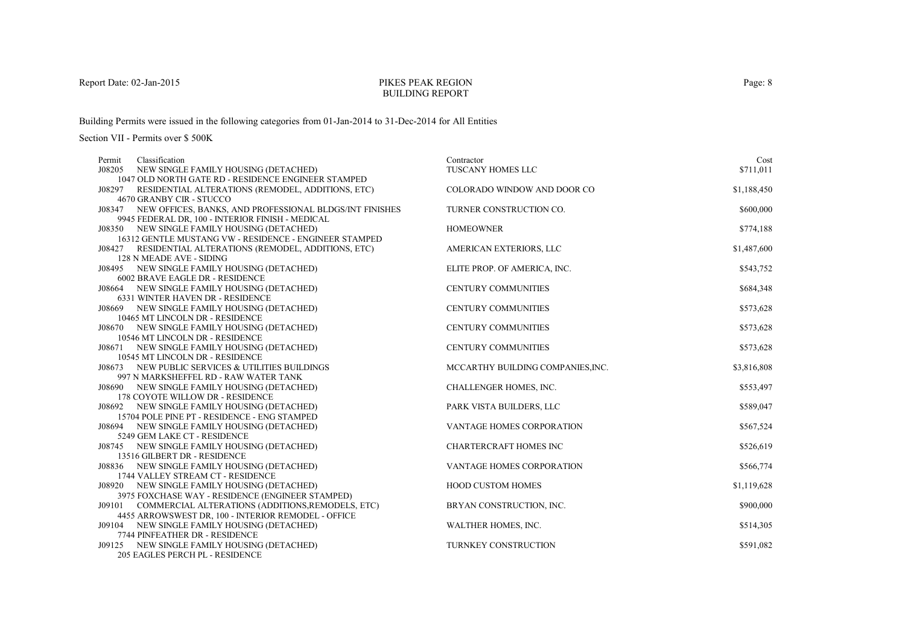# PIKES PEAK REGION
## BUILDING REPORT

Report Date: 02-Jan-2015

Building Permits were issued in the following categories from 01-Jan-2014 to 31-Dec-2014 for All Entities

Section VII - Permits over $ 500K

| Permit | Classification | Contractor | Cost |
|---|---|---|---|
| J08205 | NEW SINGLE FAMILY HOUSING (DETACHED)<br>1047 OLD NORTH GATE RD - RESIDENCE ENGINEER STAMPED | TUSCANY HOMES LLC | $711,011 |
| J08297 | RESIDENTIAL ALTERATIONS (REMODEL, ADDITIONS, ETC)<br>4670 GRANBY CIR - STUCCO | COLORADO WINDOW AND DOOR CO | $1,188,450 |
| J08347 | NEW OFFICES, BANKS, AND PROFESSIONAL BLDGS/INT FINISHES<br>9945 FEDERAL DR, 100 - INTERIOR FINISH - MEDICAL | TURNER CONSTRUCTION CO. | $600,000 |
| J08350 | NEW SINGLE FAMILY HOUSING (DETACHED)<br>16312 GENTLE MUSTANG VW - RESIDENCE - ENGINEER STAMPED | HOMEOWNER | $774,188 |
| J08427 | RESIDENTIAL ALTERATIONS (REMODEL, ADDITIONS, ETC)<br>128 N MEADE AVE - SIDING | AMERICAN EXTERIORS, LLC | $1,487,600 |
| J08495 | NEW SINGLE FAMILY HOUSING (DETACHED)<br>6002 BRAVE EAGLE DR - RESIDENCE | ELITE PROP. OF AMERICA, INC. | $543,752 |
| J08664 | NEW SINGLE FAMILY HOUSING (DETACHED)<br>6331 WINTER HAVEN DR - RESIDENCE | CENTURY COMMUNITIES | $684,348 |
| J08669 | NEW SINGLE FAMILY HOUSING (DETACHED)<br>10465 MT LINCOLN DR - RESIDENCE | CENTURY COMMUNITIES | $573,628 |
| J08670 | NEW SINGLE FAMILY HOUSING (DETACHED)<br>10546 MT LINCOLN DR - RESIDENCE | CENTURY COMMUNITIES | $573,628 |
| J08671 | NEW SINGLE FAMILY HOUSING (DETACHED)<br>10545 MT LINCOLN DR - RESIDENCE | CENTURY COMMUNITIES | $573,628 |
| J08673 | NEW PUBLIC SERVICES & UTILITIES BUILDINGS<br>997 N MARKSHEFFEL RD - RAW WATER TANK | MCCARTHY BUILDING COMPANIES,INC. | $3,816,808 |
| J08690 | NEW SINGLE FAMILY HOUSING (DETACHED)<br>178 COYOTE WILLOW DR - RESIDENCE | CHALLENGER HOMES, INC. | $553,497 |
| J08692 | NEW SINGLE FAMILY HOUSING (DETACHED)<br>15704 POLE PINE PT - RESIDENCE - ENG STAMPED | PARK VISTA BUILDERS, LLC | $589,047 |
| J08694 | NEW SINGLE FAMILY HOUSING (DETACHED)<br>5249 GEM LAKE CT - RESIDENCE | VANTAGE HOMES CORPORATION | $567,524 |
| J08745 | NEW SINGLE FAMILY HOUSING (DETACHED)<br>13516 GILBERT DR - RESIDENCE | CHARTERCRAFT HOMES INC | $526,619 |
| J08836 | NEW SINGLE FAMILY HOUSING (DETACHED)<br>1744 VALLEY STREAM CT - RESIDENCE | VANTAGE HOMES CORPORATION | $566,774 |
| J08920 | NEW SINGLE FAMILY HOUSING (DETACHED)<br>3975 FOXCHASE WAY - RESIDENCE (ENGINEER STAMPED) | HOOD CUSTOM HOMES | $1,119,628 |
| J09101 | COMMERCIAL ALTERATIONS (ADDITIONS,REMODELS, ETC)<br>4455 ARROWSWEST DR, 100 - INTERIOR REMODEL - OFFICE | BRYAN CONSTRUCTION, INC. | $900,000 |
| J09104 | NEW SINGLE FAMILY HOUSING (DETACHED)<br>7744 PINFEATHER DR - RESIDENCE | WALTHER HOMES, INC. | $514,305 |
| J09125 | NEW SINGLE FAMILY HOUSING (DETACHED)<br>205 EAGLES PERCH PL - RESIDENCE | TURNKEY CONSTRUCTION | $591,082 |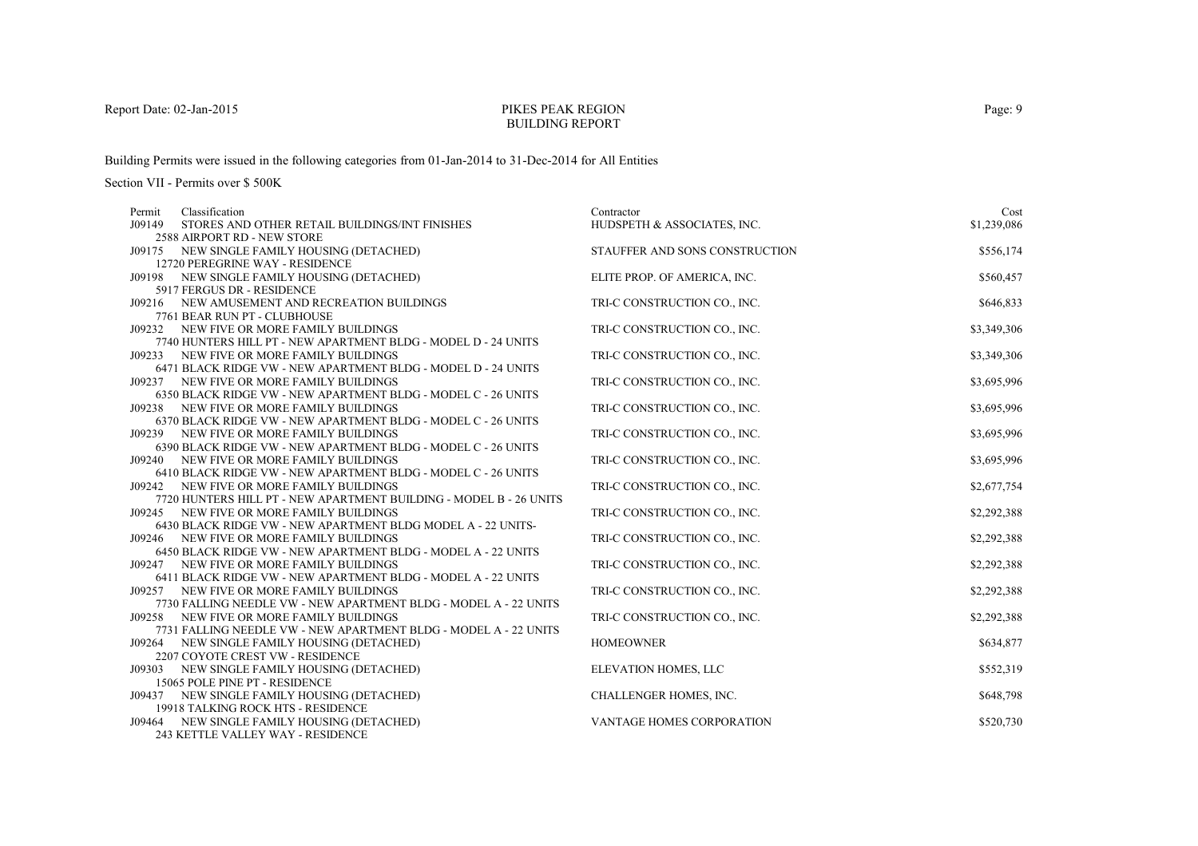Report Date: 02-Jan-2015

# PIKES PEAK REGION
## BUILDING REPORT

Building Permits were issued in the following categories from 01-Jan-2014 to 31-Dec-2014 for All Entities

Section VII - Permits over $ 500K

| Permit | Classification | Contractor | Cost |
|---|---|---|---|
| J09149 | STORES AND OTHER RETAIL BUILDINGS/INT FINISHES<br>2588 AIRPORT RD - NEW STORE | HUDSPETH & ASSOCIATES, INC. | $1,239,086 |
| J09175 | NEW SINGLE FAMILY HOUSING (DETACHED)<br>12720 PEREGRINE WAY - RESIDENCE | STAUFFER AND SONS CONSTRUCTION | $556,174 |
| J09198 | NEW SINGLE FAMILY HOUSING (DETACHED)<br>5917 FERGUS DR - RESIDENCE | ELITE PROP. OF AMERICA, INC. | $560,457 |
| J09216 | NEW AMUSEMENT AND RECREATION BUILDINGS<br>7761 BEAR RUN PT - CLUBHOUSE | TRI-C CONSTRUCTION CO., INC. | $646,833 |
| J09232 | NEW FIVE OR MORE FAMILY BUILDINGS<br>7740 HUNTERS HILL PT - NEW APARTMENT BLDG - MODEL D - 24 UNITS | TRI-C CONSTRUCTION CO., INC. | $3,349,306 |
| J09233 | NEW FIVE OR MORE FAMILY BUILDINGS<br>6471 BLACK RIDGE VW - NEW APARTMENT BLDG - MODEL D - 24 UNITS | TRI-C CONSTRUCTION CO., INC. | $3,349,306 |
| J09237 | NEW FIVE OR MORE FAMILY BUILDINGS<br>6350 BLACK RIDGE VW - NEW APARTMENT BLDG - MODEL C - 26 UNITS | TRI-C CONSTRUCTION CO., INC. | $3,695,996 |
| J09238 | NEW FIVE OR MORE FAMILY BUILDINGS<br>6370 BLACK RIDGE VW - NEW APARTMENT BLDG - MODEL C - 26 UNITS | TRI-C CONSTRUCTION CO., INC. | $3,695,996 |
| J09239 | NEW FIVE OR MORE FAMILY BUILDINGS<br>6390 BLACK RIDGE VW - NEW APARTMENT BLDG - MODEL C - 26 UNITS | TRI-C CONSTRUCTION CO., INC. | $3,695,996 |
| J09240 | NEW FIVE OR MORE FAMILY BUILDINGS<br>6410 BLACK RIDGE VW - NEW APARTMENT BLDG - MODEL C - 26 UNITS | TRI-C CONSTRUCTION CO., INC. | $3,695,996 |
| J09242 | NEW FIVE OR MORE FAMILY BUILDINGS<br>7720 HUNTERS HILL PT - NEW APARTMENT BUILDING - MODEL B - 26 UNITS | TRI-C CONSTRUCTION CO., INC. | $2,677,754 |
| J09245 | NEW FIVE OR MORE FAMILY BUILDINGS<br>6430 BLACK RIDGE VW - NEW APARTMENT BLDG MODEL A - 22 UNITS- | TRI-C CONSTRUCTION CO., INC. | $2,292,388 |
| J09246 | NEW FIVE OR MORE FAMILY BUILDINGS<br>6450 BLACK RIDGE VW - NEW APARTMENT BLDG - MODEL A - 22 UNITS | TRI-C CONSTRUCTION CO., INC. | $2,292,388 |
| J09247 | NEW FIVE OR MORE FAMILY BUILDINGS<br>6411 BLACK RIDGE VW - NEW APARTMENT BLDG - MODEL A - 22 UNITS | TRI-C CONSTRUCTION CO., INC. | $2,292,388 |
| J09257 | NEW FIVE OR MORE FAMILY BUILDINGS<br>7730 FALLING NEEDLE VW - NEW APARTMENT BLDG - MODEL A - 22 UNITS | TRI-C CONSTRUCTION CO., INC. | $2,292,388 |
| J09258 | NEW FIVE OR MORE FAMILY BUILDINGS<br>7731 FALLING NEEDLE VW - NEW APARTMENT BLDG - MODEL A - 22 UNITS | TRI-C CONSTRUCTION CO., INC. | $2,292,388 |
| J09264 | NEW SINGLE FAMILY HOUSING (DETACHED)<br>2207 COYOTE CREST VW - RESIDENCE | HOMEOWNER | $634,877 |
| J09303 | NEW SINGLE FAMILY HOUSING (DETACHED)<br>15065 POLE PINE PT - RESIDENCE | ELEVATION HOMES, LLC | $552,319 |
| J09437 | NEW SINGLE FAMILY HOUSING (DETACHED)<br>19918 TALKING ROCK HTS - RESIDENCE | CHALLENGER HOMES, INC. | $648,798 |
| J09464 | NEW SINGLE FAMILY HOUSING (DETACHED)<br>243 KETTLE VALLEY WAY - RESIDENCE | VANTAGE HOMES CORPORATION | $520,730 |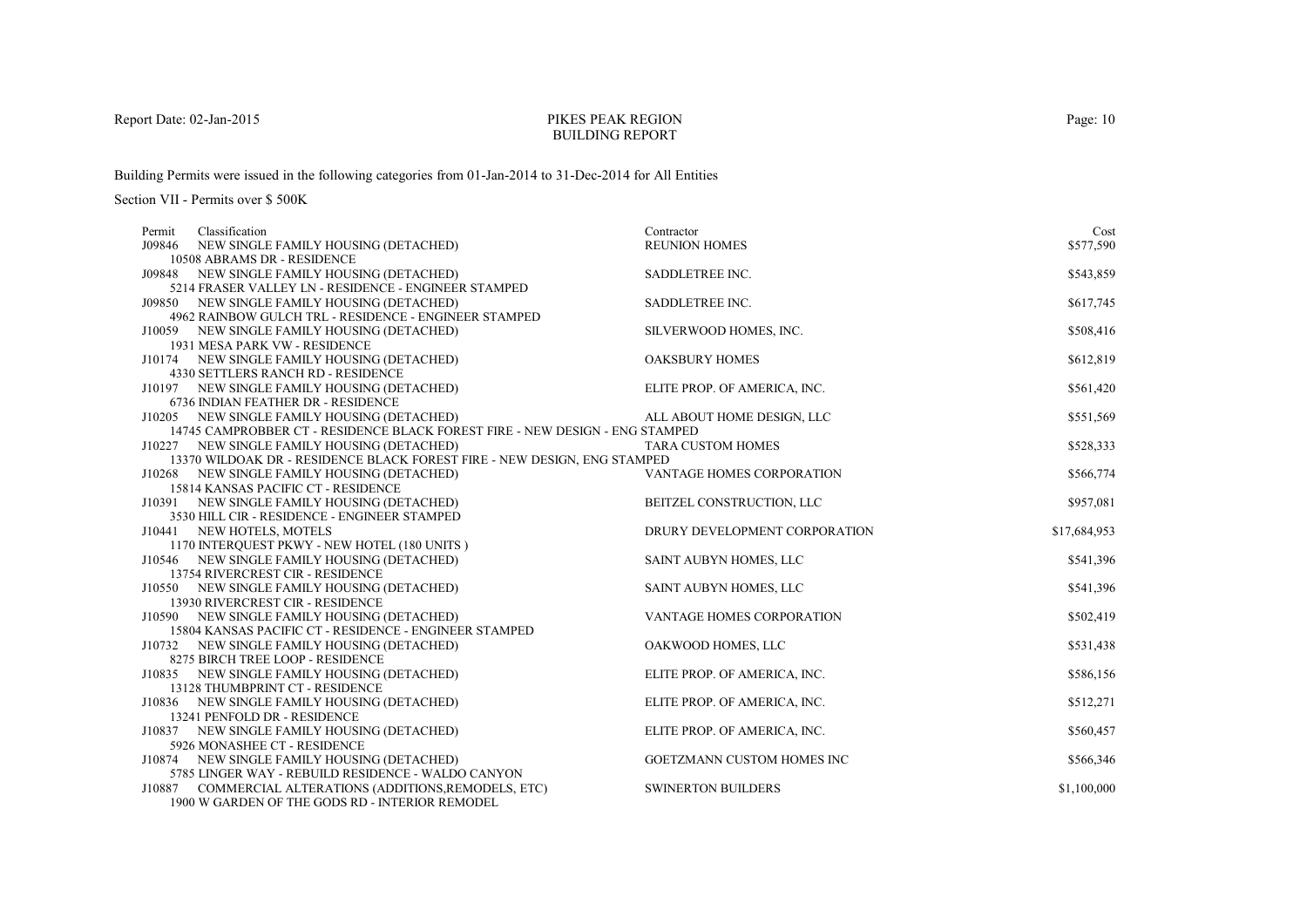# PIKES PEAK REGION
## BUILDING REPORT

Report Date: 02-Jan-2015

Building Permits were issued in the following categories from 01-Jan-2014 to 31-Dec-2014 for All Entities

Section VII - Permits over $ 500K

| Permit | Classification | Contractor | Cost |
|---|---|---|---|
| J09846 | NEW SINGLE FAMILY HOUSING (DETACHED)<br>10508 ABRAMS DR - RESIDENCE | REUNION HOMES | $577,590 |
| J09848 | NEW SINGLE FAMILY HOUSING (DETACHED)<br>5214 FRASER VALLEY LN - RESIDENCE - ENGINEER STAMPED | SADDLETREE INC. | $543,859 |
| J09850 | NEW SINGLE FAMILY HOUSING (DETACHED)<br>4962 RAINBOW GULCH TRL - RESIDENCE - ENGINEER STAMPED | SADDLETREE INC. | $617,745 |
| J10059 | NEW SINGLE FAMILY HOUSING (DETACHED)<br>1931 MESA PARK VW - RESIDENCE | SILVERWOOD HOMES, INC. | $508,416 |
| J10174 | NEW SINGLE FAMILY HOUSING (DETACHED)<br>4330 SETTLERS RANCH RD - RESIDENCE | OAKSBURY HOMES | $612,819 |
| J10197 | NEW SINGLE FAMILY HOUSING (DETACHED)<br>6736 INDIAN FEATHER DR - RESIDENCE | ELITE PROP. OF AMERICA, INC. | $561,420 |
| J10205 | NEW SINGLE FAMILY HOUSING (DETACHED)<br>14745 CAMPROBBER CT - RESIDENCE BLACK FOREST FIRE - NEW DESIGN - ENG STAMPED | ALL ABOUT HOME DESIGN, LLC | $551,569 |
| J10227 | NEW SINGLE FAMILY HOUSING (DETACHED)<br>13370 WILDOAK DR - RESIDENCE BLACK FOREST FIRE - NEW DESIGN, ENG STAMPED | TARA CUSTOM HOMES | $528,333 |
| J10268 | NEW SINGLE FAMILY HOUSING (DETACHED)<br>15814 KANSAS PACIFIC CT - RESIDENCE | VANTAGE HOMES CORPORATION | $566,774 |
| J10391 | NEW SINGLE FAMILY HOUSING (DETACHED)<br>3530 HILL CIR - RESIDENCE - ENGINEER STAMPED | BEITZEL CONSTRUCTION, LLC | $957,081 |
| J10441 | NEW HOTELS, MOTELS<br>1170 INTERQUEST PKWY - NEW HOTEL (180 UNITS ) | DRURY DEVELOPMENT CORPORATION | $17,684,953 |
| J10546 | NEW SINGLE FAMILY HOUSING (DETACHED)<br>13754 RIVERCREST CIR - RESIDENCE | SAINT AUBYN HOMES, LLC | $541,396 |
| J10550 | NEW SINGLE FAMILY HOUSING (DETACHED)<br>13930 RIVERCREST CIR - RESIDENCE | SAINT AUBYN HOMES, LLC | $541,396 |
| J10590 | NEW SINGLE FAMILY HOUSING (DETACHED)<br>15804 KANSAS PACIFIC CT - RESIDENCE - ENGINEER STAMPED | VANTAGE HOMES CORPORATION | $502,419 |
| J10732 | NEW SINGLE FAMILY HOUSING (DETACHED)<br>8275 BIRCH TREE LOOP - RESIDENCE | OAKWOOD HOMES, LLC | $531,438 |
| J10835 | NEW SINGLE FAMILY HOUSING (DETACHED)<br>13128 THUMBPRINT CT - RESIDENCE | ELITE PROP. OF AMERICA, INC. | $586,156 |
| J10836 | NEW SINGLE FAMILY HOUSING (DETACHED)<br>13241 PENFOLD DR - RESIDENCE | ELITE PROP. OF AMERICA, INC. | $512,271 |
| J10837 | NEW SINGLE FAMILY HOUSING (DETACHED)<br>5926 MONASHEE CT - RESIDENCE | ELITE PROP. OF AMERICA, INC. | $560,457 |
| J10874 | NEW SINGLE FAMILY HOUSING (DETACHED)<br>5785 LINGER WAY - REBUILD RESIDENCE - WALDO CANYON | GOETZMANN CUSTOM HOMES INC | $566,346 |
| J10887 | COMMERCIAL ALTERATIONS (ADDITIONS,REMODELS, ETC)<br>1900 W GARDEN OF THE GODS RD - INTERIOR REMODEL | SWINERTON BUILDERS | $1,100,000 |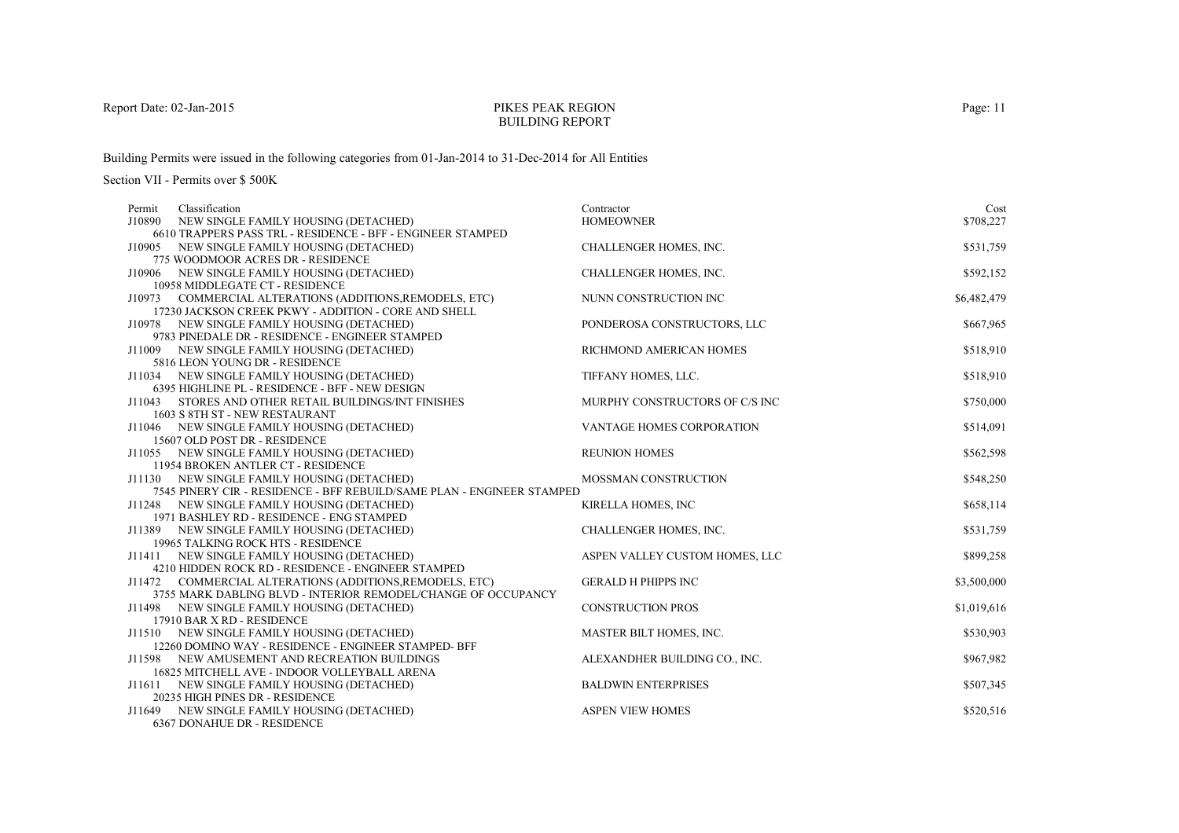# PIKES PEAK REGION
## BUILDING REPORT

Report Date: 02-Jan-2015

Building Permits were issued in the following categories from 01-Jan-2014 to 31-Dec-2014 for All Entities

Section VII - Permits over $ 500K

| Permit | Classification | Contractor | Cost |
|---|---|---|---|
| J10890 | NEW SINGLE FAMILY HOUSING (DETACHED)<br>6610 TRAPPERS PASS TRL - RESIDENCE - BFF - ENGINEER STAMPED | HOMEOWNER | $708,227 |
| J10905 | NEW SINGLE FAMILY HOUSING (DETACHED)<br>775 WOODMOOR ACRES DR - RESIDENCE | CHALLENGER HOMES, INC. | $531,759 |
| J10906 | NEW SINGLE FAMILY HOUSING (DETACHED)<br>10958 MIDDLEGATE CT - RESIDENCE | CHALLENGER HOMES, INC. | $592,152 |
| J10973 | COMMERCIAL ALTERATIONS (ADDITIONS,REMODELS, ETC)<br>17230 JACKSON CREEK PKWY - ADDITION - CORE AND SHELL | NUNN CONSTRUCTION INC | $6,482,479 |
| J10978 | NEW SINGLE FAMILY HOUSING (DETACHED)<br>9783 PINEDALE DR - RESIDENCE - ENGINEER STAMPED | PONDEROSA CONSTRUCTORS, LLC | $667,965 |
| J11009 | NEW SINGLE FAMILY HOUSING (DETACHED)<br>5816 LEON YOUNG DR - RESIDENCE | RICHMOND AMERICAN HOMES | $518,910 |
| J11034 | NEW SINGLE FAMILY HOUSING (DETACHED)<br>6395 HIGHLINE PL - RESIDENCE - BFF - NEW DESIGN | TIFFANY HOMES, LLC. | $518,910 |
| J11043 | STORES AND OTHER RETAIL BUILDINGS/INT FINISHES<br>1603 S 8TH ST - NEW RESTAURANT | MURPHY CONSTRUCTORS OF C/S INC | $750,000 |
| J11046 | NEW SINGLE FAMILY HOUSING (DETACHED)<br>15607 OLD POST DR - RESIDENCE | VANTAGE HOMES CORPORATION | $514,091 |
| J11055 | NEW SINGLE FAMILY HOUSING (DETACHED)<br>11954 BROKEN ANTLER CT - RESIDENCE | REUNION HOMES | $562,598 |
| J11130 | NEW SINGLE FAMILY HOUSING (DETACHED)<br>7545 PINERY CIR - RESIDENCE - BFF REBUILD/SAME PLAN - ENGINEER STAMPED | MOSSMAN CONSTRUCTION | $548,250 |
| J11248 | NEW SINGLE FAMILY HOUSING (DETACHED)<br>1971 BASHLEY RD - RESIDENCE - ENG STAMPED | KIRELLA HOMES, INC | $658,114 |
| J11389 | NEW SINGLE FAMILY HOUSING (DETACHED)<br>19965 TALKING ROCK HTS - RESIDENCE | CHALLENGER HOMES, INC. | $531,759 |
| J11411 | NEW SINGLE FAMILY HOUSING (DETACHED)<br>4210 HIDDEN ROCK RD - RESIDENCE - ENGINEER STAMPED | ASPEN VALLEY CUSTOM HOMES, LLC | $899,258 |
| J11472 | COMMERCIAL ALTERATIONS (ADDITIONS,REMODELS, ETC)<br>3755 MARK DABLING BLVD - INTERIOR REMODEL/CHANGE OF OCCUPANCY | GERALD H PHIPPS INC | $3,500,000 |
| J11498 | NEW SINGLE FAMILY HOUSING (DETACHED)<br>17910 BAR X RD - RESIDENCE | CONSTRUCTION PROS | $1,019,616 |
| J11510 | NEW SINGLE FAMILY HOUSING (DETACHED)<br>12260 DOMINO WAY - RESIDENCE - ENGINEER STAMPED- BFF | MASTER BILT HOMES, INC. | $530,903 |
| J11598 | NEW AMUSEMENT AND RECREATION BUILDINGS<br>16825 MITCHELL AVE - INDOOR VOLLEYBALL ARENA | ALEXANDHER BUILDING CO., INC. | $967,982 |
| J11611 | NEW SINGLE FAMILY HOUSING (DETACHED)<br>20235 HIGH PINES DR - RESIDENCE | BALDWIN ENTERPRISES | $507,345 |
| J11649 | NEW SINGLE FAMILY HOUSING (DETACHED)<br>6367 DONAHUE DR - RESIDENCE | ASPEN VIEW HOMES | $520,516 |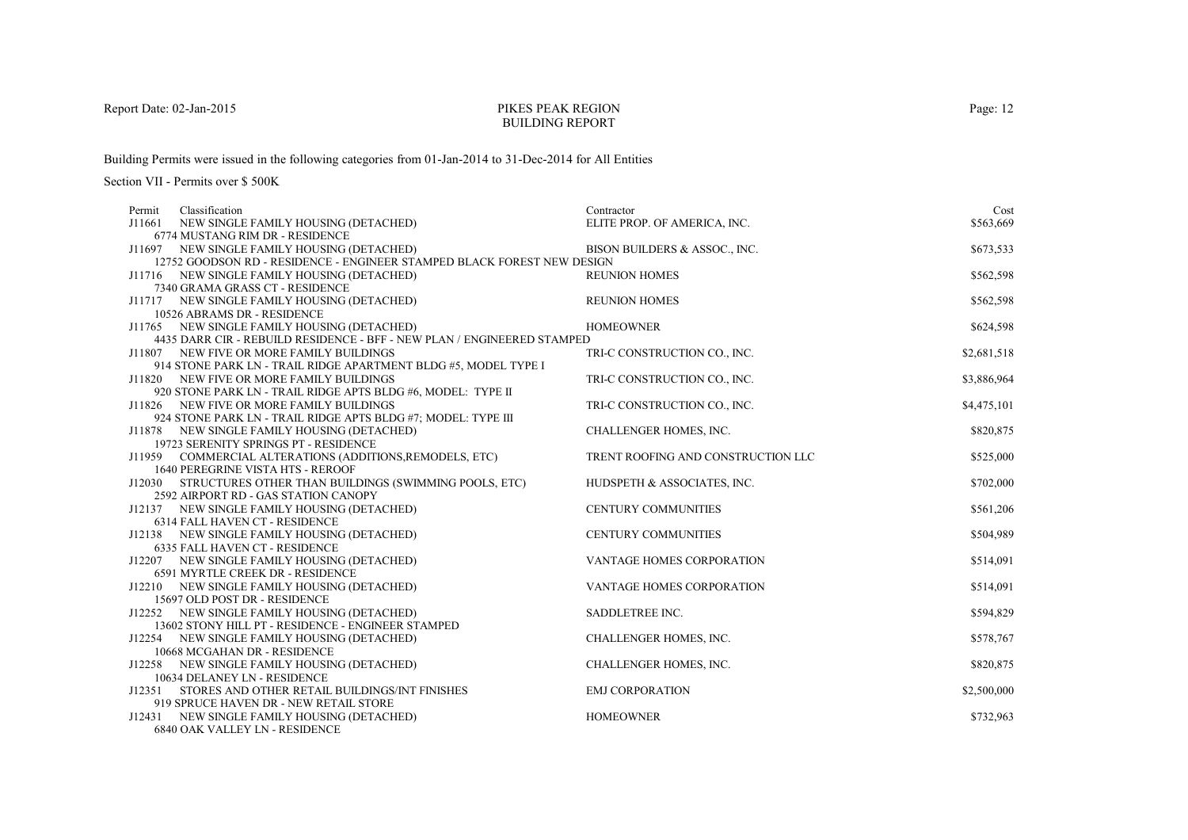PIKES PEAK REGION
BUILDING REPORT

Report Date: 02-Jan-2015

Building Permits were issued in the following categories from 01-Jan-2014 to 31-Dec-2014 for All Entities

Section VII - Permits over $ 500K

| Permit | Classification | Contractor | Cost |
|---|---|---|---|
| J11661 | NEW SINGLE FAMILY HOUSING (DETACHED)<br>6774 MUSTANG RIM DR - RESIDENCE | ELITE PROP. OF AMERICA, INC. | $563,669 |
| J11697 | NEW SINGLE FAMILY HOUSING (DETACHED)<br>12752 GOODSON RD - RESIDENCE - ENGINEER STAMPED BLACK FOREST NEW DESIGN | BISON BUILDERS & ASSOC., INC. | $673,533 |
| J11716 | NEW SINGLE FAMILY HOUSING (DETACHED)<br>7340 GRAMA GRASS CT - RESIDENCE | REUNION HOMES | $562,598 |
| J11717 | NEW SINGLE FAMILY HOUSING (DETACHED)<br>10526 ABRAMS DR - RESIDENCE | REUNION HOMES | $562,598 |
| J11765 | NEW SINGLE FAMILY HOUSING (DETACHED)<br>4435 DARR CIR - REBUILD RESIDENCE - BFF - NEW PLAN / ENGINEERED STAMPED | HOMEOWNER | $624,598 |
| J11807 | NEW FIVE OR MORE FAMILY BUILDINGS<br>914 STONE PARK LN - TRAIL RIDGE APARTMENT BLDG #5, MODEL TYPE I | TRI-C CONSTRUCTION CO., INC. | $2,681,518 |
| J11820 | NEW FIVE OR MORE FAMILY BUILDINGS<br>920 STONE PARK LN - TRAIL RIDGE APTS BLDG #6, MODEL: TYPE II | TRI-C CONSTRUCTION CO., INC. | $3,886,964 |
| J11826 | NEW FIVE OR MORE FAMILY BUILDINGS<br>924 STONE PARK LN - TRAIL RIDGE APTS BLDG #7; MODEL: TYPE III | TRI-C CONSTRUCTION CO., INC. | $4,475,101 |
| J11878 | NEW SINGLE FAMILY HOUSING (DETACHED)<br>19723 SERENITY SPRINGS PT - RESIDENCE | CHALLENGER HOMES, INC. | $820,875 |
| J11959 | COMMERCIAL ALTERATIONS (ADDITIONS,REMODELS, ETC)<br>1640 PEREGRINE VISTA HTS - REROOF | TRENT ROOFING AND CONSTRUCTION LLC | $525,000 |
| J12030 | STRUCTURES OTHER THAN BUILDINGS (SWIMMING POOLS, ETC)<br>2592 AIRPORT RD - GAS STATION CANOPY | HUDSPETH & ASSOCIATES, INC. | $702,000 |
| J12137 | NEW SINGLE FAMILY HOUSING (DETACHED)<br>6314 FALL HAVEN CT - RESIDENCE | CENTURY COMMUNITIES | $561,206 |
| J12138 | NEW SINGLE FAMILY HOUSING (DETACHED)<br>6335 FALL HAVEN CT - RESIDENCE | CENTURY COMMUNITIES | $504,989 |
| J12207 | NEW SINGLE FAMILY HOUSING (DETACHED)<br>6591 MYRTLE CREEK DR - RESIDENCE | VANTAGE HOMES CORPORATION | $514,091 |
| J12210 | NEW SINGLE FAMILY HOUSING (DETACHED)<br>15697 OLD POST DR - RESIDENCE | VANTAGE HOMES CORPORATION | $514,091 |
| J12252 | NEW SINGLE FAMILY HOUSING (DETACHED)<br>13602 STONY HILL PT - RESIDENCE - ENGINEER STAMPED | SADDLETREE INC. | $594,829 |
| J12254 | NEW SINGLE FAMILY HOUSING (DETACHED)<br>10668 MCGAHAN DR - RESIDENCE | CHALLENGER HOMES, INC. | $578,767 |
| J12258 | NEW SINGLE FAMILY HOUSING (DETACHED)<br>10634 DELANEY LN - RESIDENCE | CHALLENGER HOMES, INC. | $820,875 |
| J12351 | STORES AND OTHER RETAIL BUILDINGS/INT FINISHES<br>919 SPRUCE HAVEN DR - NEW RETAIL STORE | EMJ CORPORATION | $2,500,000 |
| J12431 | NEW SINGLE FAMILY HOUSING (DETACHED)<br>6840 OAK VALLEY LN - RESIDENCE | HOMEOWNER | $732,963 |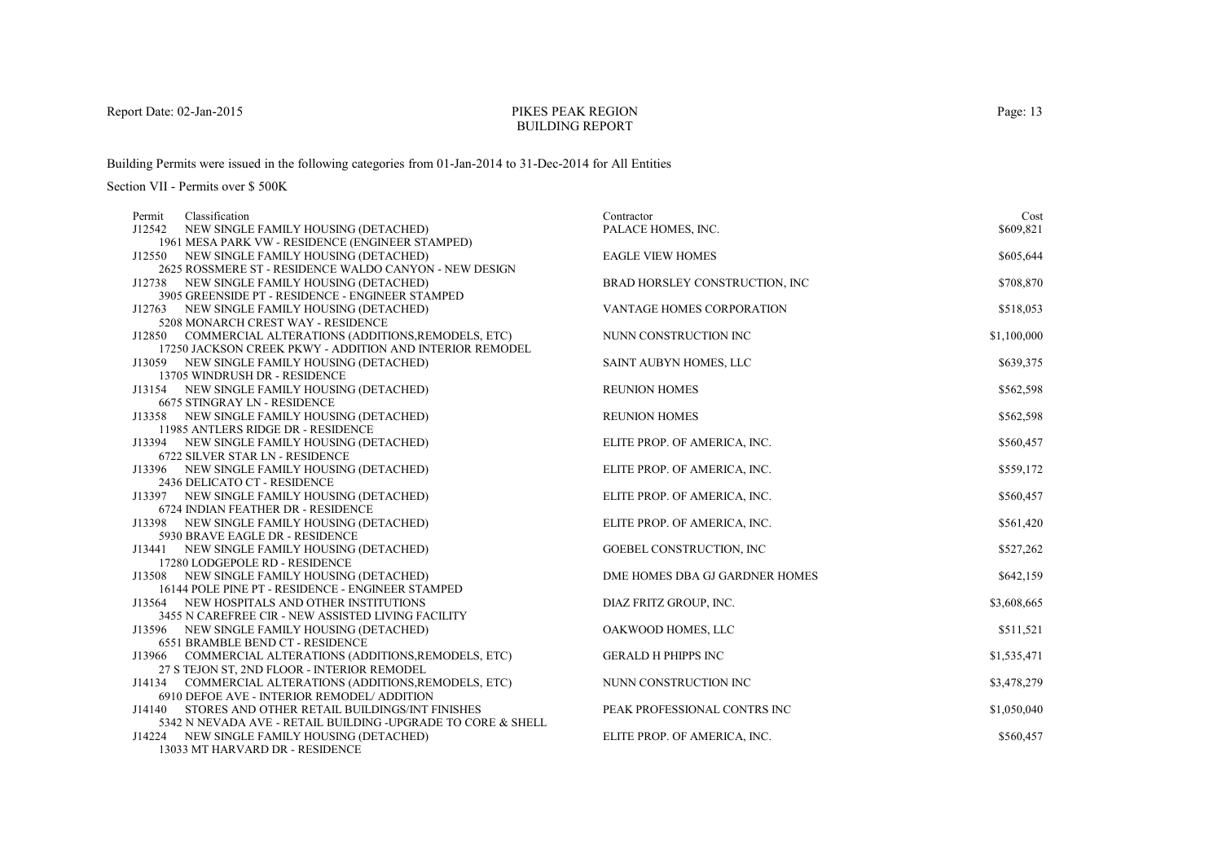PIKES PEAK REGION
BUILDING REPORT

Report Date: 02-Jan-2015

Building Permits were issued in the following categories from 01-Jan-2014 to 31-Dec-2014 for All Entities

Section VII - Permits over $ 500K

| Permit | Classification | Contractor | Cost |
|---|---|---|---|
| J12542 | NEW SINGLE FAMILY HOUSING (DETACHED)<br>1961 MESA PARK VW - RESIDENCE (ENGINEER STAMPED) | PALACE HOMES, INC. | $609,821 |
| J12550 | NEW SINGLE FAMILY HOUSING (DETACHED)<br>2625 ROSSMERE ST - RESIDENCE WALDO CANYON - NEW DESIGN | EAGLE VIEW HOMES | $605,644 |
| J12738 | NEW SINGLE FAMILY HOUSING (DETACHED)<br>3905 GREENSIDE PT - RESIDENCE - ENGINEER STAMPED | BRAD HORSLEY CONSTRUCTION, INC | $708,870 |
| J12763 | NEW SINGLE FAMILY HOUSING (DETACHED)<br>5208 MONARCH CREST WAY - RESIDENCE | VANTAGE HOMES CORPORATION | $518,053 |
| J12850 | COMMERCIAL ALTERATIONS (ADDITIONS,REMODELS, ETC)<br>17250 JACKSON CREEK PKWY - ADDITION AND INTERIOR REMODEL | NUNN CONSTRUCTION INC | $1,100,000 |
| J13059 | NEW SINGLE FAMILY HOUSING (DETACHED)<br>13705 WINDRUSH DR - RESIDENCE | SAINT AUBYN HOMES, LLC | $639,375 |
| J13154 | NEW SINGLE FAMILY HOUSING (DETACHED)<br>6675 STINGRAY LN - RESIDENCE | REUNION HOMES | $562,598 |
| J13358 | NEW SINGLE FAMILY HOUSING (DETACHED)<br>11985 ANTLERS RIDGE DR - RESIDENCE | REUNION HOMES | $562,598 |
| J13394 | NEW SINGLE FAMILY HOUSING (DETACHED)<br>6722 SILVER STAR LN - RESIDENCE | ELITE PROP. OF AMERICA, INC. | $560,457 |
| J13396 | NEW SINGLE FAMILY HOUSING (DETACHED)<br>2436 DELICATO CT - RESIDENCE | ELITE PROP. OF AMERICA, INC. | $559,172 |
| J13397 | NEW SINGLE FAMILY HOUSING (DETACHED)<br>6724 INDIAN FEATHER DR - RESIDENCE | ELITE PROP. OF AMERICA, INC. | $560,457 |
| J13398 | NEW SINGLE FAMILY HOUSING (DETACHED)<br>5930 BRAVE EAGLE DR - RESIDENCE | ELITE PROP. OF AMERICA, INC. | $561,420 |
| J13441 | NEW SINGLE FAMILY HOUSING (DETACHED)<br>17280 LODGEPOLE RD - RESIDENCE | GOEBEL CONSTRUCTION, INC | $527,262 |
| J13508 | NEW SINGLE FAMILY HOUSING (DETACHED)<br>16144 POLE PINE PT - RESIDENCE - ENGINEER STAMPED | DME HOMES DBA GJ GARDNER HOMES | $642,159 |
| J13564 | NEW HOSPITALS AND OTHER INSTITUTIONS<br>3455 N CAREFREE CIR - NEW ASSISTED LIVING FACILITY | DIAZ FRITZ GROUP, INC. | $3,608,665 |
| J13596 | NEW SINGLE FAMILY HOUSING (DETACHED)<br>6551 BRAMBLE BEND CT - RESIDENCE | OAKWOOD HOMES, LLC | $511,521 |
| J13966 | COMMERCIAL ALTERATIONS (ADDITIONS,REMODELS, ETC)<br>27 S TEJON ST, 2ND FLOOR - INTERIOR REMODEL | GERALD H PHIPPS INC | $1,535,471 |
| J14134 | COMMERCIAL ALTERATIONS (ADDITIONS,REMODELS, ETC)<br>6910 DEFOE AVE - INTERIOR REMODEL/ ADDITION | NUNN CONSTRUCTION INC | $3,478,279 |
| J14140 | STORES AND OTHER RETAIL BUILDINGS/INT FINISHES<br>5342 N NEVADA AVE - RETAIL BUILDING -UPGRADE TO CORE & SHELL | PEAK PROFESSIONAL CONTRS INC | $1,050,040 |
| J14224 | NEW SINGLE FAMILY HOUSING (DETACHED)<br>13033 MT HARVARD DR - RESIDENCE | ELITE PROP. OF AMERICA, INC. | $560,457 |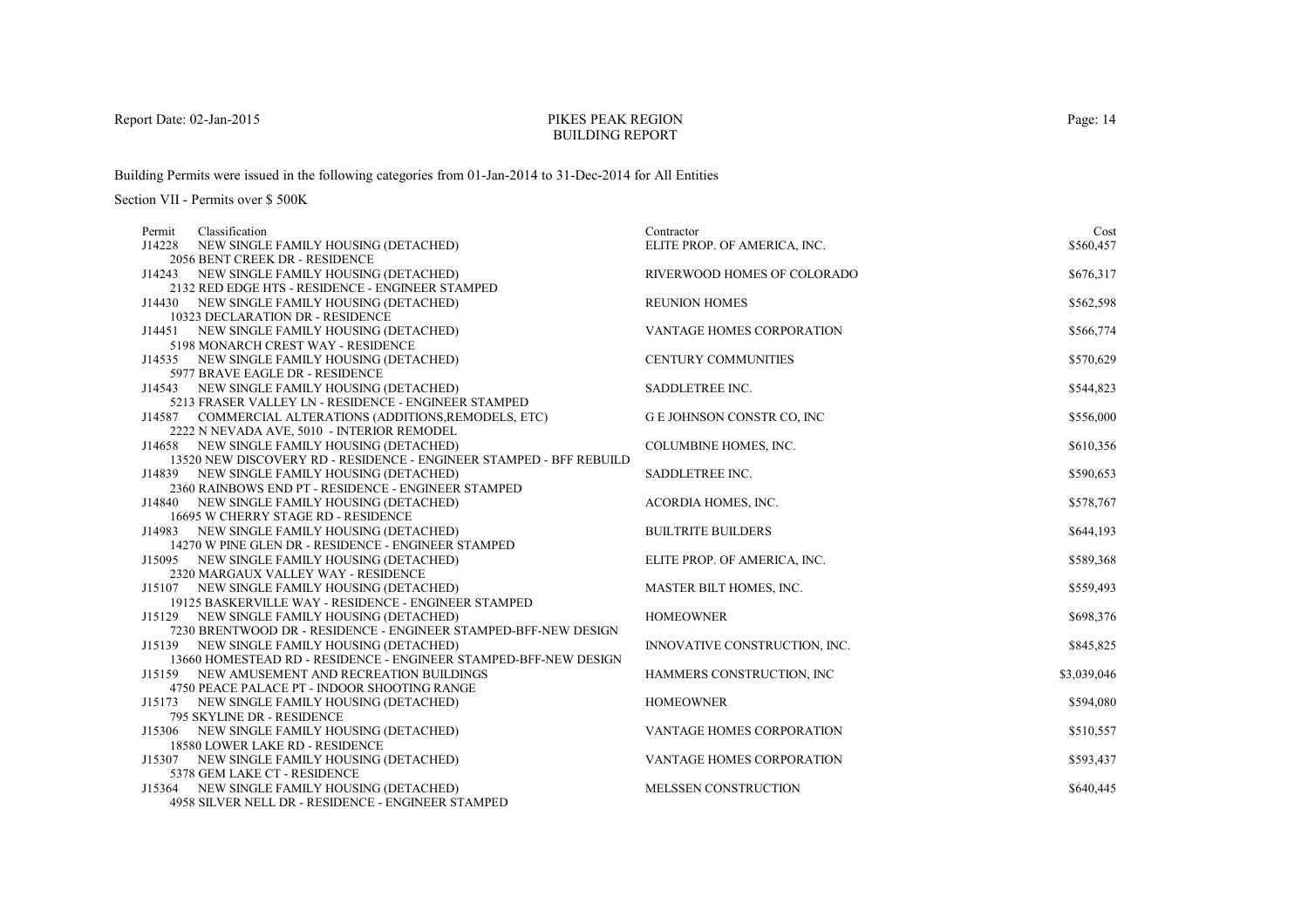Report Date: 02-Jan-2015

# PIKES PEAK REGION
## BUILDING REPORT

Building Permits were issued in the following categories from 01-Jan-2014 to 31-Dec-2014 for All Entities

Section VII - Permits over $ 500K

| Permit | Classification | Contractor | Cost |
|---|---|---|---|
| J14228 | NEW SINGLE FAMILY HOUSING (DETACHED)<br>2056 BENT CREEK DR - RESIDENCE | ELITE PROP. OF AMERICA, INC. | $560,457 |
| J14243 | NEW SINGLE FAMILY HOUSING (DETACHED)<br>2132 RED EDGE HTS - RESIDENCE - ENGINEER STAMPED | RIVERWOOD HOMES OF COLORADO | $676,317 |
| J14430 | NEW SINGLE FAMILY HOUSING (DETACHED)<br>10323 DECLARATION DR - RESIDENCE | REUNION HOMES | $562,598 |
| J14451 | NEW SINGLE FAMILY HOUSING (DETACHED)<br>5198 MONARCH CREST WAY - RESIDENCE | VANTAGE HOMES CORPORATION | $566,774 |
| J14535 | NEW SINGLE FAMILY HOUSING (DETACHED)<br>5977 BRAVE EAGLE DR - RESIDENCE | CENTURY COMMUNITIES | $570,629 |
| J14543 | NEW SINGLE FAMILY HOUSING (DETACHED)<br>5213 FRASER VALLEY LN - RESIDENCE - ENGINEER STAMPED | SADDLETREE INC. | $544,823 |
| J14587 | COMMERCIAL ALTERATIONS (ADDITIONS,REMODELS, ETC)<br>2222 N NEVADA AVE, 5010 - INTERIOR REMODEL | G E JOHNSON CONSTR CO, INC | $556,000 |
| J14658 | NEW SINGLE FAMILY HOUSING (DETACHED)<br>13520 NEW DISCOVERY RD - RESIDENCE - ENGINEER STAMPED - BFF REBUILD | COLUMBINE HOMES, INC. | $610,356 |
| J14839 | NEW SINGLE FAMILY HOUSING (DETACHED)<br>2360 RAINBOWS END PT - RESIDENCE - ENGINEER STAMPED | SADDLETREE INC. | $590,653 |
| J14840 | NEW SINGLE FAMILY HOUSING (DETACHED)<br>16695 W CHERRY STAGE RD - RESIDENCE | ACORDIA HOMES, INC. | $578,767 |
| J14983 | NEW SINGLE FAMILY HOUSING (DETACHED)<br>14270 W PINE GLEN DR - RESIDENCE - ENGINEER STAMPED | BUILTRITE BUILDERS | $644,193 |
| J15095 | NEW SINGLE FAMILY HOUSING (DETACHED)<br>2320 MARGAUX VALLEY WAY - RESIDENCE | ELITE PROP. OF AMERICA, INC. | $589,368 |
| J15107 | NEW SINGLE FAMILY HOUSING (DETACHED)<br>19125 BASKERVILLE WAY - RESIDENCE - ENGINEER STAMPED | MASTER BILT HOMES, INC. | $559,493 |
| J15129 | NEW SINGLE FAMILY HOUSING (DETACHED)<br>7230 BRENTWOOD DR - RESIDENCE - ENGINEER STAMPED-BFF-NEW DESIGN | HOMEOWNER | $698,376 |
| J15139 | NEW SINGLE FAMILY HOUSING (DETACHED)<br>13660 HOMESTEAD RD - RESIDENCE - ENGINEER STAMPED-BFF-NEW DESIGN | INNOVATIVE CONSTRUCTION, INC. | $845,825 |
| J15159 | NEW AMUSEMENT AND RECREATION BUILDINGS<br>4750 PEACE PALACE PT - INDOOR SHOOTING RANGE | HAMMERS CONSTRUCTION, INC | $3,039,046 |
| J15173 | NEW SINGLE FAMILY HOUSING (DETACHED)<br>795 SKYLINE DR - RESIDENCE | HOMEOWNER | $594,080 |
| J15306 | NEW SINGLE FAMILY HOUSING (DETACHED)<br>18580 LOWER LAKE RD - RESIDENCE | VANTAGE HOMES CORPORATION | $510,557 |
| J15307 | NEW SINGLE FAMILY HOUSING (DETACHED)<br>5378 GEM LAKE CT - RESIDENCE | VANTAGE HOMES CORPORATION | $593,437 |
| J15364 | NEW SINGLE FAMILY HOUSING (DETACHED)<br>4958 SILVER NELL DR - RESIDENCE - ENGINEER STAMPED | MELSSEN CONSTRUCTION | $640,445 |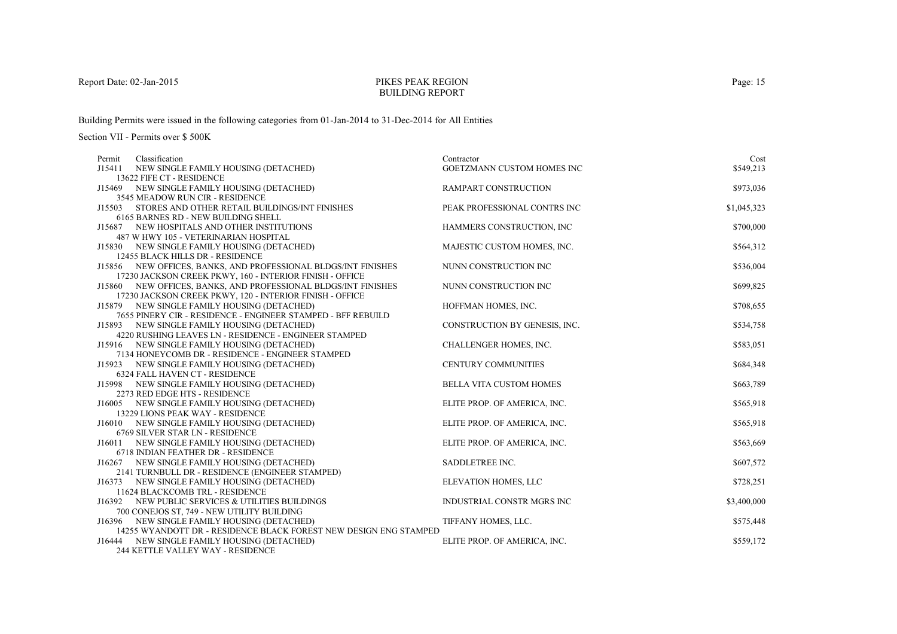Report Date: 02-Jan-2015

# PIKES PEAK REGION
## BUILDING REPORT

Building Permits were issued in the following categories from 01-Jan-2014 to 31-Dec-2014 for All Entities

Section VII - Permits over $ 500K

| Permit | Classification | Contractor | Cost |
|---|---|---|---|
| J15411 | NEW SINGLE FAMILY HOUSING (DETACHED)<br>13622 FIFE CT - RESIDENCE | GOETZMANN CUSTOM HOMES INC | $549,213 |
| J15469 | NEW SINGLE FAMILY HOUSING (DETACHED)<br>3545 MEADOW RUN CIR - RESIDENCE | RAMPART CONSTRUCTION | $973,036 |
| J15503 | STORES AND OTHER RETAIL BUILDINGS/INT FINISHES<br>6165 BARNES RD - NEW BUILDING SHELL | PEAK PROFESSIONAL CONTRS INC | $1,045,323 |
| J15687 | NEW HOSPITALS AND OTHER INSTITUTIONS<br>487 W HWY 105 - VETERINARIAN HOSPITAL | HAMMERS CONSTRUCTION, INC | $700,000 |
| J15830 | NEW SINGLE FAMILY HOUSING (DETACHED)<br>12455 BLACK HILLS DR - RESIDENCE | MAJESTIC CUSTOM HOMES, INC. | $564,312 |
| J15856 | NEW OFFICES, BANKS, AND PROFESSIONAL BLDGS/INT FINISHES<br>17230 JACKSON CREEK PKWY, 160 - INTERIOR FINISH - OFFICE | NUNN CONSTRUCTION INC | $536,004 |
| J15860 | NEW OFFICES, BANKS, AND PROFESSIONAL BLDGS/INT FINISHES<br>17230 JACKSON CREEK PKWY, 120 - INTERIOR FINISH - OFFICE | NUNN CONSTRUCTION INC | $699,825 |
| J15879 | NEW SINGLE FAMILY HOUSING (DETACHED)<br>7655 PINERY CIR - RESIDENCE - ENGINEER STAMPED - BFF REBUILD | HOFFMAN HOMES, INC. | $708,655 |
| J15893 | NEW SINGLE FAMILY HOUSING (DETACHED)<br>4220 RUSHING LEAVES LN - RESIDENCE - ENGINEER STAMPED | CONSTRUCTION BY GENESIS, INC. | $534,758 |
| J15916 | NEW SINGLE FAMILY HOUSING (DETACHED)<br>7134 HONEYCOMB DR - RESIDENCE - ENGINEER STAMPED | CHALLENGER HOMES, INC. | $583,051 |
| J15923 | NEW SINGLE FAMILY HOUSING (DETACHED)<br>6324 FALL HAVEN CT - RESIDENCE | CENTURY COMMUNITIES | $684,348 |
| J15998 | NEW SINGLE FAMILY HOUSING (DETACHED)<br>2273 RED EDGE HTS - RESIDENCE | BELLA VITA CUSTOM HOMES | $663,789 |
| J16005 | NEW SINGLE FAMILY HOUSING (DETACHED)<br>13229 LIONS PEAK WAY - RESIDENCE | ELITE PROP. OF AMERICA, INC. | $565,918 |
| J16010 | NEW SINGLE FAMILY HOUSING (DETACHED)<br>6769 SILVER STAR LN - RESIDENCE | ELITE PROP. OF AMERICA, INC. | $565,918 |
| J16011 | NEW SINGLE FAMILY HOUSING (DETACHED)<br>6718 INDIAN FEATHER DR - RESIDENCE | ELITE PROP. OF AMERICA, INC. | $563,669 |
| J16267 | NEW SINGLE FAMILY HOUSING (DETACHED)<br>2141 TURNBULL DR - RESIDENCE (ENGINEER STAMPED) | SADDLETREE INC. | $607,572 |
| J16373 | NEW SINGLE FAMILY HOUSING (DETACHED)<br>11624 BLACKCOMB TRL - RESIDENCE | ELEVATION HOMES, LLC | $728,251 |
| J16392 | NEW PUBLIC SERVICES & UTILITIES BUILDINGS<br>700 CONEJOS ST, 749 - NEW UTILITY BUILDING | INDUSTRIAL CONSTR MGRS INC | $3,400,000 |
| J16396 | NEW SINGLE FAMILY HOUSING (DETACHED)<br>14255 WYANDOTT DR - RESIDENCE BLACK FOREST NEW DESIGN ENG STAMPED | TIFFANY HOMES, LLC. | $575,448 |
| J16444 | NEW SINGLE FAMILY HOUSING (DETACHED)<br>244 KETTLE VALLEY WAY - RESIDENCE | ELITE PROP. OF AMERICA, INC. | $559,172 |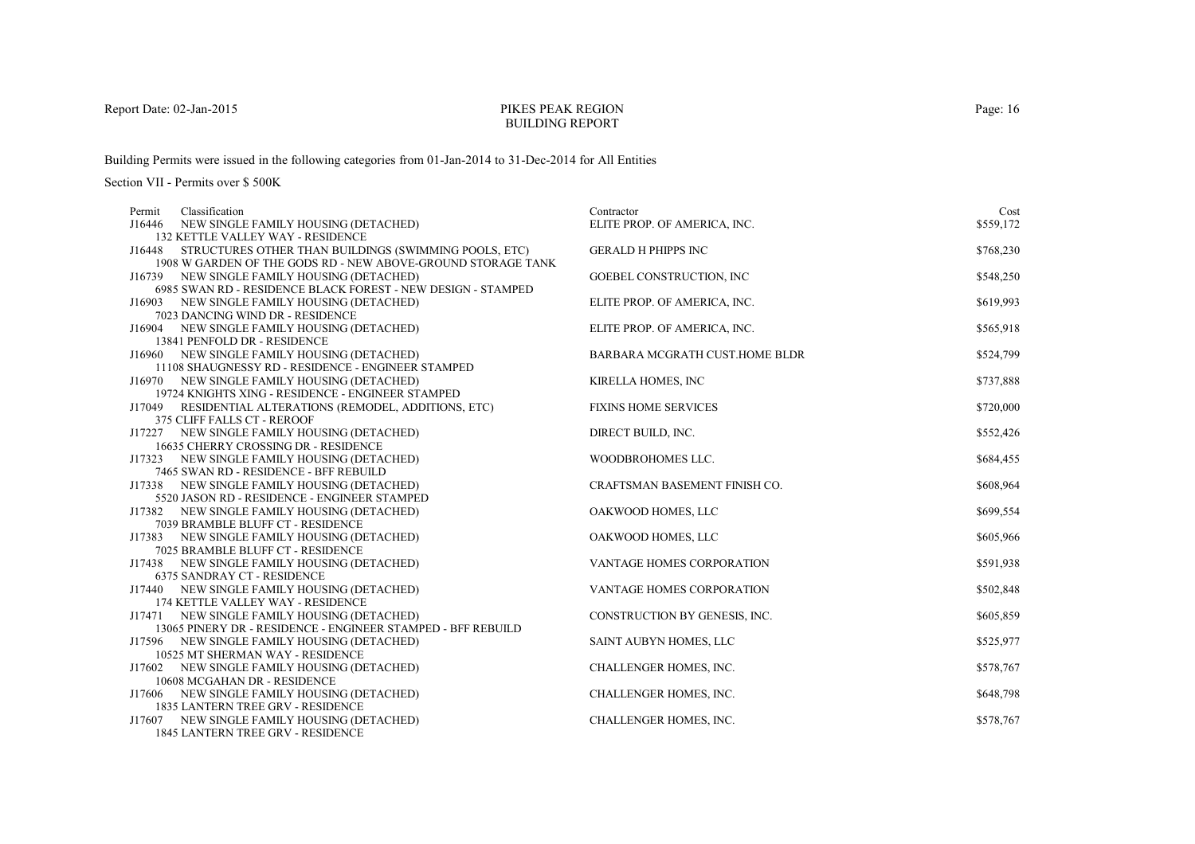PIKES PEAK REGION
BUILDING REPORT

Report Date: 02-Jan-2015

Building Permits were issued in the following categories from 01-Jan-2014 to 31-Dec-2014 for All Entities

Section VII - Permits over $ 500K

| Permit | Classification | Contractor | Cost |
|---|---|---|---|
| J16446 | NEW SINGLE FAMILY HOUSING (DETACHED)<br>132 KETTLE VALLEY WAY - RESIDENCE | ELITE PROP. OF AMERICA, INC. | $559,172 |
| J16448 | STRUCTURES OTHER THAN BUILDINGS (SWIMMING POOLS, ETC)<br>1908 W GARDEN OF THE GODS RD - NEW ABOVE-GROUND STORAGE TANK | GERALD H PHIPPS INC | $768,230 |
| J16739 | NEW SINGLE FAMILY HOUSING (DETACHED)<br>6985 SWAN RD - RESIDENCE BLACK FOREST - NEW DESIGN - STAMPED | GOEBEL CONSTRUCTION, INC | $548,250 |
| J16903 | NEW SINGLE FAMILY HOUSING (DETACHED)<br>7023 DANCING WIND DR - RESIDENCE | ELITE PROP. OF AMERICA, INC. | $619,993 |
| J16904 | NEW SINGLE FAMILY HOUSING (DETACHED)<br>13841 PENFOLD DR - RESIDENCE | ELITE PROP. OF AMERICA, INC. | $565,918 |
| J16960 | NEW SINGLE FAMILY HOUSING (DETACHED)<br>11108 SHAUGNESSY RD - RESIDENCE - ENGINEER STAMPED | BARBARA MCGRATH CUST.HOME BLDR | $524,799 |
| J16970 | NEW SINGLE FAMILY HOUSING (DETACHED)<br>19724 KNIGHTS XING - RESIDENCE - ENGINEER STAMPED | KIRELLA HOMES, INC | $737,888 |
| J17049 | RESIDENTIAL ALTERATIONS (REMODEL, ADDITIONS, ETC)<br>375 CLIFF FALLS CT - REROOF | FIXINS HOME SERVICES | $720,000 |
| J17227 | NEW SINGLE FAMILY HOUSING (DETACHED)<br>16635 CHERRY CROSSING DR - RESIDENCE | DIRECT BUILD, INC. | $552,426 |
| J17323 | NEW SINGLE FAMILY HOUSING (DETACHED)<br>7465 SWAN RD - RESIDENCE - BFF REBUILD | WOODBROHOMES LLC. | $684,455 |
| J17338 | NEW SINGLE FAMILY HOUSING (DETACHED)<br>5520 JASON RD - RESIDENCE - ENGINEER STAMPED | CRAFTSMAN BASEMENT FINISH CO. | $608,964 |
| J17382 | NEW SINGLE FAMILY HOUSING (DETACHED)<br>7039 BRAMBLE BLUFF CT - RESIDENCE | OAKWOOD HOMES, LLC | $699,554 |
| J17383 | NEW SINGLE FAMILY HOUSING (DETACHED)<br>7025 BRAMBLE BLUFF CT - RESIDENCE | OAKWOOD HOMES, LLC | $605,966 |
| J17438 | NEW SINGLE FAMILY HOUSING (DETACHED)<br>6375 SANDRAY CT - RESIDENCE | VANTAGE HOMES CORPORATION | $591,938 |
| J17440 | NEW SINGLE FAMILY HOUSING (DETACHED)<br>174 KETTLE VALLEY WAY - RESIDENCE | VANTAGE HOMES CORPORATION | $502,848 |
| J17471 | NEW SINGLE FAMILY HOUSING (DETACHED)<br>13065 PINERY DR - RESIDENCE - ENGINEER STAMPED - BFF REBUILD | CONSTRUCTION BY GENESIS, INC. | $605,859 |
| J17596 | NEW SINGLE FAMILY HOUSING (DETACHED)<br>10525 MT SHERMAN WAY - RESIDENCE | SAINT AUBYN HOMES, LLC | $525,977 |
| J17602 | NEW SINGLE FAMILY HOUSING (DETACHED)<br>10608 MCGAHAN DR - RESIDENCE | CHALLENGER HOMES, INC. | $578,767 |
| J17606 | NEW SINGLE FAMILY HOUSING (DETACHED)<br>1835 LANTERN TREE GRV - RESIDENCE | CHALLENGER HOMES, INC. | $648,798 |
| J17607 | NEW SINGLE FAMILY HOUSING (DETACHED)<br>1845 LANTERN TREE GRV - RESIDENCE | CHALLENGER HOMES, INC. | $578,767 |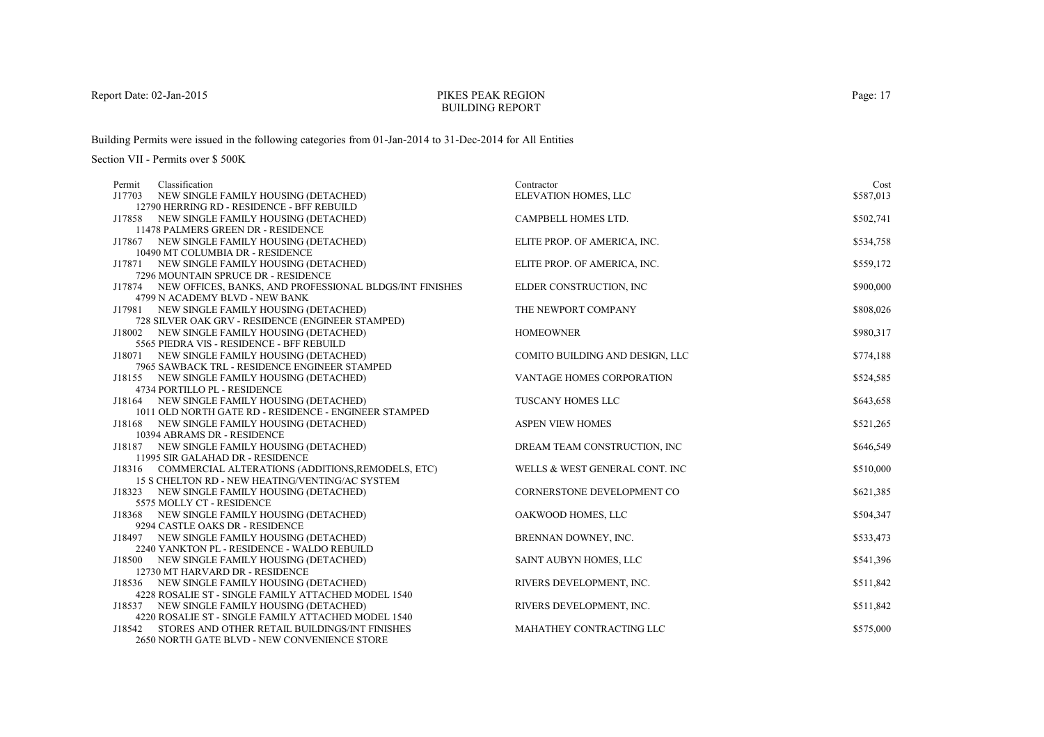PIKES PEAK REGION
BUILDING REPORT

Building Permits were issued in the following categories from 01-Jan-2014 to 31-Dec-2014 for All Entities

Section VII - Permits over $ 500K

| Permit | Classification | Contractor | Cost |
|---|---|---|---|
| J17703 | NEW SINGLE FAMILY HOUSING (DETACHED)<br>12790 HERRING RD - RESIDENCE - BFF REBUILD | ELEVATION HOMES, LLC | $587,013 |
| J17858 | NEW SINGLE FAMILY HOUSING (DETACHED)<br>11478 PALMERS GREEN DR - RESIDENCE | CAMPBELL HOMES LTD. | $502,741 |
| J17867 | NEW SINGLE FAMILY HOUSING (DETACHED)<br>10490 MT COLUMBIA DR - RESIDENCE | ELITE PROP. OF AMERICA, INC. | $534,758 |
| J17871 | NEW SINGLE FAMILY HOUSING (DETACHED)<br>7296 MOUNTAIN SPRUCE DR - RESIDENCE | ELITE PROP. OF AMERICA, INC. | $559,172 |
| J17874 | NEW OFFICES, BANKS, AND PROFESSIONAL BLDGS/INT FINISHES<br>4799 N ACADEMY BLVD - NEW BANK | ELDER CONSTRUCTION, INC | $900,000 |
| J17981 | NEW SINGLE FAMILY HOUSING (DETACHED)<br>728 SILVER OAK GRV - RESIDENCE (ENGINEER STAMPED) | THE NEWPORT COMPANY | $808,026 |
| J18002 | NEW SINGLE FAMILY HOUSING (DETACHED)<br>5565 PIEDRA VIS - RESIDENCE - BFF REBUILD | HOMEOWNER | $980,317 |
| J18071 | NEW SINGLE FAMILY HOUSING (DETACHED)<br>7965 SAWBACK TRL - RESIDENCE ENGINEER STAMPED | COMITO BUILDING AND DESIGN, LLC | $774,188 |
| J18155 | NEW SINGLE FAMILY HOUSING (DETACHED)<br>4734 PORTILLO PL - RESIDENCE | VANTAGE HOMES CORPORATION | $524,585 |
| J18164 | NEW SINGLE FAMILY HOUSING (DETACHED)<br>1011 OLD NORTH GATE RD - RESIDENCE - ENGINEER STAMPED | TUSCANY HOMES LLC | $643,658 |
| J18168 | NEW SINGLE FAMILY HOUSING (DETACHED)<br>10394 ABRAMS DR - RESIDENCE | ASPEN VIEW HOMES | $521,265 |
| J18187 | NEW SINGLE FAMILY HOUSING (DETACHED)<br>11995 SIR GALAHAD DR - RESIDENCE | DREAM TEAM CONSTRUCTION, INC | $646,549 |
| J18316 | COMMERCIAL ALTERATIONS (ADDITIONS,REMODELS, ETC)<br>15 S CHELTON RD - NEW HEATING/VENTING/AC SYSTEM | WELLS & WEST GENERAL CONT. INC | $510,000 |
| J18323 | NEW SINGLE FAMILY HOUSING (DETACHED)<br>5575 MOLLY CT - RESIDENCE | CORNERSTONE DEVELOPMENT CO | $621,385 |
| J18368 | NEW SINGLE FAMILY HOUSING (DETACHED)<br>9294 CASTLE OAKS DR - RESIDENCE | OAKWOOD HOMES, LLC | $504,347 |
| J18497 | NEW SINGLE FAMILY HOUSING (DETACHED)<br>2240 YANKTON PL - RESIDENCE - WALDO REBUILD | BRENNAN DOWNEY, INC. | $533,473 |
| J18500 | NEW SINGLE FAMILY HOUSING (DETACHED)<br>12730 MT HARVARD DR - RESIDENCE | SAINT AUBYN HOMES, LLC | $541,396 |
| J18536 | NEW SINGLE FAMILY HOUSING (DETACHED)<br>4228 ROSALIE ST - SINGLE FAMILY ATTACHED MODEL 1540 | RIVERS DEVELOPMENT, INC. | $511,842 |
| J18537 | NEW SINGLE FAMILY HOUSING (DETACHED)<br>4220 ROSALIE ST - SINGLE FAMILY ATTACHED MODEL 1540 | RIVERS DEVELOPMENT, INC. | $511,842 |
| J18542 | STORES AND OTHER RETAIL BUILDINGS/INT FINISHES<br>2650 NORTH GATE BLVD - NEW CONVENIENCE STORE | MAHATHEY CONTRACTING LLC | $575,000 |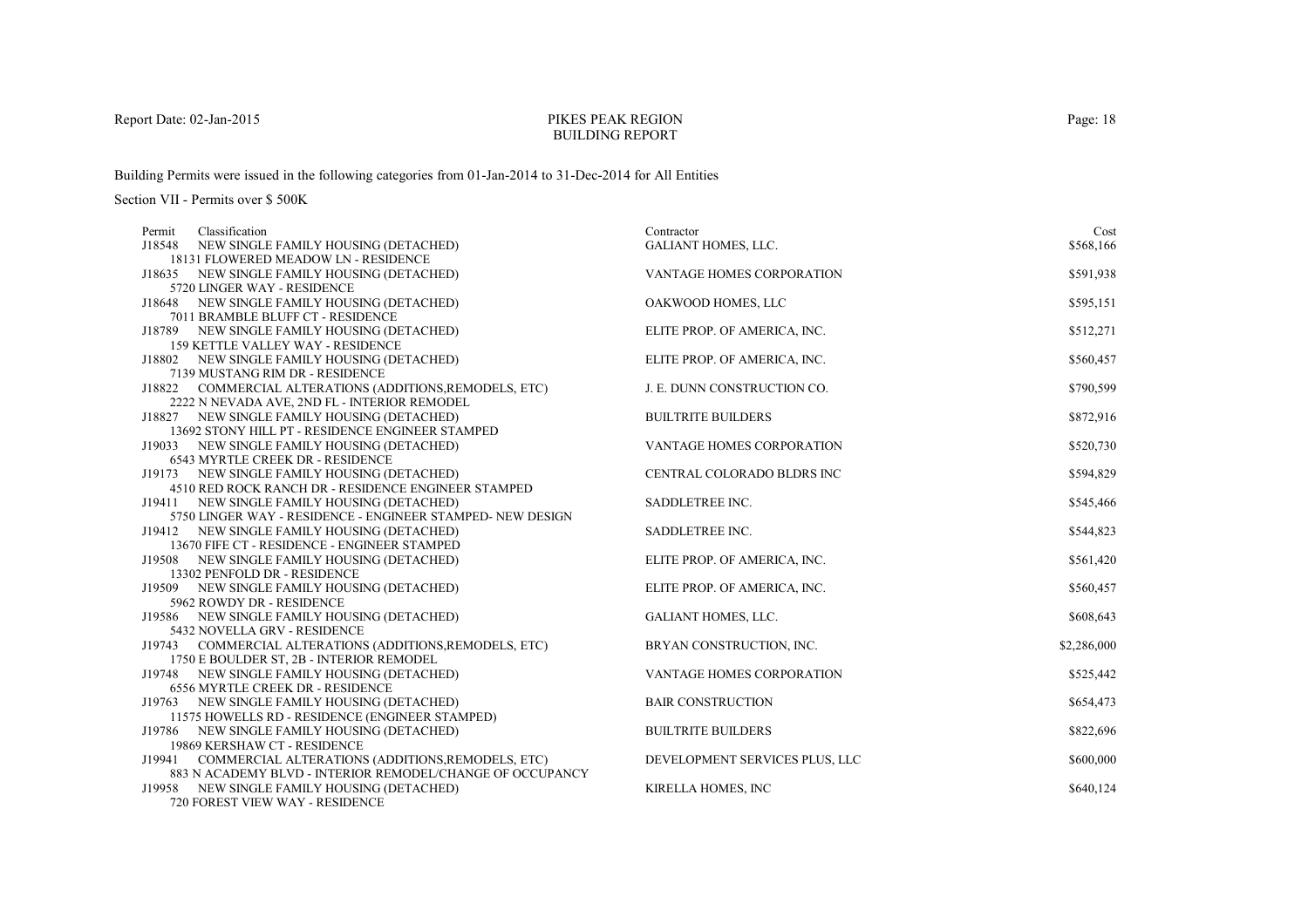# PIKES PEAK REGION
## BUILDING REPORT

Report Date: 02-Jan-2015

Building Permits were issued in the following categories from 01-Jan-2014 to 31-Dec-2014 for All Entities

Section VII - Permits over $ 500K

| Permit | Classification | Contractor | Cost |
|---|---|---|---|
| J18548 | NEW SINGLE FAMILY HOUSING (DETACHED)<br>18131 FLOWERED MEADOW LN - RESIDENCE | GALIANT HOMES, LLC. | $568,166 |
| J18635 | NEW SINGLE FAMILY HOUSING (DETACHED)<br>5720 LINGER WAY - RESIDENCE | VANTAGE HOMES CORPORATION | $591,938 |
| J18648 | NEW SINGLE FAMILY HOUSING (DETACHED)<br>7011 BRAMBLE BLUFF CT - RESIDENCE | OAKWOOD HOMES, LLC | $595,151 |
| J18789 | NEW SINGLE FAMILY HOUSING (DETACHED)<br>159 KETTLE VALLEY WAY - RESIDENCE | ELITE PROP. OF AMERICA, INC. | $512,271 |
| J18802 | NEW SINGLE FAMILY HOUSING (DETACHED)<br>7139 MUSTANG RIM DR - RESIDENCE | ELITE PROP. OF AMERICA, INC. | $560,457 |
| J18822 | COMMERCIAL ALTERATIONS (ADDITIONS,REMODELS, ETC)<br>2222 N NEVADA AVE, 2ND FL - INTERIOR REMODEL | J. E. DUNN CONSTRUCTION CO. | $790,599 |
| J18827 | NEW SINGLE FAMILY HOUSING (DETACHED)<br>13692 STONY HILL PT - RESIDENCE ENGINEER STAMPED | BUILTRITE BUILDERS | $872,916 |
| J19033 | NEW SINGLE FAMILY HOUSING (DETACHED)<br>6543 MYRTLE CREEK DR - RESIDENCE | VANTAGE HOMES CORPORATION | $520,730 |
| J19173 | NEW SINGLE FAMILY HOUSING (DETACHED)<br>4510 RED ROCK RANCH DR - RESIDENCE ENGINEER STAMPED | CENTRAL COLORADO BLDRS INC | $594,829 |
| J19411 | NEW SINGLE FAMILY HOUSING (DETACHED)<br>5750 LINGER WAY - RESIDENCE - ENGINEER STAMPED- NEW DESIGN | SADDLETREE INC. | $545,466 |
| J19412 | NEW SINGLE FAMILY HOUSING (DETACHED)<br>13670 FIFE CT - RESIDENCE - ENGINEER STAMPED | SADDLETREE INC. | $544,823 |
| J19508 | NEW SINGLE FAMILY HOUSING (DETACHED)<br>13302 PENFOLD DR - RESIDENCE | ELITE PROP. OF AMERICA, INC. | $561,420 |
| J19509 | NEW SINGLE FAMILY HOUSING (DETACHED)<br>5962 ROWDY DR - RESIDENCE | ELITE PROP. OF AMERICA, INC. | $560,457 |
| J19586 | NEW SINGLE FAMILY HOUSING (DETACHED)<br>5432 NOVELLA GRV - RESIDENCE | GALIANT HOMES, LLC. | $608,643 |
| J19743 | COMMERCIAL ALTERATIONS (ADDITIONS,REMODELS, ETC)<br>1750 E BOULDER ST, 2B - INTERIOR REMODEL | BRYAN CONSTRUCTION, INC. | $2,286,000 |
| J19748 | NEW SINGLE FAMILY HOUSING (DETACHED)<br>6556 MYRTLE CREEK DR - RESIDENCE | VANTAGE HOMES CORPORATION | $525,442 |
| J19763 | NEW SINGLE FAMILY HOUSING (DETACHED)<br>11575 HOWELLS RD - RESIDENCE (ENGINEER STAMPED) | BAIR CONSTRUCTION | $654,473 |
| J19786 | NEW SINGLE FAMILY HOUSING (DETACHED)<br>19869 KERSHAW CT - RESIDENCE | BUILTRITE BUILDERS | $822,696 |
| J19941 | COMMERCIAL ALTERATIONS (ADDITIONS,REMODELS, ETC)<br>883 N ACADEMY BLVD - INTERIOR REMODEL/CHANGE OF OCCUPANCY | DEVELOPMENT SERVICES PLUS, LLC | $600,000 |
| J19958 | NEW SINGLE FAMILY HOUSING (DETACHED)<br>720 FOREST VIEW WAY - RESIDENCE | KIRELLA HOMES, INC | $640,124 |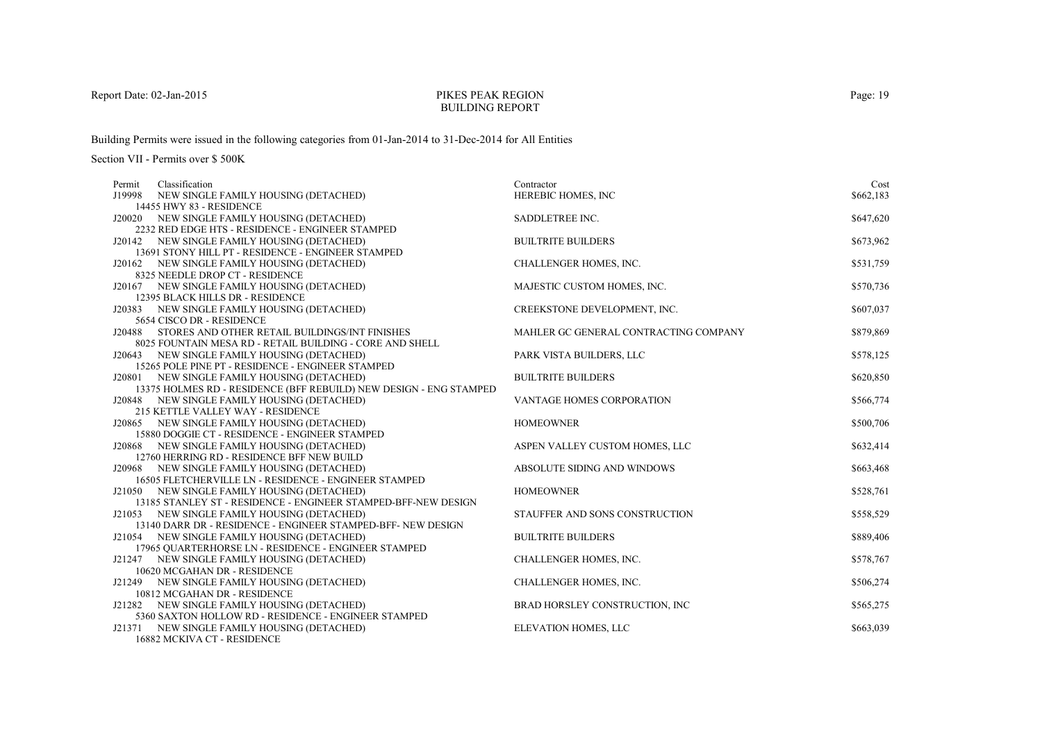# PIKES PEAK REGION
## BUILDING REPORT

Report Date: 02-Jan-2015

Building Permits were issued in the following categories from 01-Jan-2014 to 31-Dec-2014 for All Entities

Section VII - Permits over $ 500K

| Permit | Classification | Contractor | Cost |
|---|---|---|---|
| J19998 | NEW SINGLE FAMILY HOUSING (DETACHED)<br>14455 HWY 83 - RESIDENCE | HEREBIC HOMES, INC | $662,183 |
| J20020 | NEW SINGLE FAMILY HOUSING (DETACHED)<br>2232 RED EDGE HTS - RESIDENCE - ENGINEER STAMPED | SADDLETREE INC. | $647,620 |
| J20142 | NEW SINGLE FAMILY HOUSING (DETACHED)<br>13691 STONY HILL PT - RESIDENCE - ENGINEER STAMPED | BUILTRITE BUILDERS | $673,962 |
| J20162 | NEW SINGLE FAMILY HOUSING (DETACHED)<br>8325 NEEDLE DROP CT - RESIDENCE | CHALLENGER HOMES, INC. | $531,759 |
| J20167 | NEW SINGLE FAMILY HOUSING (DETACHED)<br>12395 BLACK HILLS DR - RESIDENCE | MAJESTIC CUSTOM HOMES, INC. | $570,736 |
| J20383 | NEW SINGLE FAMILY HOUSING (DETACHED)<br>5654 CISCO DR - RESIDENCE | CREEKSTONE DEVELOPMENT, INC. | $607,037 |
| J20488 | STORES AND OTHER RETAIL BUILDINGS/INT FINISHES<br>8025 FOUNTAIN MESA RD - RETAIL BUILDING - CORE AND SHELL | MAHLER GC GENERAL CONTRACTING COMPANY | $879,869 |
| J20643 | NEW SINGLE FAMILY HOUSING (DETACHED)<br>15265 POLE PINE PT - RESIDENCE - ENGINEER STAMPED | PARK VISTA BUILDERS, LLC | $578,125 |
| J20801 | NEW SINGLE FAMILY HOUSING (DETACHED)<br>13375 HOLMES RD - RESIDENCE (BFF REBUILD) NEW DESIGN - ENG STAMPED | BUILTRITE BUILDERS | $620,850 |
| J20848 | NEW SINGLE FAMILY HOUSING (DETACHED)<br>215 KETTLE VALLEY WAY - RESIDENCE | VANTAGE HOMES CORPORATION | $566,774 |
| J20865 | NEW SINGLE FAMILY HOUSING (DETACHED)<br>15880 DOGGIE CT - RESIDENCE - ENGINEER STAMPED | HOMEOWNER | $500,706 |
| J20868 | NEW SINGLE FAMILY HOUSING (DETACHED)<br>12760 HERRING RD - RESIDENCE BFF NEW BUILD | ASPEN VALLEY CUSTOM HOMES, LLC | $632,414 |
| J20968 | NEW SINGLE FAMILY HOUSING (DETACHED)<br>16505 FLETCHERVILLE LN - RESIDENCE - ENGINEER STAMPED | ABSOLUTE SIDING AND WINDOWS | $663,468 |
| J21050 | NEW SINGLE FAMILY HOUSING (DETACHED)<br>13185 STANLEY ST - RESIDENCE - ENGINEER STAMPED-BFF-NEW DESIGN | HOMEOWNER | $528,761 |
| J21053 | NEW SINGLE FAMILY HOUSING (DETACHED)<br>13140 DARR DR - RESIDENCE - ENGINEER STAMPED-BFF- NEW DESIGN | STAUFFER AND SONS CONSTRUCTION | $558,529 |
| J21054 | NEW SINGLE FAMILY HOUSING (DETACHED)<br>17965 QUARTERHORSE LN - RESIDENCE - ENGINEER STAMPED | BUILTRITE BUILDERS | $889,406 |
| J21247 | NEW SINGLE FAMILY HOUSING (DETACHED)<br>10620 MCGAHAN DR - RESIDENCE | CHALLENGER HOMES, INC. | $578,767 |
| J21249 | NEW SINGLE FAMILY HOUSING (DETACHED)<br>10812 MCGAHAN DR - RESIDENCE | CHALLENGER HOMES, INC. | $506,274 |
| J21282 | NEW SINGLE FAMILY HOUSING (DETACHED)<br>5360 SAXTON HOLLOW RD - RESIDENCE - ENGINEER STAMPED | BRAD HORSLEY CONSTRUCTION, INC | $565,275 |
| J21371 | NEW SINGLE FAMILY HOUSING (DETACHED)<br>16882 MCKIVA CT - RESIDENCE | ELEVATION HOMES, LLC | $663,039 |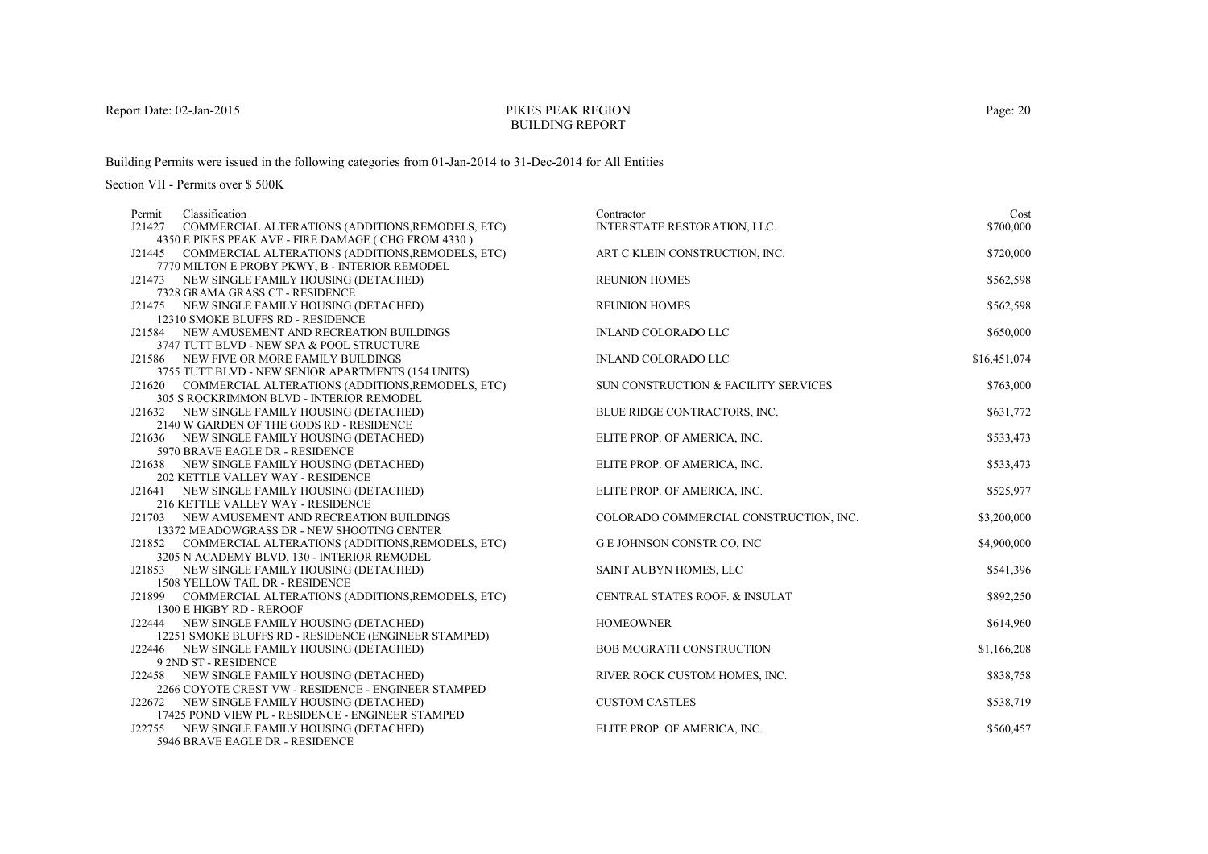Report Date: 02-Jan-2015

# PIKES PEAK REGION
## BUILDING REPORT

Building Permits were issued in the following categories from 01-Jan-2014 to 31-Dec-2014 for All Entities

Section VII - Permits over $ 500K

| Permit | Classification | Contractor | Cost |
|---|---|---|---|
| J21427 | COMMERCIAL ALTERATIONS (ADDITIONS,REMODELS, ETC)<br>4350 E PIKES PEAK AVE - FIRE DAMAGE ( CHG FROM 4330 ) | INTERSTATE RESTORATION, LLC. | $700,000 |
| J21445 | COMMERCIAL ALTERATIONS (ADDITIONS,REMODELS, ETC)<br>7770 MILTON E PROBY PKWY, B - INTERIOR REMODEL | ART C KLEIN CONSTRUCTION, INC. | $720,000 |
| J21473 | NEW SINGLE FAMILY HOUSING (DETACHED)<br>7328 GRAMA GRASS CT - RESIDENCE | REUNION HOMES | $562,598 |
| J21475 | NEW SINGLE FAMILY HOUSING (DETACHED)<br>12310 SMOKE BLUFFS RD - RESIDENCE | REUNION HOMES | $562,598 |
| J21584 | NEW AMUSEMENT AND RECREATION BUILDINGS<br>3747 TUTT BLVD - NEW SPA & POOL STRUCTURE | INLAND COLORADO LLC | $650,000 |
| J21586 | NEW FIVE OR MORE FAMILY BUILDINGS<br>3755 TUTT BLVD - NEW SENIOR APARTMENTS (154 UNITS) | INLAND COLORADO LLC | $16,451,074 |
| J21620 | COMMERCIAL ALTERATIONS (ADDITIONS,REMODELS, ETC)<br>305 S ROCKRIMMON BLVD - INTERIOR REMODEL | SUN CONSTRUCTION & FACILITY SERVICES | $763,000 |
| J21632 | NEW SINGLE FAMILY HOUSING (DETACHED)<br>2140 W GARDEN OF THE GODS RD - RESIDENCE | BLUE RIDGE CONTRACTORS, INC. | $631,772 |
| J21636 | NEW SINGLE FAMILY HOUSING (DETACHED)<br>5970 BRAVE EAGLE DR - RESIDENCE | ELITE PROP. OF AMERICA, INC. | $533,473 |
| J21638 | NEW SINGLE FAMILY HOUSING (DETACHED)<br>202 KETTLE VALLEY WAY - RESIDENCE | ELITE PROP. OF AMERICA, INC. | $533,473 |
| J21641 | NEW SINGLE FAMILY HOUSING (DETACHED)<br>216 KETTLE VALLEY WAY - RESIDENCE | ELITE PROP. OF AMERICA, INC. | $525,977 |
| J21703 | NEW AMUSEMENT AND RECREATION BUILDINGS<br>13372 MEADOWGRASS DR - NEW SHOOTING CENTER | COLORADO COMMERCIAL CONSTRUCTION, INC. | $3,200,000 |
| J21852 | COMMERCIAL ALTERATIONS (ADDITIONS,REMODELS, ETC)<br>3205 N ACADEMY BLVD, 130 - INTERIOR REMODEL | G E JOHNSON CONSTR CO, INC | $4,900,000 |
| J21853 | NEW SINGLE FAMILY HOUSING (DETACHED)<br>1508 YELLOW TAIL DR - RESIDENCE | SAINT AUBYN HOMES, LLC | $541,396 |
| J21899 | COMMERCIAL ALTERATIONS (ADDITIONS,REMODELS, ETC)<br>1300 E HIGBY RD - REROOF | CENTRAL STATES ROOF. & INSULAT | $892,250 |
| J22444 | NEW SINGLE FAMILY HOUSING (DETACHED)<br>12251 SMOKE BLUFFS RD - RESIDENCE (ENGINEER STAMPED) | HOMEOWNER | $614,960 |
| J22446 | NEW SINGLE FAMILY HOUSING (DETACHED)<br>9 2ND ST - RESIDENCE | BOB MCGRATH CONSTRUCTION | $1,166,208 |
| J22458 | NEW SINGLE FAMILY HOUSING (DETACHED)<br>2266 COYOTE CREST VW - RESIDENCE - ENGINEER STAMPED | RIVER ROCK CUSTOM HOMES, INC. | $838,758 |
| J22672 | NEW SINGLE FAMILY HOUSING (DETACHED)<br>17425 POND VIEW PL - RESIDENCE - ENGINEER STAMPED | CUSTOM CASTLES | $538,719 |
| J22755 | NEW SINGLE FAMILY HOUSING (DETACHED)<br>5946 BRAVE EAGLE DR - RESIDENCE | ELITE PROP. OF AMERICA, INC. | $560,457 |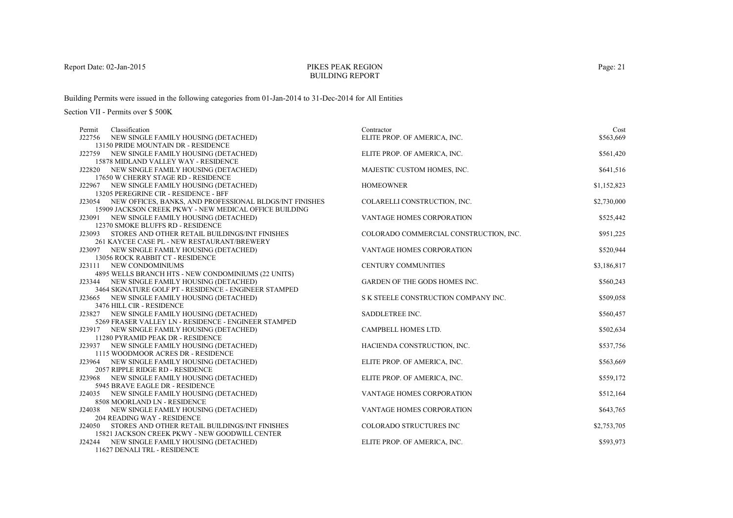# PIKES PEAK REGION
## BUILDING REPORT

Report Date: 02-Jan-2015

Building Permits were issued in the following categories from 01-Jan-2014 to 31-Dec-2014 for All Entities

Section VII - Permits over $ 500K

| Permit | Classification | Contractor | Cost |
|---|---|---|---|
| J22756 | NEW SINGLE FAMILY HOUSING (DETACHED)<br>13150 PRIDE MOUNTAIN DR - RESIDENCE | ELITE PROP. OF AMERICA, INC. | $563,669 |
| J22759 | NEW SINGLE FAMILY HOUSING (DETACHED)<br>15878 MIDLAND VALLEY WAY - RESIDENCE | ELITE PROP. OF AMERICA, INC. | $561,420 |
| J22820 | NEW SINGLE FAMILY HOUSING (DETACHED)<br>17650 W CHERRY STAGE RD - RESIDENCE | MAJESTIC CUSTOM HOMES, INC. | $641,516 |
| J22967 | NEW SINGLE FAMILY HOUSING (DETACHED)<br>13205 PEREGRINE CIR - RESIDENCE - BFF | HOMEOWNER | $1,152,823 |
| J23054 | NEW OFFICES, BANKS, AND PROFESSIONAL BLDGS/INT FINISHES<br>15909 JACKSON CREEK PKWY - NEW MEDICAL OFFICE BUILDING | COLARELLI CONSTRUCTION, INC. | $2,730,000 |
| J23091 | NEW SINGLE FAMILY HOUSING (DETACHED)<br>12370 SMOKE BLUFFS RD - RESIDENCE | VANTAGE HOMES CORPORATION | $525,442 |
| J23093 | STORES AND OTHER RETAIL BUILDINGS/INT FINISHES<br>261 KAYCEE CASE PL - NEW RESTAURANT/BREWERY | COLORADO COMMERCIAL CONSTRUCTION, INC. | $951,225 |
| J23097 | NEW SINGLE FAMILY HOUSING (DETACHED)<br>13056 ROCK RABBIT CT - RESIDENCE | VANTAGE HOMES CORPORATION | $520,944 |
| J23111 | NEW CONDOMINIUMS<br>4895 WELLS BRANCH HTS - NEW CONDOMINIUMS (22 UNITS) | CENTURY COMMUNITIES | $3,186,817 |
| J23344 | NEW SINGLE FAMILY HOUSING (DETACHED)<br>3464 SIGNATURE GOLF PT - RESIDENCE - ENGINEER STAMPED | GARDEN OF THE GODS HOMES INC. | $560,243 |
| J23665 | NEW SINGLE FAMILY HOUSING (DETACHED)<br>3476 HILL CIR - RESIDENCE | S K STEELE CONSTRUCTION COMPANY INC. | $509,058 |
| J23827 | NEW SINGLE FAMILY HOUSING (DETACHED)<br>5269 FRASER VALLEY LN - RESIDENCE - ENGINEER STAMPED | SADDLETREE INC. | $560,457 |
| J23917 | NEW SINGLE FAMILY HOUSING (DETACHED)<br>11280 PYRAMID PEAK DR - RESIDENCE | CAMPBELL HOMES LTD. | $502,634 |
| J23937 | NEW SINGLE FAMILY HOUSING (DETACHED)<br>1115 WOODMOOR ACRES DR - RESIDENCE | HACIENDA CONSTRUCTION, INC. | $537,756 |
| J23964 | NEW SINGLE FAMILY HOUSING (DETACHED)<br>2057 RIPPLE RIDGE RD - RESIDENCE | ELITE PROP. OF AMERICA, INC. | $563,669 |
| J23968 | NEW SINGLE FAMILY HOUSING (DETACHED)<br>5945 BRAVE EAGLE DR - RESIDENCE | ELITE PROP. OF AMERICA, INC. | $559,172 |
| J24035 | NEW SINGLE FAMILY HOUSING (DETACHED)<br>8508 MOORLAND LN - RESIDENCE | VANTAGE HOMES CORPORATION | $512,164 |
| J24038 | NEW SINGLE FAMILY HOUSING (DETACHED)<br>204 READING WAY - RESIDENCE | VANTAGE HOMES CORPORATION | $643,765 |
| J24050 | STORES AND OTHER RETAIL BUILDINGS/INT FINISHES<br>15821 JACKSON CREEK PKWY - NEW GOODWILL CENTER | COLORADO STRUCTURES INC | $2,753,705 |
| J24244 | NEW SINGLE FAMILY HOUSING (DETACHED)<br>11627 DENALI TRL - RESIDENCE | ELITE PROP. OF AMERICA, INC. | $593,973 |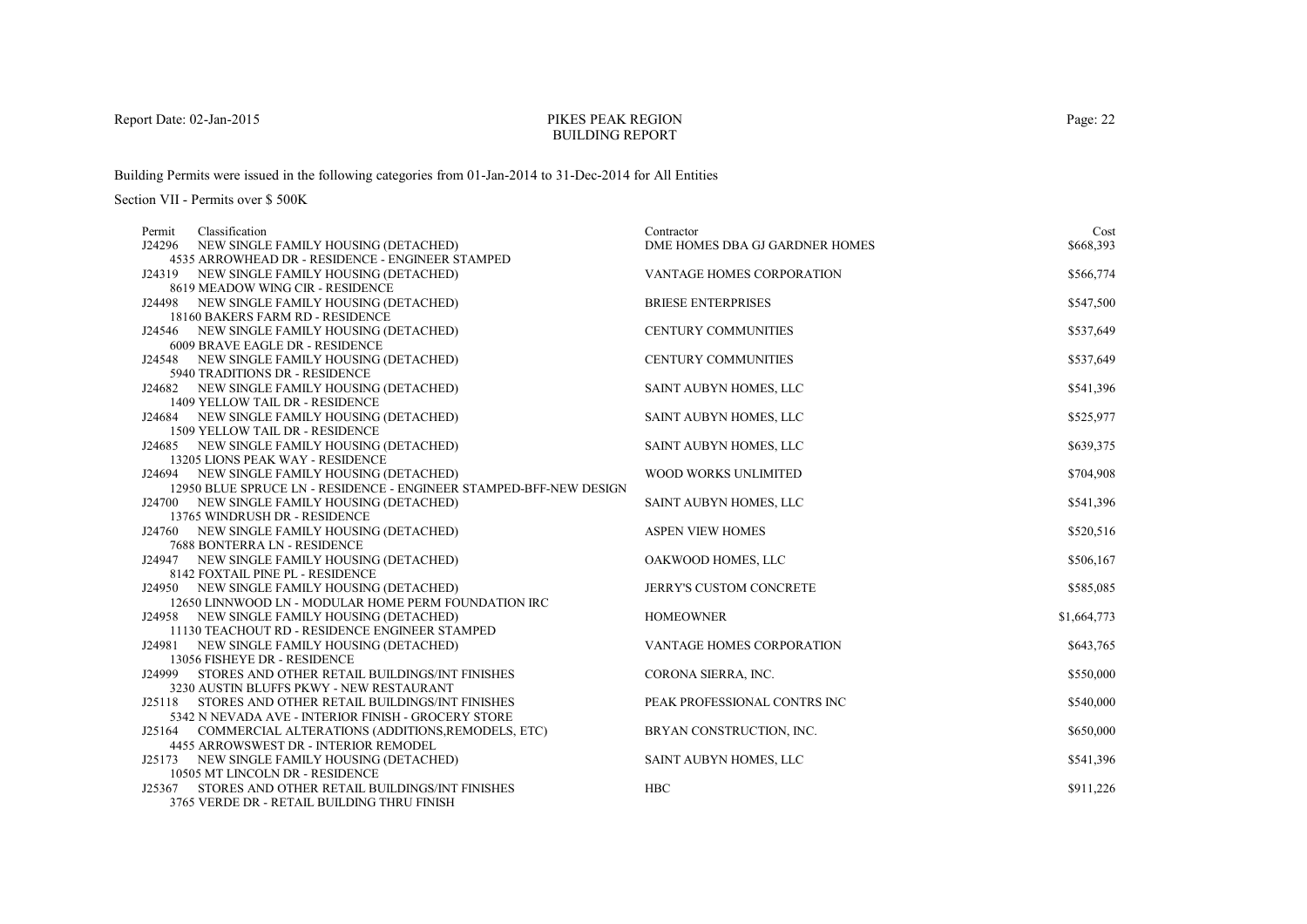Report Date: 02-Jan-2015

# PIKES PEAK REGION
## BUILDING REPORT

Building Permits were issued in the following categories from 01-Jan-2014 to 31-Dec-2014 for All Entities

Section VII - Permits over $ 500K

| Permit | Classification | Contractor | Cost |
|---|---|---|---|
| J24296 | NEW SINGLE FAMILY HOUSING (DETACHED)<br>4535 ARROWHEAD DR - RESIDENCE - ENGINEER STAMPED | DME HOMES DBA GJ GARDNER HOMES | $668,393 |
| J24319 | NEW SINGLE FAMILY HOUSING (DETACHED)<br>8619 MEADOW WING CIR - RESIDENCE | VANTAGE HOMES CORPORATION | $566,774 |
| J24498 | NEW SINGLE FAMILY HOUSING (DETACHED)<br>18160 BAKERS FARM RD - RESIDENCE | BRIESE ENTERPRISES | $547,500 |
| J24546 | NEW SINGLE FAMILY HOUSING (DETACHED)<br>6009 BRAVE EAGLE DR - RESIDENCE | CENTURY COMMUNITIES | $537,649 |
| J24548 | NEW SINGLE FAMILY HOUSING (DETACHED)<br>5940 TRADITIONS DR - RESIDENCE | CENTURY COMMUNITIES | $537,649 |
| J24682 | NEW SINGLE FAMILY HOUSING (DETACHED)<br>1409 YELLOW TAIL DR - RESIDENCE | SAINT AUBYN HOMES, LLC | $541,396 |
| J24684 | NEW SINGLE FAMILY HOUSING (DETACHED)<br>1509 YELLOW TAIL DR - RESIDENCE | SAINT AUBYN HOMES, LLC | $525,977 |
| J24685 | NEW SINGLE FAMILY HOUSING (DETACHED)<br>13205 LIONS PEAK WAY - RESIDENCE | SAINT AUBYN HOMES, LLC | $639,375 |
| J24694 | NEW SINGLE FAMILY HOUSING (DETACHED)<br>12950 BLUE SPRUCE LN - RESIDENCE - ENGINEER STAMPED-BFF-NEW DESIGN | WOOD WORKS UNLIMITED | $704,908 |
| J24700 | NEW SINGLE FAMILY HOUSING (DETACHED)<br>13765 WINDRUSH DR - RESIDENCE | SAINT AUBYN HOMES, LLC | $541,396 |
| J24760 | NEW SINGLE FAMILY HOUSING (DETACHED)<br>7688 BONTERRA LN - RESIDENCE | ASPEN VIEW HOMES | $520,516 |
| J24947 | NEW SINGLE FAMILY HOUSING (DETACHED)<br>8142 FOXTAIL PINE PL - RESIDENCE | OAKWOOD HOMES, LLC | $506,167 |
| J24950 | NEW SINGLE FAMILY HOUSING (DETACHED)<br>12650 LINNWOOD LN - MODULAR HOME PERM FOUNDATION IRC | JERRY'S CUSTOM CONCRETE | $585,085 |
| J24958 | NEW SINGLE FAMILY HOUSING (DETACHED)<br>11130 TEACHOUT RD - RESIDENCE ENGINEER STAMPED | HOMEOWNER | $1,664,773 |
| J24981 | NEW SINGLE FAMILY HOUSING (DETACHED)<br>13056 FISHEYE DR - RESIDENCE | VANTAGE HOMES CORPORATION | $643,765 |
| J24999 | STORES AND OTHER RETAIL BUILDINGS/INT FINISHES<br>3230 AUSTIN BLUFFS PKWY - NEW RESTAURANT | CORONA SIERRA, INC. | $550,000 |
| J25118 | STORES AND OTHER RETAIL BUILDINGS/INT FINISHES<br>5342 N NEVADA AVE - INTERIOR FINISH - GROCERY STORE | PEAK PROFESSIONAL CONTRS INC | $540,000 |
| J25164 | COMMERCIAL ALTERATIONS (ADDITIONS,REMODELS, ETC)<br>4455 ARROWSWEST DR - INTERIOR REMODEL | BRYAN CONSTRUCTION, INC. | $650,000 |
| J25173 | NEW SINGLE FAMILY HOUSING (DETACHED)<br>10505 MT LINCOLN DR - RESIDENCE | SAINT AUBYN HOMES, LLC | $541,396 |
| J25367 | STORES AND OTHER RETAIL BUILDINGS/INT FINISHES<br>3765 VERDE DR - RETAIL BUILDING THRU FINISH | HBC | $911,226 |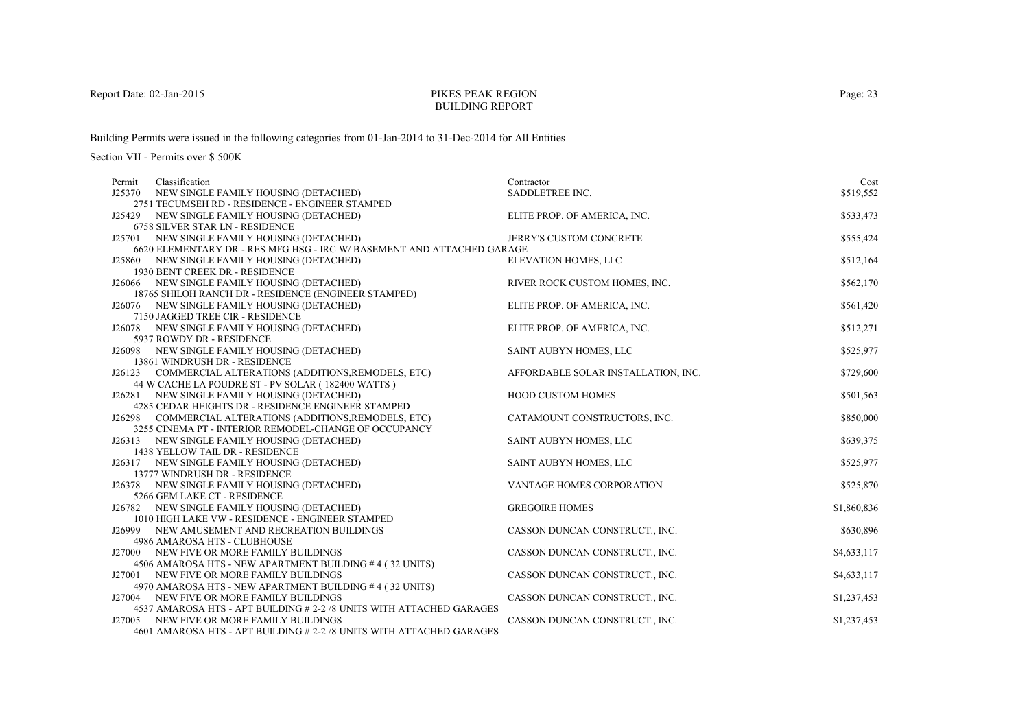PIKES PEAK REGION
BUILDING REPORT

Report Date: 02-Jan-2015

Building Permits were issued in the following categories from 01-Jan-2014 to 31-Dec-2014 for All Entities

Section VII - Permits over $ 500K

| Permit | Classification | Contractor | Cost |
|---|---|---|---|
| J25370 | NEW SINGLE FAMILY HOUSING (DETACHED)<br>2751 TECUMSEH RD - RESIDENCE - ENGINEER STAMPED | SADDLETREE INC. | $519,552 |
| J25429 | NEW SINGLE FAMILY HOUSING (DETACHED)<br>6758 SILVER STAR LN - RESIDENCE | ELITE PROP. OF AMERICA, INC. | $533,473 |
| J25701 | NEW SINGLE FAMILY HOUSING (DETACHED)<br>6620 ELEMENTARY DR - RES MFG HSG - IRC W/ BASEMENT AND ATTACHED GARAGE | JERRY'S CUSTOM CONCRETE | $555,424 |
| J25860 | NEW SINGLE FAMILY HOUSING (DETACHED)<br>1930 BENT CREEK DR - RESIDENCE | ELEVATION HOMES, LLC | $512,164 |
| J26066 | NEW SINGLE FAMILY HOUSING (DETACHED)<br>18765 SHILOH RANCH DR - RESIDENCE (ENGINEER STAMPED) | RIVER ROCK CUSTOM HOMES, INC. | $562,170 |
| J26076 | NEW SINGLE FAMILY HOUSING (DETACHED)<br>7150 JAGGED TREE CIR - RESIDENCE | ELITE PROP. OF AMERICA, INC. | $561,420 |
| J26078 | NEW SINGLE FAMILY HOUSING (DETACHED)<br>5937 ROWDY DR - RESIDENCE | ELITE PROP. OF AMERICA, INC. | $512,271 |
| J26098 | NEW SINGLE FAMILY HOUSING (DETACHED)<br>13861 WINDRUSH DR - RESIDENCE | SAINT AUBYN HOMES, LLC | $525,977 |
| J26123 | COMMERCIAL ALTERATIONS (ADDITIONS,REMODELS, ETC)<br>44 W CACHE LA POUDRE ST - PV SOLAR ( 182400 WATTS ) | AFFORDABLE SOLAR INSTALLATION, INC. | $729,600 |
| J26281 | NEW SINGLE FAMILY HOUSING (DETACHED)<br>4285 CEDAR HEIGHTS DR - RESIDENCE ENGINEER STAMPED | HOOD CUSTOM HOMES | $501,563 |
| J26298 | COMMERCIAL ALTERATIONS (ADDITIONS,REMODELS, ETC)<br>3255 CINEMA PT - INTERIOR REMODEL-CHANGE OF OCCUPANCY | CATAMOUNT CONSTRUCTORS, INC. | $850,000 |
| J26313 | NEW SINGLE FAMILY HOUSING (DETACHED)<br>1438 YELLOW TAIL DR - RESIDENCE | SAINT AUBYN HOMES, LLC | $639,375 |
| J26317 | NEW SINGLE FAMILY HOUSING (DETACHED)<br>13777 WINDRUSH DR - RESIDENCE | SAINT AUBYN HOMES, LLC | $525,977 |
| J26378 | NEW SINGLE FAMILY HOUSING (DETACHED)<br>5266 GEM LAKE CT - RESIDENCE | VANTAGE HOMES CORPORATION | $525,870 |
| J26782 | NEW SINGLE FAMILY HOUSING (DETACHED)<br>1010 HIGH LAKE VW - RESIDENCE - ENGINEER STAMPED | GREGOIRE HOMES | $1,860,836 |
| J26999 | NEW AMUSEMENT AND RECREATION BUILDINGS<br>4986 AMAROSA HTS - CLUBHOUSE | CASSON DUNCAN CONSTRUCT., INC. | $630,896 |
| J27000 | NEW FIVE OR MORE FAMILY BUILDINGS<br>4506 AMAROSA HTS - NEW APARTMENT BUILDING # 4 ( 32 UNITS) | CASSON DUNCAN CONSTRUCT., INC. | $4,633,117 |
| J27001 | NEW FIVE OR MORE FAMILY BUILDINGS<br>4970 AMAROSA HTS - NEW APARTMENT BUILDING # 4 ( 32 UNITS) | CASSON DUNCAN CONSTRUCT., INC. | $4,633,117 |
| J27004 | NEW FIVE OR MORE FAMILY BUILDINGS<br>4537 AMAROSA HTS - APT BUILDING # 2-2 /8 UNITS WITH ATTACHED GARAGES | CASSON DUNCAN CONSTRUCT., INC. | $1,237,453 |
| J27005 | NEW FIVE OR MORE FAMILY BUILDINGS<br>4601 AMAROSA HTS - APT BUILDING # 2-2 /8 UNITS WITH ATTACHED GARAGES | CASSON DUNCAN CONSTRUCT., INC. | $1,237,453 |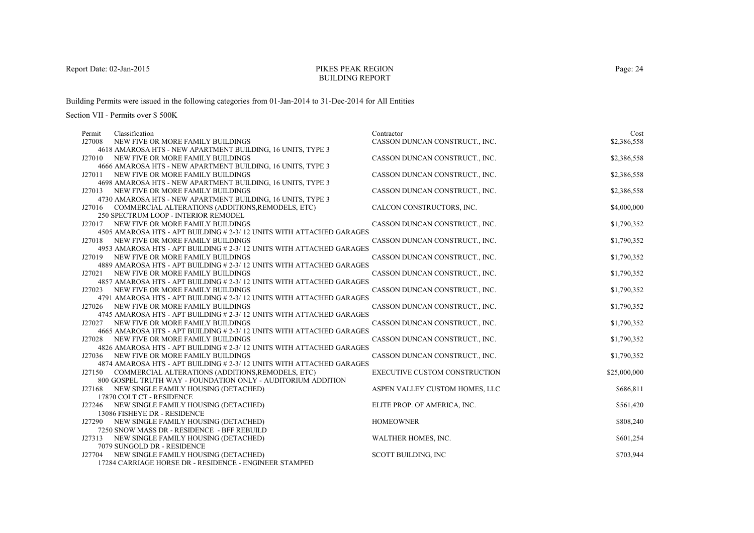PIKES PEAK REGION
BUILDING REPORT

Report Date: 02-Jan-2015

Building Permits were issued in the following categories from 01-Jan-2014 to 31-Dec-2014 for All Entities

Section VII - Permits over $ 500K

| Permit | Classification | Contractor | Cost |
|---|---|---|---|
| J27008 | NEW FIVE OR MORE FAMILY BUILDINGS<br>4618 AMAROSA HTS - NEW APARTMENT BUILDING, 16 UNITS, TYPE 3 | CASSON DUNCAN CONSTRUCT., INC. | $2,386,558 |
| J27010 | NEW FIVE OR MORE FAMILY BUILDINGS<br>4666 AMAROSA HTS - NEW APARTMENT BUILDING, 16 UNITS, TYPE 3 | CASSON DUNCAN CONSTRUCT., INC. | $2,386,558 |
| J27011 | NEW FIVE OR MORE FAMILY BUILDINGS<br>4698 AMAROSA HTS - NEW APARTMENT BUILDING, 16 UNITS, TYPE 3 | CASSON DUNCAN CONSTRUCT., INC. | $2,386,558 |
| J27013 | NEW FIVE OR MORE FAMILY BUILDINGS<br>4730 AMAROSA HTS - NEW APARTMENT BUILDING, 16 UNITS, TYPE 3 | CASSON DUNCAN CONSTRUCT., INC. | $2,386,558 |
| J27016 | COMMERCIAL ALTERATIONS (ADDITIONS,REMODELS, ETC)<br>250 SPECTRUM LOOP - INTERIOR REMODEL | CALCON CONSTRUCTORS, INC. | $4,000,000 |
| J27017 | NEW FIVE OR MORE FAMILY BUILDINGS<br>4505 AMAROSA HTS - APT BUILDING # 2-3/ 12 UNITS WITH ATTACHED GARAGES | CASSON DUNCAN CONSTRUCT., INC. | $1,790,352 |
| J27018 | NEW FIVE OR MORE FAMILY BUILDINGS<br>4953 AMAROSA HTS - APT BUILDING # 2-3/ 12 UNITS WITH ATTACHED GARAGES | CASSON DUNCAN CONSTRUCT., INC. | $1,790,352 |
| J27019 | NEW FIVE OR MORE FAMILY BUILDINGS<br>4889 AMAROSA HTS - APT BUILDING # 2-3/ 12 UNITS WITH ATTACHED GARAGES | CASSON DUNCAN CONSTRUCT., INC. | $1,790,352 |
| J27021 | NEW FIVE OR MORE FAMILY BUILDINGS<br>4857 AMAROSA HTS - APT BUILDING # 2-3/ 12 UNITS WITH ATTACHED GARAGES | CASSON DUNCAN CONSTRUCT., INC. | $1,790,352 |
| J27023 | NEW FIVE OR MORE FAMILY BUILDINGS<br>4791 AMAROSA HTS - APT BUILDING # 2-3/ 12 UNITS WITH ATTACHED GARAGES | CASSON DUNCAN CONSTRUCT., INC. | $1,790,352 |
| J27026 | NEW FIVE OR MORE FAMILY BUILDINGS<br>4745 AMAROSA HTS - APT BUILDING # 2-3/ 12 UNITS WITH ATTACHED GARAGES | CASSON DUNCAN CONSTRUCT., INC. | $1,790,352 |
| J27027 | NEW FIVE OR MORE FAMILY BUILDINGS<br>4665 AMAROSA HTS - APT BUILDING # 2-3/ 12 UNITS WITH ATTACHED GARAGES | CASSON DUNCAN CONSTRUCT., INC. | $1,790,352 |
| J27028 | NEW FIVE OR MORE FAMILY BUILDINGS<br>4826 AMAROSA HTS - APT BUILDING # 2-3/ 12 UNITS WITH ATTACHED GARAGES | CASSON DUNCAN CONSTRUCT., INC. | $1,790,352 |
| J27036 | NEW FIVE OR MORE FAMILY BUILDINGS<br>4874 AMAROSA HTS - APT BUILDING # 2-3/ 12 UNITS WITH ATTACHED GARAGES | CASSON DUNCAN CONSTRUCT., INC. | $1,790,352 |
| J27150 | COMMERCIAL ALTERATIONS (ADDITIONS,REMODELS, ETC)<br>800 GOSPEL TRUTH WAY - FOUNDATION ONLY - AUDITORIUM ADDITION | EXECUTIVE CUSTOM CONSTRUCTION | $25,000,000 |
| J27168 | NEW SINGLE FAMILY HOUSING (DETACHED)<br>17870 COLT CT - RESIDENCE | ASPEN VALLEY CUSTOM HOMES, LLC | $686,811 |
| J27246 | NEW SINGLE FAMILY HOUSING (DETACHED)<br>13086 FISHEYE DR - RESIDENCE | ELITE PROP. OF AMERICA, INC. | $561,420 |
| J27290 | NEW SINGLE FAMILY HOUSING (DETACHED)<br>7250 SNOW MASS DR - RESIDENCE - BFF REBUILD | HOMEOWNER | $808,240 |
| J27313 | NEW SINGLE FAMILY HOUSING (DETACHED)<br>7079 SUNGOLD DR - RESIDENCE | WALTHER HOMES, INC. | $601,254 |
| J27704 | NEW SINGLE FAMILY HOUSING (DETACHED)<br>17284 CARRIAGE HORSE DR - RESIDENCE - ENGINEER STAMPED | SCOTT BUILDING, INC | $703,944 |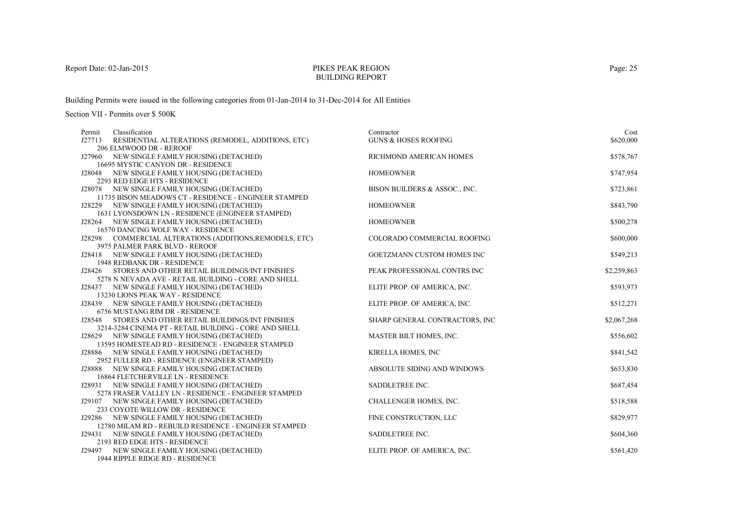PIKES PEAK REGION
BUILDING REPORT

Report Date: 02-Jan-2015

Building Permits were issued in the following categories from 01-Jan-2014 to 31-Dec-2014 for All Entities

Section VII - Permits over $ 500K

| Permit | Classification | Contractor | Cost |
|---|---|---|---|
| J27713 | RESIDENTIAL ALTERATIONS (REMODEL, ADDITIONS, ETC)<br>206 ELMWOOD DR - REROOF | GUNS & HOSES ROOFING | $620,000 |
| J27960 | NEW SINGLE FAMILY HOUSING (DETACHED)<br>16695 MYSTIC CANYON DR - RESIDENCE | RICHMOND AMERICAN HOMES | $578,767 |
| J28048 | NEW SINGLE FAMILY HOUSING (DETACHED)<br>2293 RED EDGE HTS - RESIDENCE | HOMEOWNER | $747,954 |
| J28078 | NEW SINGLE FAMILY HOUSING (DETACHED)<br>11735 BISON MEADOWS CT - RESIDENCE - ENGINEER STAMPED | BISON BUILDERS & ASSOC., INC. | $723,861 |
| J28229 | NEW SINGLE FAMILY HOUSING (DETACHED)<br>1631 LYONSDOWN LN - RESIDENCE (ENGINEER STAMPED) | HOMEOWNER | $843,790 |
| J28264 | NEW SINGLE FAMILY HOUSING (DETACHED)<br>16570 DANCING WOLF WAY - RESIDENCE | HOMEOWNER | $500,278 |
| J28298 | COMMERCIAL ALTERATIONS (ADDITIONS,REMODELS, ETC)<br>3975 PALMER PARK BLVD - REROOF | COLORADO COMMERCIAL ROOFING | $600,000 |
| J28418 | NEW SINGLE FAMILY HOUSING (DETACHED)<br>1948 REDBANK DR - RESIDENCE | GOETZMANN CUSTOM HOMES INC | $549,213 |
| J28426 | STORES AND OTHER RETAIL BUILDINGS/INT FINISHES<br>5278 N NEVADA AVE - RETAIL BUILDING - CORE AND SHELL | PEAK PROFESSIONAL CONTRS INC | $2,259,863 |
| J28437 | NEW SINGLE FAMILY HOUSING (DETACHED)<br>13230 LIONS PEAK WAY - RESIDENCE | ELITE PROP. OF AMERICA, INC. | $593,973 |
| J28439 | NEW SINGLE FAMILY HOUSING (DETACHED)<br>6756 MUSTANG RIM DR - RESIDENCE | ELITE PROP. OF AMERICA, INC. | $512,271 |
| J28548 | STORES AND OTHER RETAIL BUILDINGS/INT FINISHES<br>3214-3284 CINEMA PT - RETAIL BUILDING - CORE AND SHELL | SHARP GENERAL CONTRACTORS, INC | $2,067,268 |
| J28629 | NEW SINGLE FAMILY HOUSING (DETACHED)<br>13595 HOMESTEAD RD - RESIDENCE - ENGINEER STAMPED | MASTER BILT HOMES, INC. | $556,602 |
| J28886 | NEW SINGLE FAMILY HOUSING (DETACHED)<br>2952 FULLER RD - RESIDENCE (ENGINEER STAMPED) | KIRELLA HOMES, INC | $841,542 |
| J28888 | NEW SINGLE FAMILY HOUSING (DETACHED)<br>16864 FLETCHERVILLE LN - RESIDENCE | ABSOLUTE SIDING AND WINDOWS | $653,830 |
| J28931 | NEW SINGLE FAMILY HOUSING (DETACHED)<br>5278 FRASER VALLEY LN - RESIDENCE - ENGINEER STAMPED | SADDLETREE INC. | $687,454 |
| J29107 | NEW SINGLE FAMILY HOUSING (DETACHED)<br>233 COYOTE WILLOW DR - RESIDENCE | CHALLENGER HOMES, INC. | $518,588 |
| J29286 | NEW SINGLE FAMILY HOUSING (DETACHED)<br>12780 MILAM RD - REBUILD RESIDENCE - ENGINEER STAMPED | FINE CONSTRUCTION, LLC | $829,977 |
| J29431 | NEW SINGLE FAMILY HOUSING (DETACHED)<br>2193 RED EDGE HTS - RESIDENCE | SADDLETREE INC. | $604,360 |
| J29497 | NEW SINGLE FAMILY HOUSING (DETACHED)<br>1944 RIPPLE RIDGE RD - RESIDENCE | ELITE PROP. OF AMERICA, INC. | $561,420 |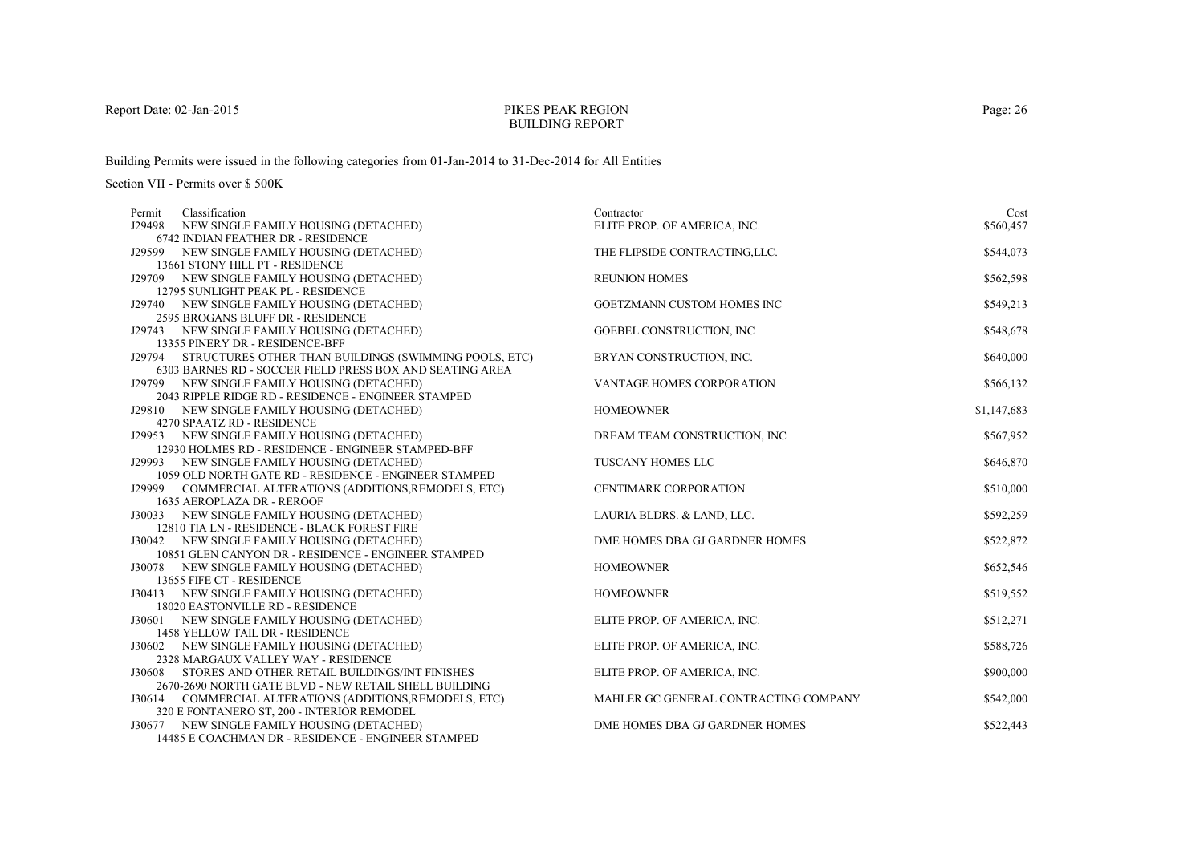Report Date: 02-Jan-2015

# PIKES PEAK REGION
## BUILDING REPORT

Building Permits were issued in the following categories from 01-Jan-2014 to 31-Dec-2014 for All Entities

Section VII - Permits over $ 500K

| Permit | Classification | Contractor | Cost |
|---|---|---|---|
| J29498 | NEW SINGLE FAMILY HOUSING (DETACHED)<br>6742 INDIAN FEATHER DR - RESIDENCE | ELITE PROP. OF AMERICA, INC. | $560,457 |
| J29599 | NEW SINGLE FAMILY HOUSING (DETACHED)<br>13661 STONY HILL PT - RESIDENCE | THE FLIPSIDE CONTRACTING,LLC. | $544,073 |
| J29709 | NEW SINGLE FAMILY HOUSING (DETACHED)<br>12795 SUNLIGHT PEAK PL - RESIDENCE | REUNION HOMES | $562,598 |
| J29740 | NEW SINGLE FAMILY HOUSING (DETACHED)<br>2595 BROGANS BLUFF DR - RESIDENCE | GOETZMANN CUSTOM HOMES INC | $549,213 |
| J29743 | NEW SINGLE FAMILY HOUSING (DETACHED)<br>13355 PINERY DR - RESIDENCE-BFF | GOEBEL CONSTRUCTION, INC | $548,678 |
| J29794 | STRUCTURES OTHER THAN BUILDINGS (SWIMMING POOLS, ETC)<br>6303 BARNES RD - SOCCER FIELD PRESS BOX AND SEATING AREA | BRYAN CONSTRUCTION, INC. | $640,000 |
| J29799 | NEW SINGLE FAMILY HOUSING (DETACHED)<br>2043 RIPPLE RIDGE RD - RESIDENCE - ENGINEER STAMPED | VANTAGE HOMES CORPORATION | $566,132 |
| J29810 | NEW SINGLE FAMILY HOUSING (DETACHED)<br>4270 SPAATZ RD - RESIDENCE | HOMEOWNER | $1,147,683 |
| J29953 | NEW SINGLE FAMILY HOUSING (DETACHED)<br>12930 HOLMES RD - RESIDENCE - ENGINEER STAMPED-BFF | DREAM TEAM CONSTRUCTION, INC | $567,952 |
| J29993 | NEW SINGLE FAMILY HOUSING (DETACHED)<br>1059 OLD NORTH GATE RD - RESIDENCE - ENGINEER STAMPED | TUSCANY HOMES LLC | $646,870 |
| J29999 | COMMERCIAL ALTERATIONS (ADDITIONS,REMODELS, ETC)<br>1635 AEROPLAZA DR - REROOF | CENTIMARK CORPORATION | $510,000 |
| J30033 | NEW SINGLE FAMILY HOUSING (DETACHED)<br>12810 TIA LN - RESIDENCE - BLACK FOREST FIRE | LAURIA BLDRS. & LAND, LLC. | $592,259 |
| J30042 | NEW SINGLE FAMILY HOUSING (DETACHED)<br>10851 GLEN CANYON DR - RESIDENCE - ENGINEER STAMPED | DME HOMES DBA GJ GARDNER HOMES | $522,872 |
| J30078 | NEW SINGLE FAMILY HOUSING (DETACHED)<br>13655 FIFE CT - RESIDENCE | HOMEOWNER | $652,546 |
| J30413 | NEW SINGLE FAMILY HOUSING (DETACHED)<br>18020 EASTONVILLE RD - RESIDENCE | HOMEOWNER | $519,552 |
| J30601 | NEW SINGLE FAMILY HOUSING (DETACHED)<br>1458 YELLOW TAIL DR - RESIDENCE | ELITE PROP. OF AMERICA, INC. | $512,271 |
| J30602 | NEW SINGLE FAMILY HOUSING (DETACHED)<br>2328 MARGAUX VALLEY WAY - RESIDENCE | ELITE PROP. OF AMERICA, INC. | $588,726 |
| J30608 | STORES AND OTHER RETAIL BUILDINGS/INT FINISHES<br>2670-2690 NORTH GATE BLVD - NEW RETAIL SHELL BUILDING | ELITE PROP. OF AMERICA, INC. | $900,000 |
| J30614 | COMMERCIAL ALTERATIONS (ADDITIONS,REMODELS, ETC)<br>320 E FONTANERO ST, 200 - INTERIOR REMODEL | MAHLER GC GENERAL CONTRACTING COMPANY | $542,000 |
| J30677 | NEW SINGLE FAMILY HOUSING (DETACHED)<br>14485 E COACHMAN DR - RESIDENCE - ENGINEER STAMPED | DME HOMES DBA GJ GARDNER HOMES | $522,443 |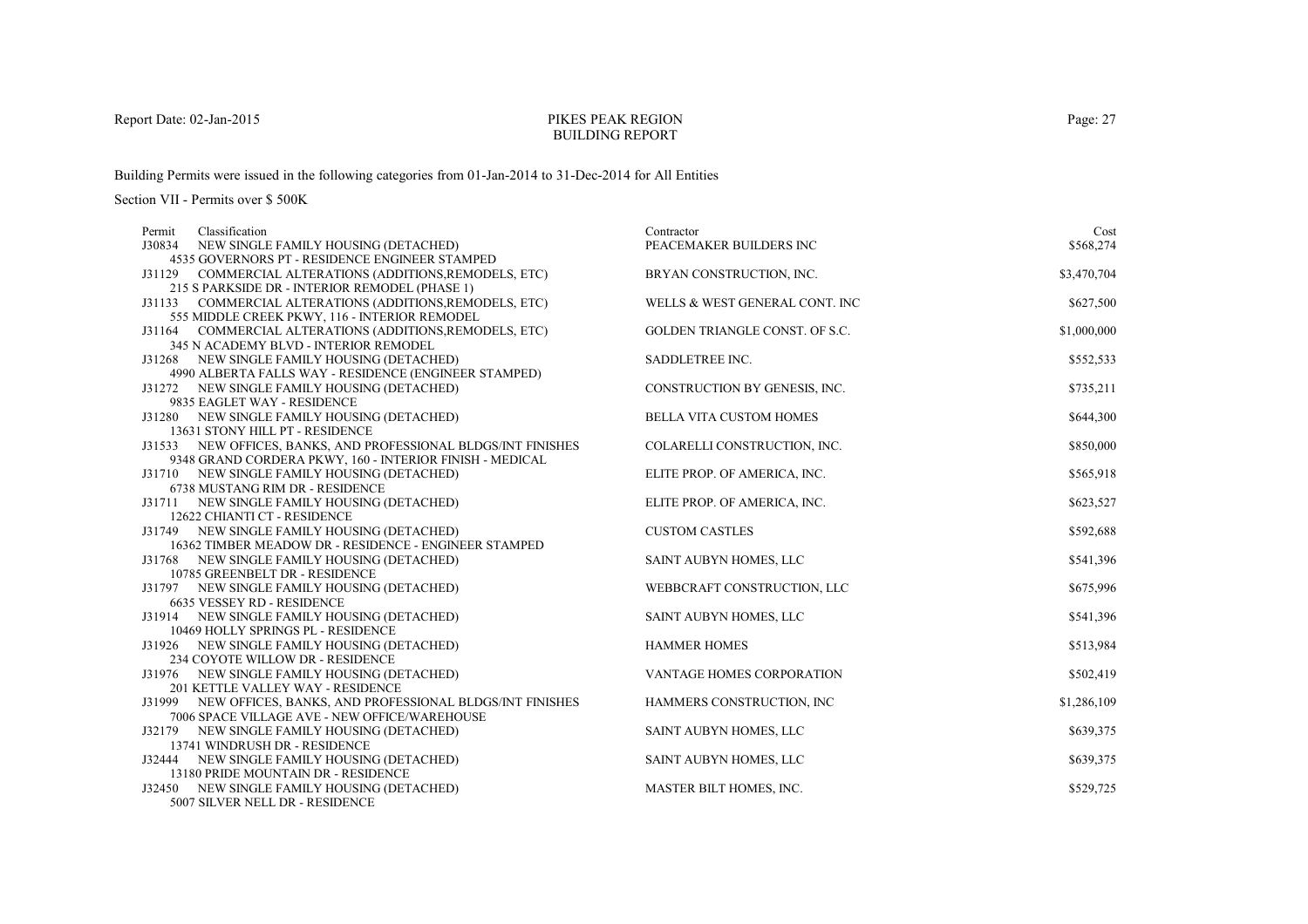Report Date: 02-Jan-2015

PIKES PEAK REGION
BUILDING REPORT

Building Permits were issued in the following categories from 01-Jan-2014 to 31-Dec-2014 for All Entities

Section VII - Permits over $ 500K

| Permit | Classification | Contractor | Cost |
|---|---|---|---|
| J30834 | NEW SINGLE FAMILY HOUSING (DETACHED)<br>4535 GOVERNORS PT - RESIDENCE ENGINEER STAMPED | PEACEMAKER BUILDERS INC | $568,274 |
| J31129 | COMMERCIAL ALTERATIONS (ADDITIONS,REMODELS, ETC)<br>215 S PARKSIDE DR - INTERIOR REMODEL (PHASE 1) | BRYAN CONSTRUCTION, INC. | $3,470,704 |
| J31133 | COMMERCIAL ALTERATIONS (ADDITIONS,REMODELS, ETC)<br>555 MIDDLE CREEK PKWY, 116 - INTERIOR REMODEL | WELLS & WEST GENERAL CONT. INC | $627,500 |
| J31164 | COMMERCIAL ALTERATIONS (ADDITIONS,REMODELS, ETC)<br>345 N ACADEMY BLVD - INTERIOR REMODEL | GOLDEN TRIANGLE CONST. OF S.C. | $1,000,000 |
| J31268 | NEW SINGLE FAMILY HOUSING (DETACHED)<br>4990 ALBERTA FALLS WAY - RESIDENCE (ENGINEER STAMPED) | SADDLETREE INC. | $552,533 |
| J31272 | NEW SINGLE FAMILY HOUSING (DETACHED)<br>9835 EAGLET WAY - RESIDENCE | CONSTRUCTION BY GENESIS, INC. | $735,211 |
| J31280 | NEW SINGLE FAMILY HOUSING (DETACHED)<br>13631 STONY HILL PT - RESIDENCE | BELLA VITA CUSTOM HOMES | $644,300 |
| J31533 | NEW OFFICES, BANKS, AND PROFESSIONAL BLDGS/INT FINISHES<br>9348 GRAND CORDERA PKWY, 160 - INTERIOR FINISH - MEDICAL | COLARELLI CONSTRUCTION, INC. | $850,000 |
| J31710 | NEW SINGLE FAMILY HOUSING (DETACHED)<br>6738 MUSTANG RIM DR - RESIDENCE | ELITE PROP. OF AMERICA, INC. | $565,918 |
| J31711 | NEW SINGLE FAMILY HOUSING (DETACHED)<br>12622 CHIANTI CT - RESIDENCE | ELITE PROP. OF AMERICA, INC. | $623,527 |
| J31749 | NEW SINGLE FAMILY HOUSING (DETACHED)<br>16362 TIMBER MEADOW DR - RESIDENCE - ENGINEER STAMPED | CUSTOM CASTLES | $592,688 |
| J31768 | NEW SINGLE FAMILY HOUSING (DETACHED)<br>10785 GREENBELT DR - RESIDENCE | SAINT AUBYN HOMES, LLC | $541,396 |
| J31797 | NEW SINGLE FAMILY HOUSING (DETACHED)<br>6635 VESSEY RD - RESIDENCE | WEBBCRAFT CONSTRUCTION, LLC | $675,996 |
| J31914 | NEW SINGLE FAMILY HOUSING (DETACHED)<br>10469 HOLLY SPRINGS PL - RESIDENCE | SAINT AUBYN HOMES, LLC | $541,396 |
| J31926 | NEW SINGLE FAMILY HOUSING (DETACHED)<br>234 COYOTE WILLOW DR - RESIDENCE | HAMMER HOMES | $513,984 |
| J31976 | NEW SINGLE FAMILY HOUSING (DETACHED)<br>201 KETTLE VALLEY WAY - RESIDENCE | VANTAGE HOMES CORPORATION | $502,419 |
| J31999 | NEW OFFICES, BANKS, AND PROFESSIONAL BLDGS/INT FINISHES<br>7006 SPACE VILLAGE AVE - NEW OFFICE/WAREHOUSE | HAMMERS CONSTRUCTION, INC | $1,286,109 |
| J32179 | NEW SINGLE FAMILY HOUSING (DETACHED)<br>13741 WINDRUSH DR - RESIDENCE | SAINT AUBYN HOMES, LLC | $639,375 |
| J32444 | NEW SINGLE FAMILY HOUSING (DETACHED)<br>13180 PRIDE MOUNTAIN DR - RESIDENCE | SAINT AUBYN HOMES, LLC | $639,375 |
| J32450 | NEW SINGLE FAMILY HOUSING (DETACHED)<br>5007 SILVER NELL DR - RESIDENCE | MASTER BILT HOMES, INC. | $529,725 |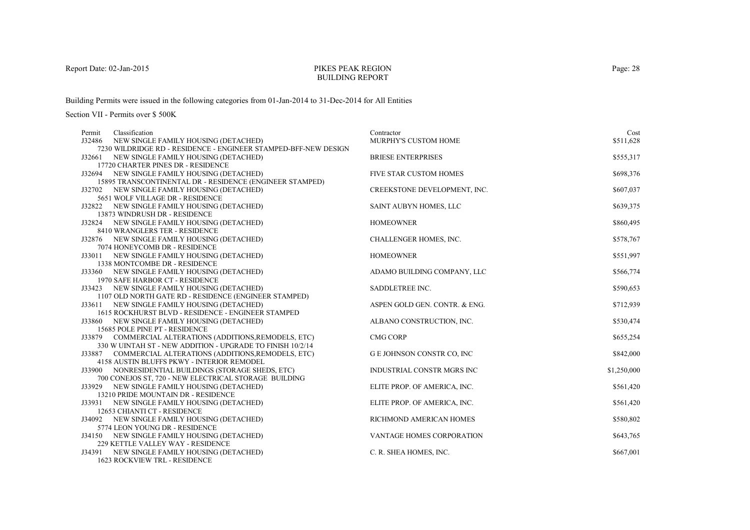PIKES PEAK REGION
BUILDING REPORT

Report Date: 02-Jan-2015

Building Permits were issued in the following categories from 01-Jan-2014 to 31-Dec-2014 for All Entities

Section VII - Permits over $ 500K

| Permit | Classification | Contractor | Cost |
|---|---|---|---|
| J32486 | NEW SINGLE FAMILY HOUSING (DETACHED)<br>7230 WILDRIDGE RD - RESIDENCE - ENGINEER STAMPED-BFF-NEW DESIGN | MURPHY'S CUSTOM HOME | $511,628 |
| J32661 | NEW SINGLE FAMILY HOUSING (DETACHED)<br>17720 CHARTER PINES DR - RESIDENCE | BRIESE ENTERPRISES | $555,317 |
| J32694 | NEW SINGLE FAMILY HOUSING (DETACHED)<br>15895 TRANSCONTINENTAL DR - RESIDENCE (ENGINEER STAMPED) | FIVE STAR CUSTOM HOMES | $698,376 |
| J32702 | NEW SINGLE FAMILY HOUSING (DETACHED)<br>5651 WOLF VILLAGE DR - RESIDENCE | CREEKSTONE DEVELOPMENT, INC. | $607,037 |
| J32822 | NEW SINGLE FAMILY HOUSING (DETACHED)<br>13873 WINDRUSH DR - RESIDENCE | SAINT AUBYN HOMES, LLC | $639,375 |
| J32824 | NEW SINGLE FAMILY HOUSING (DETACHED)<br>8410 WRANGLERS TER - RESIDENCE | HOMEOWNER | $860,495 |
| J32876 | NEW SINGLE FAMILY HOUSING (DETACHED)<br>7074 HONEYCOMB DR - RESIDENCE | CHALLENGER HOMES, INC. | $578,767 |
| J33011 | NEW SINGLE FAMILY HOUSING (DETACHED)<br>1338 MONTCOMBE DR - RESIDENCE | HOMEOWNER | $551,997 |
| J33360 | NEW SINGLE FAMILY HOUSING (DETACHED)<br>1970 SAFE HARBOR CT - RESIDENCE | ADAMO BUILDING COMPANY, LLC | $566,774 |
| J33423 | NEW SINGLE FAMILY HOUSING (DETACHED)<br>1107 OLD NORTH GATE RD - RESIDENCE (ENGINEER STAMPED) | SADDLETREE INC. | $590,653 |
| J33611 | NEW SINGLE FAMILY HOUSING (DETACHED)<br>1615 ROCKHURST BLVD - RESIDENCE - ENGINEER STAMPED | ASPEN GOLD GEN. CONTR. & ENG. | $712,939 |
| J33860 | NEW SINGLE FAMILY HOUSING (DETACHED)<br>15685 POLE PINE PT - RESIDENCE | ALBANO CONSTRUCTION, INC. | $530,474 |
| J33879 | COMMERCIAL ALTERATIONS (ADDITIONS,REMODELS, ETC)<br>330 W UINTAH ST - NEW ADDITION - UPGRADE TO FINISH 10/2/14 | CMG CORP | $655,254 |
| J33887 | COMMERCIAL ALTERATIONS (ADDITIONS,REMODELS, ETC)<br>4158 AUSTIN BLUFFS PKWY - INTERIOR REMODEL | G E JOHNSON CONSTR CO, INC | $842,000 |
| J33900 | NONRESIDENTIAL BUILDINGS (STORAGE SHEDS, ETC)<br>700 CONEJOS ST, 720 - NEW ELECTRICAL STORAGE BUILDING | INDUSTRIAL CONSTR MGRS INC | $1,250,000 |
| J33929 | NEW SINGLE FAMILY HOUSING (DETACHED)<br>13210 PRIDE MOUNTAIN DR - RESIDENCE | ELITE PROP. OF AMERICA, INC. | $561,420 |
| J33931 | NEW SINGLE FAMILY HOUSING (DETACHED)<br>12653 CHIANTI CT - RESIDENCE | ELITE PROP. OF AMERICA, INC. | $561,420 |
| J34092 | NEW SINGLE FAMILY HOUSING (DETACHED)<br>5774 LEON YOUNG DR - RESIDENCE | RICHMOND AMERICAN HOMES | $580,802 |
| J34150 | NEW SINGLE FAMILY HOUSING (DETACHED)<br>229 KETTLE VALLEY WAY - RESIDENCE | VANTAGE HOMES CORPORATION | $643,765 |
| J34391 | NEW SINGLE FAMILY HOUSING (DETACHED)<br>1623 ROCKVIEW TRL - RESIDENCE | C. R. SHEA HOMES, INC. | $667,001 |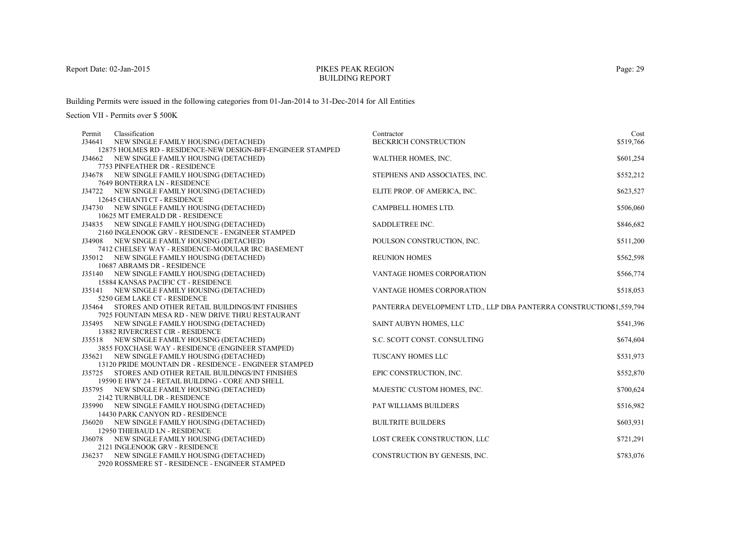# PIKES PEAK REGION
## BUILDING REPORT

Report Date: 02-Jan-2015

Building Permits were issued in the following categories from 01-Jan-2014 to 31-Dec-2014 for All Entities

Section VII - Permits over $ 500K

| Permit | Classification | Contractor | Cost |
|---|---|---|---|
| J34641 | NEW SINGLE FAMILY HOUSING (DETACHED)<br>12875 HOLMES RD - RESIDENCE-NEW DESIGN-BFF-ENGINEER STAMPED | BECKRICH CONSTRUCTION | $519,766 |
| J34662 | NEW SINGLE FAMILY HOUSING (DETACHED)<br>7753 PINFEATHER DR - RESIDENCE | WALTHER HOMES, INC. | $601,254 |
| J34678 | NEW SINGLE FAMILY HOUSING (DETACHED)<br>7649 BONTERRA LN - RESIDENCE | STEPHENS AND ASSOCIATES, INC. | $552,212 |
| J34722 | NEW SINGLE FAMILY HOUSING (DETACHED)<br>12645 CHIANTI CT - RESIDENCE | ELITE PROP. OF AMERICA, INC. | $623,527 |
| J34730 | NEW SINGLE FAMILY HOUSING (DETACHED)<br>10625 MT EMERALD DR - RESIDENCE | CAMPBELL HOMES LTD. | $506,060 |
| J34835 | NEW SINGLE FAMILY HOUSING (DETACHED)<br>2160 INGLENOOK GRV - RESIDENCE - ENGINEER STAMPED | SADDLETREE INC. | $846,682 |
| J34908 | NEW SINGLE FAMILY HOUSING (DETACHED)<br>7412 CHELSEY WAY - RESIDENCE-MODULAR IRC BASEMENT | POULSON CONSTRUCTION, INC. | $511,200 |
| J35012 | NEW SINGLE FAMILY HOUSING (DETACHED)<br>10687 ABRAMS DR - RESIDENCE | REUNION HOMES | $562,598 |
| J35140 | NEW SINGLE FAMILY HOUSING (DETACHED)<br>15884 KANSAS PACIFIC CT - RESIDENCE | VANTAGE HOMES CORPORATION | $566,774 |
| J35141 | NEW SINGLE FAMILY HOUSING (DETACHED)<br>5250 GEM LAKE CT - RESIDENCE | VANTAGE HOMES CORPORATION | $518,053 |
| J35464 | STORES AND OTHER RETAIL BUILDINGS/INT FINISHES<br>7925 FOUNTAIN MESA RD - NEW DRIVE THRU RESTAURANT | PANTERRA DEVELOPMENT LTD., LLP DBA PANTERRA CONSTRUCTION | $1,559,794 |
| J35495 | NEW SINGLE FAMILY HOUSING (DETACHED)<br>13882 RIVERCREST CIR - RESIDENCE | SAINT AUBYN HOMES, LLC | $541,396 |
| J35518 | NEW SINGLE FAMILY HOUSING (DETACHED)<br>3855 FOXCHASE WAY - RESIDENCE (ENGINEER STAMPED) | S.C. SCOTT CONST. CONSULTING | $674,604 |
| J35621 | NEW SINGLE FAMILY HOUSING (DETACHED)<br>13120 PRIDE MOUNTAIN DR - RESIDENCE - ENGINEER STAMPED | TUSCANY HOMES LLC | $531,973 |
| J35725 | STORES AND OTHER RETAIL BUILDINGS/INT FINISHES<br>19590 E HWY 24 - RETAIL BUILDING - CORE AND SHELL | EPIC CONSTRUCTION, INC. | $552,870 |
| J35795 | NEW SINGLE FAMILY HOUSING (DETACHED)<br>2142 TURNBULL DR - RESIDENCE | MAJESTIC CUSTOM HOMES, INC. | $700,624 |
| J35990 | NEW SINGLE FAMILY HOUSING (DETACHED)<br>14430 PARK CANYON RD - RESIDENCE | PAT WILLIAMS BUILDERS | $516,982 |
| J36020 | NEW SINGLE FAMILY HOUSING (DETACHED)<br>12950 THIEBAUD LN - RESIDENCE | BUILTRITE BUILDERS | $603,931 |
| J36078 | NEW SINGLE FAMILY HOUSING (DETACHED)<br>2121 INGLENOOK GRV - RESIDENCE | LOST CREEK CONSTRUCTION, LLC | $721,291 |
| J36237 | NEW SINGLE FAMILY HOUSING (DETACHED)<br>2920 ROSSMERE ST - RESIDENCE - ENGINEER STAMPED | CONSTRUCTION BY GENESIS, INC. | $783,076 |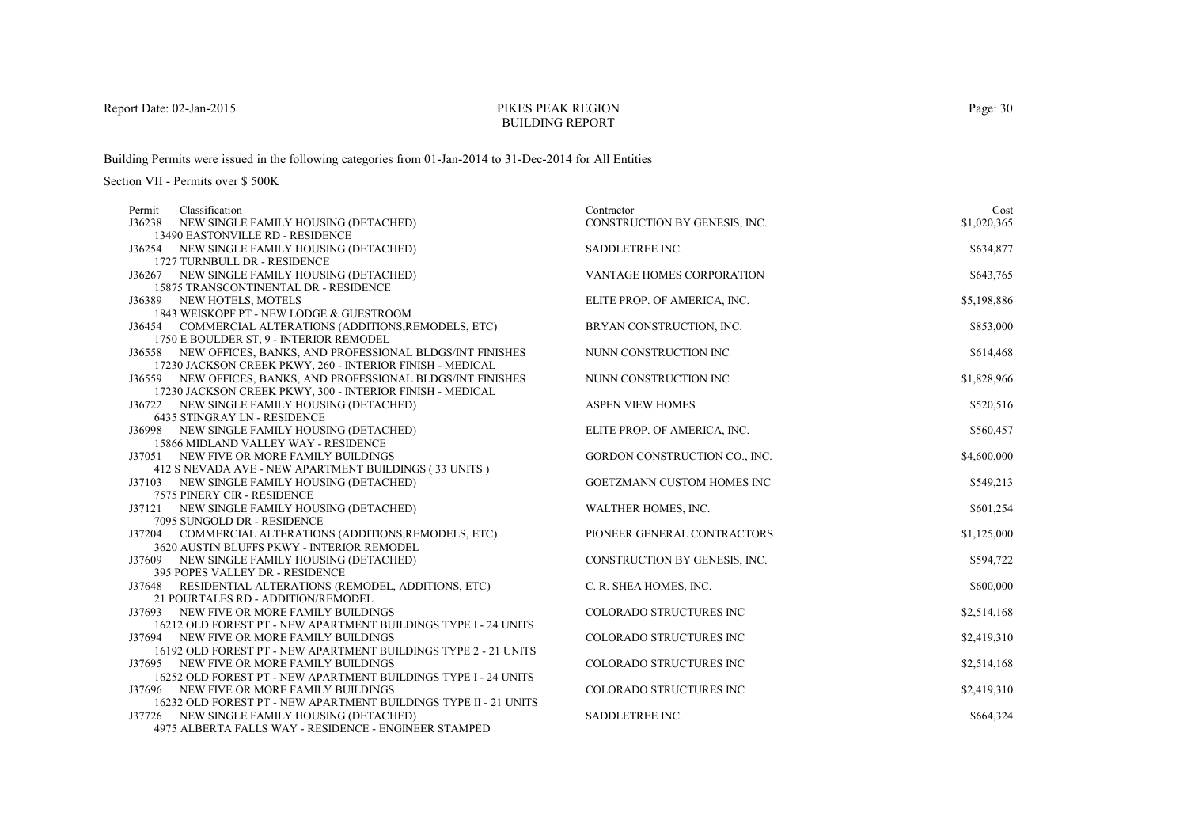# PIKES PEAK REGION
## BUILDING REPORT

Report Date: 02-Jan-2015

Building Permits were issued in the following categories from 01-Jan-2014 to 31-Dec-2014 for All Entities

Section VII - Permits over $ 500K

| Permit | Classification | Contractor | Cost |
|---|---|---|---|
| J36238 | NEW SINGLE FAMILY HOUSING (DETACHED)<br>13490 EASTONVILLE RD - RESIDENCE | CONSTRUCTION BY GENESIS, INC. | $1,020,365 |
| J36254 | NEW SINGLE FAMILY HOUSING (DETACHED)<br>1727 TURNBULL DR - RESIDENCE | SADDLETREE INC. | $634,877 |
| J36267 | NEW SINGLE FAMILY HOUSING (DETACHED)<br>15875 TRANSCONTINENTAL DR - RESIDENCE | VANTAGE HOMES CORPORATION | $643,765 |
| J36389 | NEW HOTELS, MOTELS<br>1843 WEISKOPF PT - NEW LODGE & GUESTROOM | ELITE PROP. OF AMERICA, INC. | $5,198,886 |
| J36454 | COMMERCIAL ALTERATIONS (ADDITIONS,REMODELS, ETC)<br>1750 E BOULDER ST, 9 - INTERIOR REMODEL | BRYAN CONSTRUCTION, INC. | $853,000 |
| J36558 | NEW OFFICES, BANKS, AND PROFESSIONAL BLDGS/INT FINISHES<br>17230 JACKSON CREEK PKWY, 260 - INTERIOR FINISH - MEDICAL | NUNN CONSTRUCTION INC | $614,468 |
| J36559 | NEW OFFICES, BANKS, AND PROFESSIONAL BLDGS/INT FINISHES<br>17230 JACKSON CREEK PKWY, 300 - INTERIOR FINISH - MEDICAL | NUNN CONSTRUCTION INC | $1,828,966 |
| J36722 | NEW SINGLE FAMILY HOUSING (DETACHED)<br>6435 STINGRAY LN - RESIDENCE | ASPEN VIEW HOMES | $520,516 |
| J36998 | NEW SINGLE FAMILY HOUSING (DETACHED)<br>15866 MIDLAND VALLEY WAY - RESIDENCE | ELITE PROP. OF AMERICA, INC. | $560,457 |
| J37051 | NEW FIVE OR MORE FAMILY BUILDINGS<br>412 S NEVADA AVE - NEW APARTMENT BUILDINGS ( 33 UNITS ) | GORDON CONSTRUCTION CO., INC. | $4,600,000 |
| J37103 | NEW SINGLE FAMILY HOUSING (DETACHED)<br>7575 PINERY CIR - RESIDENCE | GOETZMANN CUSTOM HOMES INC | $549,213 |
| J37121 | NEW SINGLE FAMILY HOUSING (DETACHED)<br>7095 SUNGOLD DR - RESIDENCE | WALTHER HOMES, INC. | $601,254 |
| J37204 | COMMERCIAL ALTERATIONS (ADDITIONS,REMODELS, ETC)<br>3620 AUSTIN BLUFFS PKWY - INTERIOR REMODEL | PIONEER GENERAL CONTRACTORS | $1,125,000 |
| J37609 | NEW SINGLE FAMILY HOUSING (DETACHED)<br>395 POPES VALLEY DR - RESIDENCE | CONSTRUCTION BY GENESIS, INC. | $594,722 |
| J37648 | RESIDENTIAL ALTERATIONS (REMODEL, ADDITIONS, ETC)<br>21 POURTALES RD - ADDITION/REMODEL | C. R. SHEA HOMES, INC. | $600,000 |
| J37693 | NEW FIVE OR MORE FAMILY BUILDINGS<br>16212 OLD FOREST PT - NEW APARTMENT BUILDINGS TYPE I - 24 UNITS | COLORADO STRUCTURES INC | $2,514,168 |
| J37694 | NEW FIVE OR MORE FAMILY BUILDINGS<br>16192 OLD FOREST PT - NEW APARTMENT BUILDINGS TYPE 2 - 21 UNITS | COLORADO STRUCTURES INC | $2,419,310 |
| J37695 | NEW FIVE OR MORE FAMILY BUILDINGS<br>16252 OLD FOREST PT - NEW APARTMENT BUILDINGS TYPE I - 24 UNITS | COLORADO STRUCTURES INC | $2,514,168 |
| J37696 | NEW FIVE OR MORE FAMILY BUILDINGS<br>16232 OLD FOREST PT - NEW APARTMENT BUILDINGS TYPE II - 21 UNITS | COLORADO STRUCTURES INC | $2,419,310 |
| J37726 | NEW SINGLE FAMILY HOUSING (DETACHED)<br>4975 ALBERTA FALLS WAY - RESIDENCE - ENGINEER STAMPED | SADDLETREE INC. | $664,324 |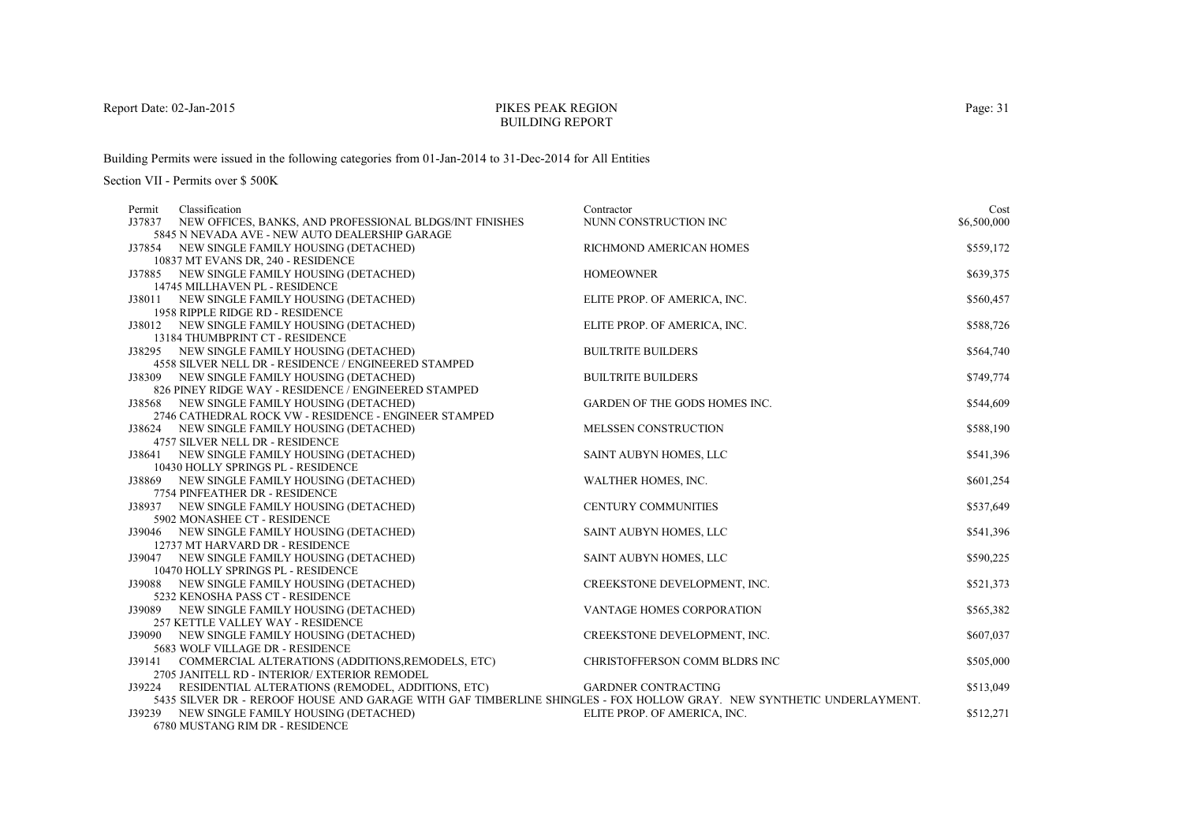Report Date: 02-Jan-2015

# PIKES PEAK REGION
## BUILDING REPORT

Building Permits were issued in the following categories from 01-Jan-2014 to 31-Dec-2014 for All Entities

Section VII - Permits over $ 500K

| Permit | Classification | Contractor | Cost |
|---|---|---|---|
| J37837 | NEW OFFICES, BANKS, AND PROFESSIONAL BLDGS/INT FINISHES<br>5845 N NEVADA AVE - NEW AUTO DEALERSHIP GARAGE | NUNN CONSTRUCTION INC | $6,500,000 |
| J37854 | NEW SINGLE FAMILY HOUSING (DETACHED)<br>10837 MT EVANS DR, 240 - RESIDENCE | RICHMOND AMERICAN HOMES | $559,172 |
| J37885 | NEW SINGLE FAMILY HOUSING (DETACHED)<br>14745 MILLHAVEN PL - RESIDENCE | HOMEOWNER | $639,375 |
| J38011 | NEW SINGLE FAMILY HOUSING (DETACHED)<br>1958 RIPPLE RIDGE RD - RESIDENCE | ELITE PROP. OF AMERICA, INC. | $560,457 |
| J38012 | NEW SINGLE FAMILY HOUSING (DETACHED)<br>13184 THUMBPRINT CT - RESIDENCE | ELITE PROP. OF AMERICA, INC. | $588,726 |
| J38295 | NEW SINGLE FAMILY HOUSING (DETACHED)<br>4558 SILVER NELL DR - RESIDENCE / ENGINEERED STAMPED | BUILTRITE BUILDERS | $564,740 |
| J38309 | NEW SINGLE FAMILY HOUSING (DETACHED)<br>826 PINEY RIDGE WAY - RESIDENCE / ENGINEERED STAMPED | BUILTRITE BUILDERS | $749,774 |
| J38568 | NEW SINGLE FAMILY HOUSING (DETACHED)<br>2746 CATHEDRAL ROCK VW - RESIDENCE - ENGINEER STAMPED | GARDEN OF THE GODS HOMES INC. | $544,609 |
| J38624 | NEW SINGLE FAMILY HOUSING (DETACHED)<br>4757 SILVER NELL DR - RESIDENCE | MELSSEN CONSTRUCTION | $588,190 |
| J38641 | NEW SINGLE FAMILY HOUSING (DETACHED)<br>10430 HOLLY SPRINGS PL - RESIDENCE | SAINT AUBYN HOMES, LLC | $541,396 |
| J38869 | NEW SINGLE FAMILY HOUSING (DETACHED)<br>7754 PINFEATHER DR - RESIDENCE | WALTHER HOMES, INC. | $601,254 |
| J38937 | NEW SINGLE FAMILY HOUSING (DETACHED)<br>5902 MONASHEE CT - RESIDENCE | CENTURY COMMUNITIES | $537,649 |
| J39046 | NEW SINGLE FAMILY HOUSING (DETACHED)<br>12737 MT HARVARD DR - RESIDENCE | SAINT AUBYN HOMES, LLC | $541,396 |
| J39047 | NEW SINGLE FAMILY HOUSING (DETACHED)<br>10470 HOLLY SPRINGS PL - RESIDENCE | SAINT AUBYN HOMES, LLC | $590,225 |
| J39088 | NEW SINGLE FAMILY HOUSING (DETACHED)<br>5232 KENOSHA PASS CT - RESIDENCE | CREEKSTONE DEVELOPMENT, INC. | $521,373 |
| J39089 | NEW SINGLE FAMILY HOUSING (DETACHED)<br>257 KETTLE VALLEY WAY - RESIDENCE | VANTAGE HOMES CORPORATION | $565,382 |
| J39090 | NEW SINGLE FAMILY HOUSING (DETACHED)<br>5683 WOLF VILLAGE DR - RESIDENCE | CREEKSTONE DEVELOPMENT, INC. | $607,037 |
| J39141 | COMMERCIAL ALTERATIONS (ADDITIONS,REMODELS, ETC)<br>2705 JANITELL RD - INTERIOR/ EXTERIOR REMODEL | CHRISTOFFERSON COMM BLDRS INC | $505,000 |
| J39224 | RESIDENTIAL ALTERATIONS (REMODEL, ADDITIONS, ETC)<br>5435 SILVER DR - REROOF HOUSE AND GARAGE WITH GAF TIMBERLINE SHINGLES - FOX HOLLOW GRAY. NEW SYNTHETIC UNDERLAYMENT. | GARDNER CONTRACTING | $513,049 |
| J39239 | NEW SINGLE FAMILY HOUSING (DETACHED)<br>6780 MUSTANG RIM DR - RESIDENCE | ELITE PROP. OF AMERICA, INC. | $512,271 |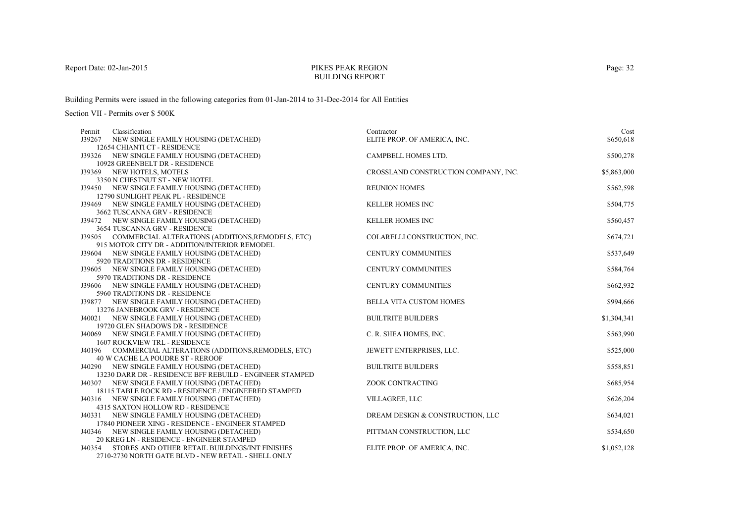PIKES PEAK REGION
BUILDING REPORT

Report Date: 02-Jan-2015

Building Permits were issued in the following categories from 01-Jan-2014 to 31-Dec-2014 for All Entities

Section VII - Permits over $ 500K

| Permit | Classification | Contractor | Cost |
|---|---|---|---|
| J39267 | NEW SINGLE FAMILY HOUSING (DETACHED)<br>12654 CHIANTI CT - RESIDENCE | ELITE PROP. OF AMERICA, INC. | $650,618 |
| J39326 | NEW SINGLE FAMILY HOUSING (DETACHED)<br>10928 GREENBELT DR - RESIDENCE | CAMPBELL HOMES LTD. | $500,278 |
| J39369 | NEW HOTELS, MOTELS<br>3350 N CHESTNUT ST - NEW HOTEL | CROSSLAND CONSTRUCTION COMPANY, INC. | $5,863,000 |
| J39450 | NEW SINGLE FAMILY HOUSING (DETACHED)<br>12790 SUNLIGHT PEAK PL - RESIDENCE | REUNION HOMES | $562,598 |
| J39469 | NEW SINGLE FAMILY HOUSING (DETACHED)<br>3662 TUSCANNA GRV - RESIDENCE | KELLER HOMES INC | $504,775 |
| J39472 | NEW SINGLE FAMILY HOUSING (DETACHED)<br>3654 TUSCANNA GRV - RESIDENCE | KELLER HOMES INC | $560,457 |
| J39505 | COMMERCIAL ALTERATIONS (ADDITIONS,REMODELS, ETC)<br>915 MOTOR CITY DR - ADDITION/INTERIOR REMODEL | COLARELLI CONSTRUCTION, INC. | $674,721 |
| J39604 | NEW SINGLE FAMILY HOUSING (DETACHED)<br>5920 TRADITIONS DR - RESIDENCE | CENTURY COMMUNITIES | $537,649 |
| J39605 | NEW SINGLE FAMILY HOUSING (DETACHED)<br>5970 TRADITIONS DR - RESIDENCE | CENTURY COMMUNITIES | $584,764 |
| J39606 | NEW SINGLE FAMILY HOUSING (DETACHED)<br>5960 TRADITIONS DR - RESIDENCE | CENTURY COMMUNITIES | $662,932 |
| J39877 | NEW SINGLE FAMILY HOUSING (DETACHED)<br>13276 JANEBROOK GRV - RESIDENCE | BELLA VITA CUSTOM HOMES | $994,666 |
| J40021 | NEW SINGLE FAMILY HOUSING (DETACHED)<br>19720 GLEN SHADOWS DR - RESIDENCE | BUILTRITE BUILDERS | $1,304,341 |
| J40069 | NEW SINGLE FAMILY HOUSING (DETACHED)<br>1607 ROCKVIEW TRL - RESIDENCE | C. R. SHEA HOMES, INC. | $563,990 |
| J40196 | COMMERCIAL ALTERATIONS (ADDITIONS,REMODELS, ETC)<br>40 W CACHE LA POUDRE ST - REROOF | JEWETT ENTERPRISES, LLC. | $525,000 |
| J40290 | NEW SINGLE FAMILY HOUSING (DETACHED)<br>13230 DARR DR - RESIDENCE BFF REBUILD - ENGINEER STAMPED | BUILTRITE BUILDERS | $558,851 |
| J40307 | NEW SINGLE FAMILY HOUSING (DETACHED)<br>18115 TABLE ROCK RD - RESIDENCE / ENGINEERED STAMPED | ZOOK CONTRACTING | $685,954 |
| J40316 | NEW SINGLE FAMILY HOUSING (DETACHED)<br>4315 SAXTON HOLLOW RD - RESIDENCE | VILLAGREE, LLC | $626,204 |
| J40331 | NEW SINGLE FAMILY HOUSING (DETACHED)<br>17840 PIONEER XING - RESIDENCE - ENGINEER STAMPED | DREAM DESIGN & CONSTRUCTION, LLC | $634,021 |
| J40346 | NEW SINGLE FAMILY HOUSING (DETACHED)<br>20 KREG LN - RESIDENCE - ENGINEER STAMPED | PITTMAN CONSTRUCTION, LLC | $534,650 |
| J40354 | STORES AND OTHER RETAIL BUILDINGS/INT FINISHES<br>2710-2730 NORTH GATE BLVD - NEW RETAIL - SHELL ONLY | ELITE PROP. OF AMERICA, INC. | $1,052,128 |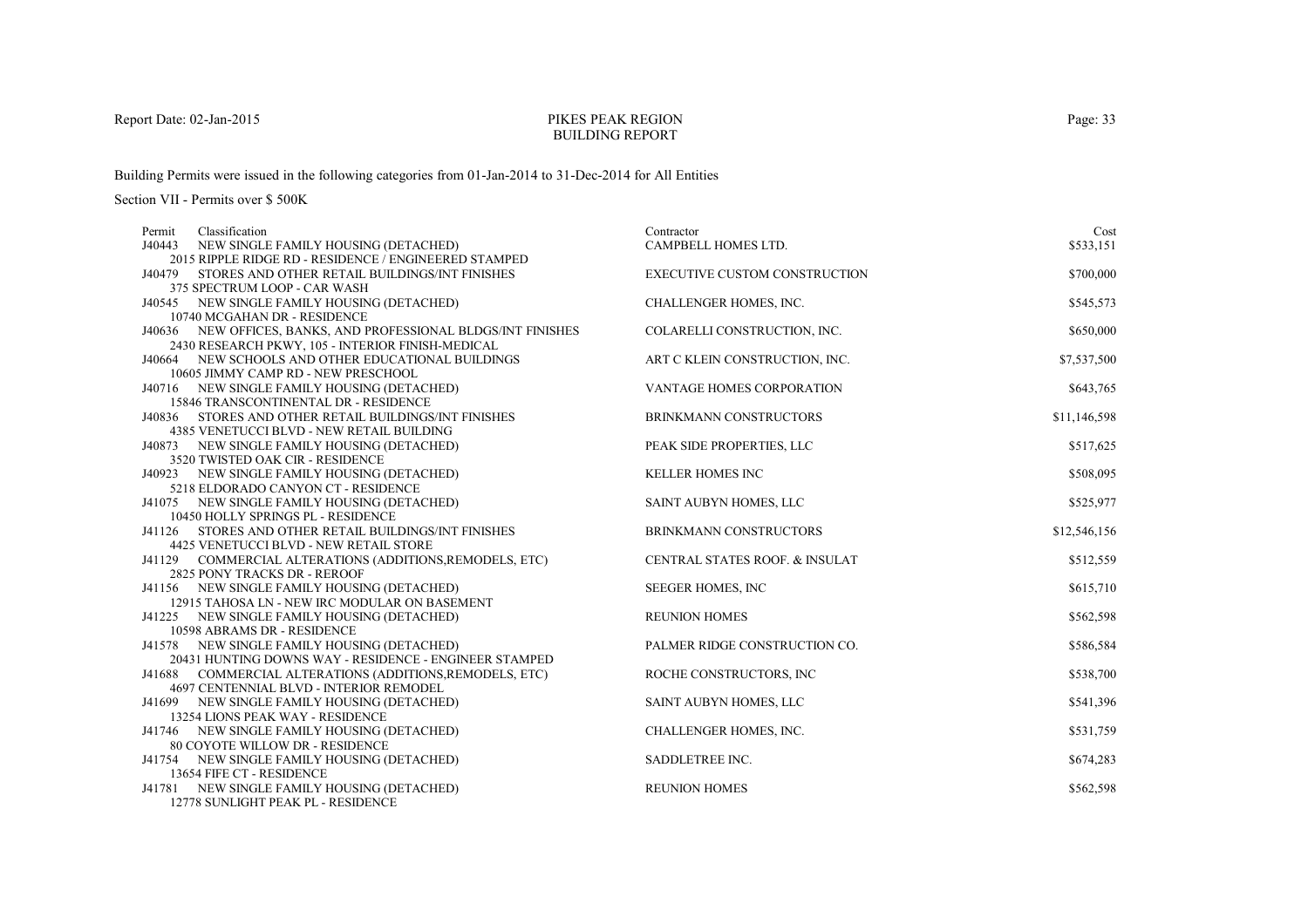Report Date: 02-Jan-2015

# PIKES PEAK REGION
## BUILDING REPORT

Building Permits were issued in the following categories from 01-Jan-2014 to 31-Dec-2014 for All Entities

Section VII - Permits over $ 500K

| Permit | Classification | Contractor | Cost |
|---|---|---|---|
| J40443 | NEW SINGLE FAMILY HOUSING (DETACHED)<br>2015 RIPPLE RIDGE RD - RESIDENCE / ENGINEERED STAMPED | CAMPBELL HOMES LTD. | $533,151 |
| J40479 | STORES AND OTHER RETAIL BUILDINGS/INT FINISHES<br>375 SPECTRUM LOOP - CAR WASH | EXECUTIVE CUSTOM CONSTRUCTION | $700,000 |
| J40545 | NEW SINGLE FAMILY HOUSING (DETACHED)<br>10740 MCGAHAN DR - RESIDENCE | CHALLENGER HOMES, INC. | $545,573 |
| J40636 | NEW OFFICES, BANKS, AND PROFESSIONAL BLDGS/INT FINISHES<br>2430 RESEARCH PKWY, 105 - INTERIOR FINISH-MEDICAL | COLARELLI CONSTRUCTION, INC. | $650,000 |
| J40664 | NEW SCHOOLS AND OTHER EDUCATIONAL BUILDINGS<br>10605 JIMMY CAMP RD - NEW PRESCHOOL | ART C KLEIN CONSTRUCTION, INC. | $7,537,500 |
| J40716 | NEW SINGLE FAMILY HOUSING (DETACHED)<br>15846 TRANSCONTINENTAL DR - RESIDENCE | VANTAGE HOMES CORPORATION | $643,765 |
| J40836 | STORES AND OTHER RETAIL BUILDINGS/INT FINISHES<br>4385 VENETUCCI BLVD - NEW RETAIL BUILDING | BRINKMANN CONSTRUCTORS | $11,146,598 |
| J40873 | NEW SINGLE FAMILY HOUSING (DETACHED)<br>3520 TWISTED OAK CIR - RESIDENCE | PEAK SIDE PROPERTIES, LLC | $517,625 |
| J40923 | NEW SINGLE FAMILY HOUSING (DETACHED)<br>5218 ELDORADO CANYON CT - RESIDENCE | KELLER HOMES INC | $508,095 |
| J41075 | NEW SINGLE FAMILY HOUSING (DETACHED)<br>10450 HOLLY SPRINGS PL - RESIDENCE | SAINT AUBYN HOMES, LLC | $525,977 |
| J41126 | STORES AND OTHER RETAIL BUILDINGS/INT FINISHES<br>4425 VENETUCCI BLVD - NEW RETAIL STORE | BRINKMANN CONSTRUCTORS | $12,546,156 |
| J41129 | COMMERCIAL ALTERATIONS (ADDITIONS,REMODELS, ETC)<br>2825 PONY TRACKS DR - REROOF | CENTRAL STATES ROOF. & INSULAT | $512,559 |
| J41156 | NEW SINGLE FAMILY HOUSING (DETACHED)<br>12915 TAHOSA LN - NEW IRC MODULAR ON BASEMENT | SEEGER HOMES, INC | $615,710 |
| J41225 | NEW SINGLE FAMILY HOUSING (DETACHED)<br>10598 ABRAMS DR - RESIDENCE | REUNION HOMES | $562,598 |
| J41578 | NEW SINGLE FAMILY HOUSING (DETACHED)<br>20431 HUNTING DOWNS WAY - RESIDENCE - ENGINEER STAMPED | PALMER RIDGE CONSTRUCTION CO. | $586,584 |
| J41688 | COMMERCIAL ALTERATIONS (ADDITIONS,REMODELS, ETC)<br>4697 CENTENNIAL BLVD - INTERIOR REMODEL | ROCHE CONSTRUCTORS, INC | $538,700 |
| J41699 | NEW SINGLE FAMILY HOUSING (DETACHED)<br>13254 LIONS PEAK WAY - RESIDENCE | SAINT AUBYN HOMES, LLC | $541,396 |
| J41746 | NEW SINGLE FAMILY HOUSING (DETACHED)<br>80 COYOTE WILLOW DR - RESIDENCE | CHALLENGER HOMES, INC. | $531,759 |
| J41754 | NEW SINGLE FAMILY HOUSING (DETACHED)<br>13654 FIFE CT - RESIDENCE | SADDLETREE INC. | $674,283 |
| J41781 | NEW SINGLE FAMILY HOUSING (DETACHED)<br>12778 SUNLIGHT PEAK PL - RESIDENCE | REUNION HOMES | $562,598 |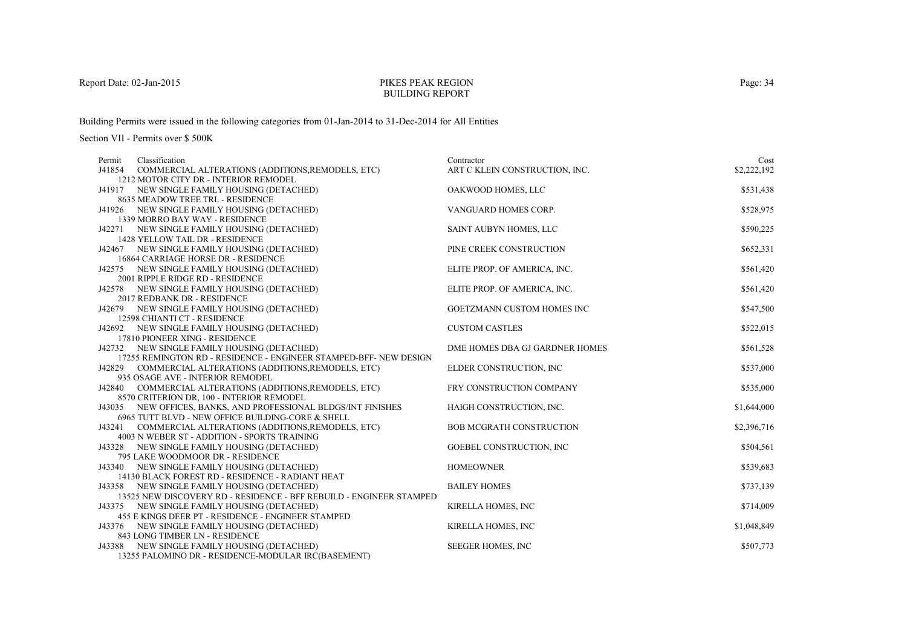PIKES PEAK REGION
BUILDING REPORT

Report Date: 02-Jan-2015

Building Permits were issued in the following categories from 01-Jan-2014 to 31-Dec-2014 for All Entities

Section VII - Permits over $ 500K

| Permit | Classification | Contractor | Cost |
|---|---|---|---|
| J41854 | COMMERCIAL ALTERATIONS (ADDITIONS,REMODELS, ETC)<br>1212 MOTOR CITY DR - INTERIOR REMODEL | ART C KLEIN CONSTRUCTION, INC. | $2,222,192 |
| J41917 | NEW SINGLE FAMILY HOUSING (DETACHED)<br>8635 MEADOW TREE TRL - RESIDENCE | OAKWOOD HOMES, LLC | $531,438 |
| J41926 | NEW SINGLE FAMILY HOUSING (DETACHED)<br>1339 MORRO BAY WAY - RESIDENCE | VANGUARD HOMES CORP. | $528,975 |
| J42271 | NEW SINGLE FAMILY HOUSING (DETACHED)<br>1428 YELLOW TAIL DR - RESIDENCE | SAINT AUBYN HOMES, LLC | $590,225 |
| J42467 | NEW SINGLE FAMILY HOUSING (DETACHED)<br>16864 CARRIAGE HORSE DR - RESIDENCE | PINE CREEK CONSTRUCTION | $652,331 |
| J42575 | NEW SINGLE FAMILY HOUSING (DETACHED)<br>2001 RIPPLE RIDGE RD - RESIDENCE | ELITE PROP. OF AMERICA, INC. | $561,420 |
| J42578 | NEW SINGLE FAMILY HOUSING (DETACHED)<br>2017 REDBANK DR - RESIDENCE | ELITE PROP. OF AMERICA, INC. | $561,420 |
| J42679 | NEW SINGLE FAMILY HOUSING (DETACHED)<br>12598 CHIANTI CT - RESIDENCE | GOETZMANN CUSTOM HOMES INC | $547,500 |
| J42692 | NEW SINGLE FAMILY HOUSING (DETACHED)<br>17810 PIONEER XING - RESIDENCE | CUSTOM CASTLES | $522,015 |
| J42732 | NEW SINGLE FAMILY HOUSING (DETACHED)<br>17255 REMINGTON RD - RESIDENCE - ENGINEER STAMPED-BFF- NEW DESIGN | DME HOMES DBA GJ GARDNER HOMES | $561,528 |
| J42829 | COMMERCIAL ALTERATIONS (ADDITIONS,REMODELS, ETC)<br>935 OSAGE AVE - INTERIOR REMODEL | ELDER CONSTRUCTION, INC | $537,000 |
| J42840 | COMMERCIAL ALTERATIONS (ADDITIONS,REMODELS, ETC)<br>8570 CRITERION DR, 100 - INTERIOR REMODEL | FRY CONSTRUCTION COMPANY | $535,000 |
| J43035 | NEW OFFICES, BANKS, AND PROFESSIONAL BLDGS/INT FINISHES<br>6965 TUTT BLVD - NEW OFFICE BUILDING-CORE & SHELL | HAIGH CONSTRUCTION, INC. | $1,644,000 |
| J43241 | COMMERCIAL ALTERATIONS (ADDITIONS,REMODELS, ETC)<br>4003 N WEBER ST - ADDITION - SPORTS TRAINING | BOB MCGRATH CONSTRUCTION | $2,396,716 |
| J43328 | NEW SINGLE FAMILY HOUSING (DETACHED)<br>795 LAKE WOODMOOR DR - RESIDENCE | GOEBEL CONSTRUCTION, INC | $504,561 |
| J43340 | NEW SINGLE FAMILY HOUSING (DETACHED)<br>14130 BLACK FOREST RD - RESIDENCE - RADIANT HEAT | HOMEOWNER | $539,683 |
| J43358 | NEW SINGLE FAMILY HOUSING (DETACHED)<br>13525 NEW DISCOVERY RD - RESIDENCE - BFF REBUILD - ENGINEER STAMPED | BAILEY HOMES | $737,139 |
| J43375 | NEW SINGLE FAMILY HOUSING (DETACHED)<br>455 E KINGS DEER PT - RESIDENCE - ENGINEER STAMPED | KIRELLA HOMES, INC | $714,009 |
| J43376 | NEW SINGLE FAMILY HOUSING (DETACHED)<br>843 LONG TIMBER LN - RESIDENCE | KIRELLA HOMES, INC | $1,048,849 |
| J43388 | NEW SINGLE FAMILY HOUSING (DETACHED)<br>13255 PALOMINO DR - RESIDENCE-MODULAR IRC(BASEMENT) | SEEGER HOMES, INC | $507,773 |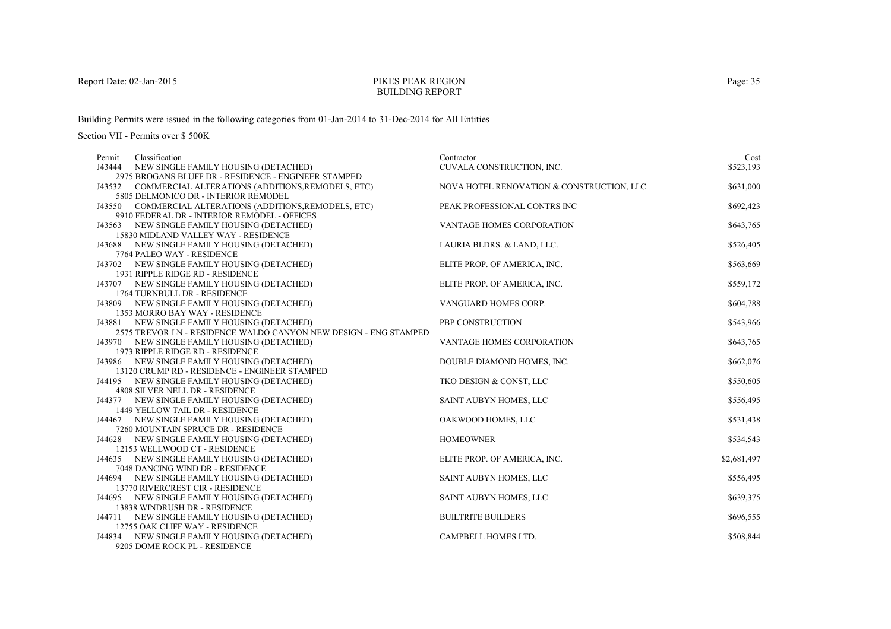PIKES PEAK REGION
BUILDING REPORT

Report Date: 02-Jan-2015

Building Permits were issued in the following categories from 01-Jan-2014 to 31-Dec-2014 for All Entities

Section VII - Permits over $ 500K

| Permit | Classification | Contractor | Cost |
|---|---|---|---|
| J43444 | NEW SINGLE FAMILY HOUSING (DETACHED)<br>2975 BROGANS BLUFF DR - RESIDENCE - ENGINEER STAMPED | CUVALA CONSTRUCTION, INC. | $523,193 |
| J43532 | COMMERCIAL ALTERATIONS (ADDITIONS,REMODELS, ETC)<br>5805 DELMONICO DR - INTERIOR REMODEL | NOVA HOTEL RENOVATION & CONSTRUCTION, LLC | $631,000 |
| J43550 | COMMERCIAL ALTERATIONS (ADDITIONS,REMODELS, ETC)<br>9910 FEDERAL DR - INTERIOR REMODEL - OFFICES | PEAK PROFESSIONAL CONTRS INC | $692,423 |
| J43563 | NEW SINGLE FAMILY HOUSING (DETACHED)<br>15830 MIDLAND VALLEY WAY - RESIDENCE | VANTAGE HOMES CORPORATION | $643,765 |
| J43688 | NEW SINGLE FAMILY HOUSING (DETACHED)<br>7764 PALEO WAY - RESIDENCE | LAURIA BLDRS. & LAND, LLC. | $526,405 |
| J43702 | NEW SINGLE FAMILY HOUSING (DETACHED)<br>1931 RIPPLE RIDGE RD - RESIDENCE | ELITE PROP. OF AMERICA, INC. | $563,669 |
| J43707 | NEW SINGLE FAMILY HOUSING (DETACHED)<br>1764 TURNBULL DR - RESIDENCE | ELITE PROP. OF AMERICA, INC. | $559,172 |
| J43809 | NEW SINGLE FAMILY HOUSING (DETACHED)<br>1353 MORRO BAY WAY - RESIDENCE | VANGUARD HOMES CORP. | $604,788 |
| J43881 | NEW SINGLE FAMILY HOUSING (DETACHED)<br>2575 TREVOR LN - RESIDENCE WALDO CANYON NEW DESIGN - ENG STAMPED | PBP CONSTRUCTION | $543,966 |
| J43970 | NEW SINGLE FAMILY HOUSING (DETACHED)<br>1973 RIPPLE RIDGE RD - RESIDENCE | VANTAGE HOMES CORPORATION | $643,765 |
| J43986 | NEW SINGLE FAMILY HOUSING (DETACHED)<br>13120 CRUMP RD - RESIDENCE - ENGINEER STAMPED | DOUBLE DIAMOND HOMES, INC. | $662,076 |
| J44195 | NEW SINGLE FAMILY HOUSING (DETACHED)<br>4808 SILVER NELL DR - RESIDENCE | TKO DESIGN & CONST, LLC | $550,605 |
| J44377 | NEW SINGLE FAMILY HOUSING (DETACHED)<br>1449 YELLOW TAIL DR - RESIDENCE | SAINT AUBYN HOMES, LLC | $556,495 |
| J44467 | NEW SINGLE FAMILY HOUSING (DETACHED)<br>7260 MOUNTAIN SPRUCE DR - RESIDENCE | OAKWOOD HOMES, LLC | $531,438 |
| J44628 | NEW SINGLE FAMILY HOUSING (DETACHED)<br>12153 WELLWOOD CT - RESIDENCE | HOMEOWNER | $534,543 |
| J44635 | NEW SINGLE FAMILY HOUSING (DETACHED)<br>7048 DANCING WIND DR - RESIDENCE | ELITE PROP. OF AMERICA, INC. | $2,681,497 |
| J44694 | NEW SINGLE FAMILY HOUSING (DETACHED)<br>13770 RIVERCREST CIR - RESIDENCE | SAINT AUBYN HOMES, LLC | $556,495 |
| J44695 | NEW SINGLE FAMILY HOUSING (DETACHED)<br>13838 WINDRUSH DR - RESIDENCE | SAINT AUBYN HOMES, LLC | $639,375 |
| J44711 | NEW SINGLE FAMILY HOUSING (DETACHED)<br>12755 OAK CLIFF WAY - RESIDENCE | BUILTRITE BUILDERS | $696,555 |
| J44834 | NEW SINGLE FAMILY HOUSING (DETACHED)<br>9205 DOME ROCK PL - RESIDENCE | CAMPBELL HOMES LTD. | $508,844 |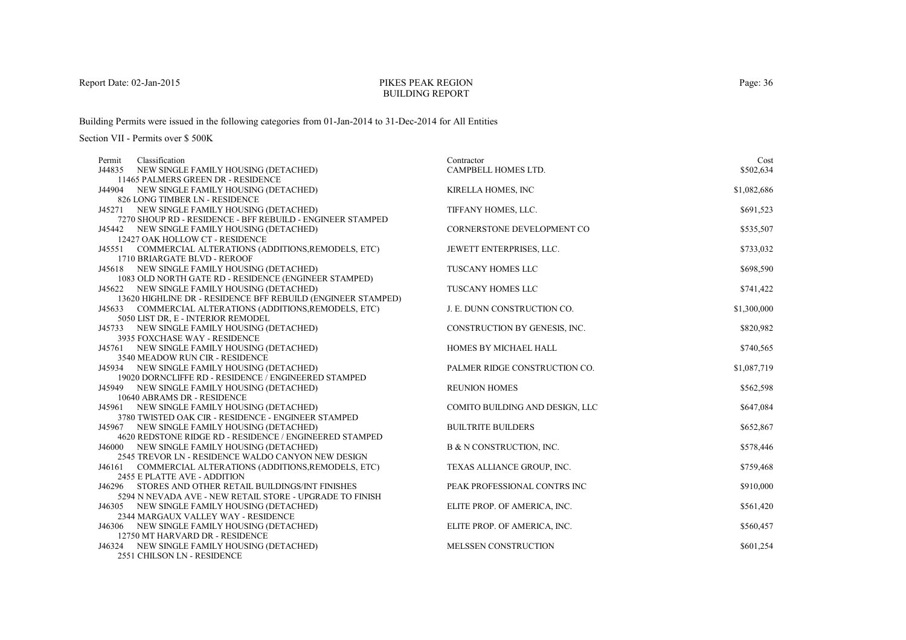Report Date: 02-Jan-2015

PIKES PEAK REGION
BUILDING REPORT

Building Permits were issued in the following categories from 01-Jan-2014 to 31-Dec-2014 for All Entities

Section VII - Permits over $ 500K

| Permit | Classification | Contractor | Cost |
|---|---|---|---|
| J44835 | NEW SINGLE FAMILY HOUSING (DETACHED)<br>11465 PALMERS GREEN DR - RESIDENCE | CAMPBELL HOMES LTD. | $502,634 |
| J44904 | NEW SINGLE FAMILY HOUSING (DETACHED)<br>826 LONG TIMBER LN - RESIDENCE | KIRELLA HOMES, INC | $1,082,686 |
| J45271 | NEW SINGLE FAMILY HOUSING (DETACHED)<br>7270 SHOUP RD - RESIDENCE - BFF REBUILD - ENGINEER STAMPED | TIFFANY HOMES, LLC. | $691,523 |
| J45442 | NEW SINGLE FAMILY HOUSING (DETACHED)<br>12427 OAK HOLLOW CT - RESIDENCE | CORNERSTONE DEVELOPMENT CO | $535,507 |
| J45551 | COMMERCIAL ALTERATIONS (ADDITIONS,REMODELS, ETC)<br>1710 BRIARGATE BLVD - REROOF | JEWETT ENTERPRISES, LLC. | $733,032 |
| J45618 | NEW SINGLE FAMILY HOUSING (DETACHED)<br>1083 OLD NORTH GATE RD - RESIDENCE (ENGINEER STAMPED) | TUSCANY HOMES LLC | $698,590 |
| J45622 | NEW SINGLE FAMILY HOUSING (DETACHED)<br>13620 HIGHLINE DR - RESIDENCE BFF REBUILD (ENGINEER STAMPED) | TUSCANY HOMES LLC | $741,422 |
| J45633 | COMMERCIAL ALTERATIONS (ADDITIONS,REMODELS, ETC)<br>5050 LIST DR, E - INTERIOR REMODEL | J. E. DUNN CONSTRUCTION CO. | $1,300,000 |
| J45733 | NEW SINGLE FAMILY HOUSING (DETACHED)<br>3935 FOXCHASE WAY - RESIDENCE | CONSTRUCTION BY GENESIS, INC. | $820,982 |
| J45761 | NEW SINGLE FAMILY HOUSING (DETACHED)<br>3540 MEADOW RUN CIR - RESIDENCE | HOMES BY MICHAEL HALL | $740,565 |
| J45934 | NEW SINGLE FAMILY HOUSING (DETACHED)<br>19020 DORNCLIFFE RD - RESIDENCE / ENGINEERED STAMPED | PALMER RIDGE CONSTRUCTION CO. | $1,087,719 |
| J45949 | NEW SINGLE FAMILY HOUSING (DETACHED)<br>10640 ABRAMS DR - RESIDENCE | REUNION HOMES | $562,598 |
| J45961 | NEW SINGLE FAMILY HOUSING (DETACHED)<br>3780 TWISTED OAK CIR - RESIDENCE - ENGINEER STAMPED | COMITO BUILDING AND DESIGN, LLC | $647,084 |
| J45967 | NEW SINGLE FAMILY HOUSING (DETACHED)<br>4620 REDSTONE RIDGE RD - RESIDENCE / ENGINEERED STAMPED | BUILTRITE BUILDERS | $652,867 |
| J46000 | NEW SINGLE FAMILY HOUSING (DETACHED)<br>2545 TREVOR LN - RESIDENCE WALDO CANYON NEW DESIGN | B & N CONSTRUCTION, INC. | $578,446 |
| J46161 | COMMERCIAL ALTERATIONS (ADDITIONS,REMODELS, ETC)<br>2455 E PLATTE AVE - ADDITION | TEXAS ALLIANCE GROUP, INC. | $759,468 |
| J46296 | STORES AND OTHER RETAIL BUILDINGS/INT FINISHES<br>5294 N NEVADA AVE - NEW RETAIL STORE - UPGRADE TO FINISH | PEAK PROFESSIONAL CONTRS INC | $910,000 |
| J46305 | NEW SINGLE FAMILY HOUSING (DETACHED)<br>2344 MARGAUX VALLEY WAY - RESIDENCE | ELITE PROP. OF AMERICA, INC. | $561,420 |
| J46306 | NEW SINGLE FAMILY HOUSING (DETACHED)<br>12750 MT HARVARD DR - RESIDENCE | ELITE PROP. OF AMERICA, INC. | $560,457 |
| J46324 | NEW SINGLE FAMILY HOUSING (DETACHED)<br>2551 CHILSON LN - RESIDENCE | MELSSEN CONSTRUCTION | $601,254 |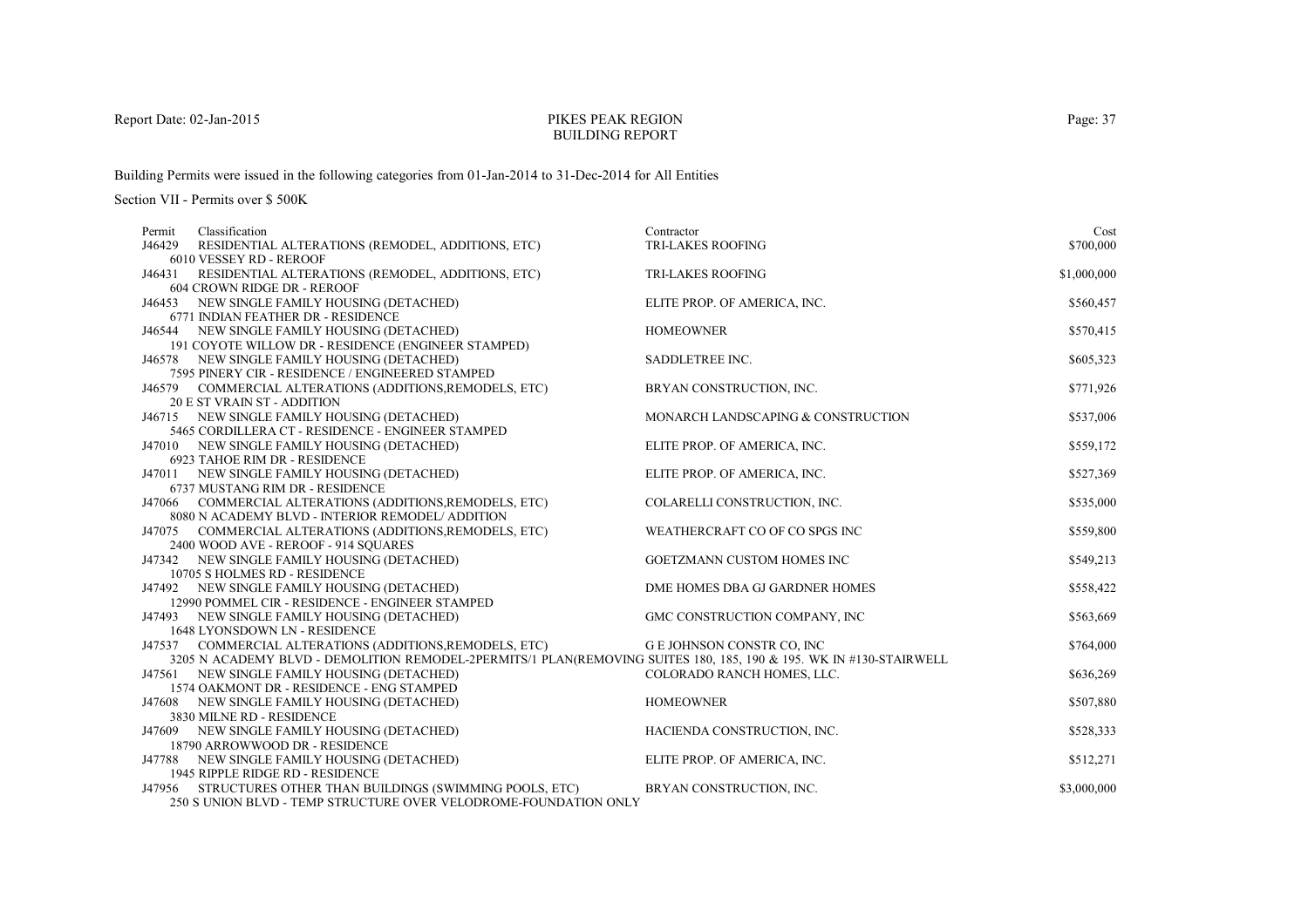# PIKES PEAK REGION
## BUILDING REPORT

Report Date: 02-Jan-2015

Building Permits were issued in the following categories from 01-Jan-2014 to 31-Dec-2014 for All Entities

Section VII - Permits over $ 500K

| Permit | Classification | Contractor | Cost |
|---|---|---|---|
| J46429 | RESIDENTIAL ALTERATIONS (REMODEL, ADDITIONS, ETC)<br>6010 VESSEY RD - REROOF | TRI-LAKES ROOFING | $700,000 |
| J46431 | RESIDENTIAL ALTERATIONS (REMODEL, ADDITIONS, ETC)<br>604 CROWN RIDGE DR - REROOF | TRI-LAKES ROOFING | $1,000,000 |
| J46453 | NEW SINGLE FAMILY HOUSING (DETACHED)<br>6771 INDIAN FEATHER DR - RESIDENCE | ELITE PROP. OF AMERICA, INC. | $560,457 |
| J46544 | NEW SINGLE FAMILY HOUSING (DETACHED)<br>191 COYOTE WILLOW DR - RESIDENCE (ENGINEER STAMPED) | HOMEOWNER | $570,415 |
| J46578 | NEW SINGLE FAMILY HOUSING (DETACHED)<br>7595 PINERY CIR - RESIDENCE / ENGINEERED STAMPED | SADDLETREE INC. | $605,323 |
| J46579 | COMMERCIAL ALTERATIONS (ADDITIONS,REMODELS, ETC)<br>20 E ST VRAIN ST - ADDITION | BRYAN CONSTRUCTION, INC. | $771,926 |
| J46715 | NEW SINGLE FAMILY HOUSING (DETACHED)<br>5465 CORDILLERA CT - RESIDENCE - ENGINEER STAMPED | MONARCH LANDSCAPING & CONSTRUCTION | $537,006 |
| J47010 | NEW SINGLE FAMILY HOUSING (DETACHED)<br>6923 TAHOE RIM DR - RESIDENCE | ELITE PROP. OF AMERICA, INC. | $559,172 |
| J47011 | NEW SINGLE FAMILY HOUSING (DETACHED)<br>6737 MUSTANG RIM DR - RESIDENCE | ELITE PROP. OF AMERICA, INC. | $527,369 |
| J47066 | COMMERCIAL ALTERATIONS (ADDITIONS,REMODELS, ETC)<br>8080 N ACADEMY BLVD - INTERIOR REMODEL/ ADDITION | COLARELLI CONSTRUCTION, INC. | $535,000 |
| J47075 | COMMERCIAL ALTERATIONS (ADDITIONS,REMODELS, ETC)<br>2400 WOOD AVE - REROOF - 914 SQUARES | WEATHERCRAFT CO OF CO SPGS INC | $559,800 |
| J47342 | NEW SINGLE FAMILY HOUSING (DETACHED)<br>10705 S HOLMES RD - RESIDENCE | GOETZMANN CUSTOM HOMES INC | $549,213 |
| J47492 | NEW SINGLE FAMILY HOUSING (DETACHED)<br>12990 POMMEL CIR - RESIDENCE - ENGINEER STAMPED | DME HOMES DBA GJ GARDNER HOMES | $558,422 |
| J47493 | NEW SINGLE FAMILY HOUSING (DETACHED)<br>1648 LYONSDOWN LN - RESIDENCE | GMC CONSTRUCTION COMPANY, INC | $563,669 |
| J47537 | COMMERCIAL ALTERATIONS (ADDITIONS,REMODELS, ETC)<br>3205 N ACADEMY BLVD - DEMOLITION REMODEL-2PERMITS/1 PLAN(REMOVING SUITES 180, 185, 190 & 195. WK IN #130-STAIRWELL | G E JOHNSON CONSTR CO, INC | $764,000 |
| J47561 | NEW SINGLE FAMILY HOUSING (DETACHED)<br>1574 OAKMONT DR - RESIDENCE - ENG STAMPED | COLORADO RANCH HOMES, LLC. | $636,269 |
| J47608 | NEW SINGLE FAMILY HOUSING (DETACHED)<br>3830 MILNE RD - RESIDENCE | HOMEOWNER | $507,880 |
| J47609 | NEW SINGLE FAMILY HOUSING (DETACHED)<br>18790 ARROWWOOD DR - RESIDENCE | HACIENDA CONSTRUCTION, INC. | $528,333 |
| J47788 | NEW SINGLE FAMILY HOUSING (DETACHED)<br>1945 RIPPLE RIDGE RD - RESIDENCE | ELITE PROP. OF AMERICA, INC. | $512,271 |
| J47956 | STRUCTURES OTHER THAN BUILDINGS (SWIMMING POOLS, ETC)<br>250 S UNION BLVD - TEMP STRUCTURE OVER VELODROME-FOUNDATION ONLY | BRYAN CONSTRUCTION, INC. | $3,000,000 |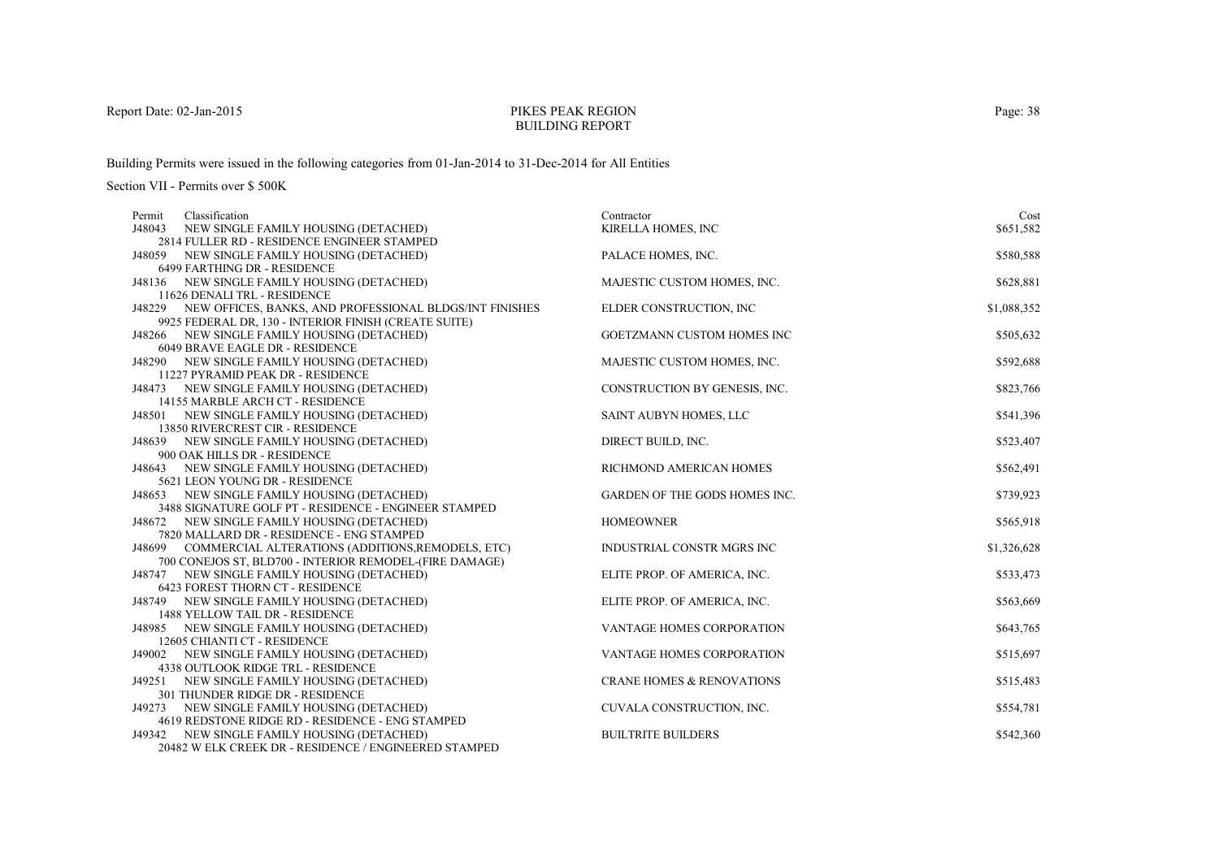# PIKES PEAK REGION
## BUILDING REPORT

Building Permits were issued in the following categories from 01-Jan-2014 to 31-Dec-2014 for All Entities

Section VII - Permits over $ 500K

| Permit | Classification | Contractor | Cost |
|---|---|---|---|
| J48043 | NEW SINGLE FAMILY HOUSING (DETACHED)<br>2814 FULLER RD - RESIDENCE ENGINEER STAMPED | KIRELLA HOMES, INC | $651,582 |
| J48059 | NEW SINGLE FAMILY HOUSING (DETACHED)<br>6499 FARTHING DR - RESIDENCE | PALACE HOMES, INC. | $580,588 |
| J48136 | NEW SINGLE FAMILY HOUSING (DETACHED)<br>11626 DENALI TRL - RESIDENCE | MAJESTIC CUSTOM HOMES, INC. | $628,881 |
| J48229 | NEW OFFICES, BANKS, AND PROFESSIONAL BLDGS/INT FINISHES<br>9925 FEDERAL DR, 130 - INTERIOR FINISH (CREATE SUITE) | ELDER CONSTRUCTION, INC | $1,088,352 |
| J48266 | NEW SINGLE FAMILY HOUSING (DETACHED)<br>6049 BRAVE EAGLE DR - RESIDENCE | GOETZMANN CUSTOM HOMES INC | $505,632 |
| J48290 | NEW SINGLE FAMILY HOUSING (DETACHED)<br>11227 PYRAMID PEAK DR - RESIDENCE | MAJESTIC CUSTOM HOMES, INC. | $592,688 |
| J48473 | NEW SINGLE FAMILY HOUSING (DETACHED)<br>14155 MARBLE ARCH CT - RESIDENCE | CONSTRUCTION BY GENESIS, INC. | $823,766 |
| J48501 | NEW SINGLE FAMILY HOUSING (DETACHED)<br>13850 RIVERCREST CIR - RESIDENCE | SAINT AUBYN HOMES, LLC | $541,396 |
| J48639 | NEW SINGLE FAMILY HOUSING (DETACHED)<br>900 OAK HILLS DR - RESIDENCE | DIRECT BUILD, INC. | $523,407 |
| J48643 | NEW SINGLE FAMILY HOUSING (DETACHED)<br>5621 LEON YOUNG DR - RESIDENCE | RICHMOND AMERICAN HOMES | $562,491 |
| J48653 | NEW SINGLE FAMILY HOUSING (DETACHED)<br>3488 SIGNATURE GOLF PT - RESIDENCE - ENGINEER STAMPED | GARDEN OF THE GODS HOMES INC. | $739,923 |
| J48672 | NEW SINGLE FAMILY HOUSING (DETACHED)<br>7820 MALLARD DR - RESIDENCE - ENG STAMPED | HOMEOWNER | $565,918 |
| J48699 | COMMERCIAL ALTERATIONS (ADDITIONS,REMODELS, ETC)<br>700 CONEJOS ST, BLD700 - INTERIOR REMODEL-(FIRE DAMAGE) | INDUSTRIAL CONSTR MGRS INC | $1,326,628 |
| J48747 | NEW SINGLE FAMILY HOUSING (DETACHED)<br>6423 FOREST THORN CT - RESIDENCE | ELITE PROP. OF AMERICA, INC. | $533,473 |
| J48749 | NEW SINGLE FAMILY HOUSING (DETACHED)<br>1488 YELLOW TAIL DR - RESIDENCE | ELITE PROP. OF AMERICA, INC. | $563,669 |
| J48985 | NEW SINGLE FAMILY HOUSING (DETACHED)<br>12605 CHIANTI CT - RESIDENCE | VANTAGE HOMES CORPORATION | $643,765 |
| J49002 | NEW SINGLE FAMILY HOUSING (DETACHED)<br>4338 OUTLOOK RIDGE TRL - RESIDENCE | VANTAGE HOMES CORPORATION | $515,697 |
| J49251 | NEW SINGLE FAMILY HOUSING (DETACHED)<br>301 THUNDER RIDGE DR - RESIDENCE | CRANE HOMES & RENOVATIONS | $515,483 |
| J49273 | NEW SINGLE FAMILY HOUSING (DETACHED)<br>4619 REDSTONE RIDGE RD - RESIDENCE - ENG STAMPED | CUVALA CONSTRUCTION, INC. | $554,781 |
| J49342 | NEW SINGLE FAMILY HOUSING (DETACHED)<br>20482 W ELK CREEK DR - RESIDENCE / ENGINEERED STAMPED | BUILTRITE BUILDERS | $542,360 |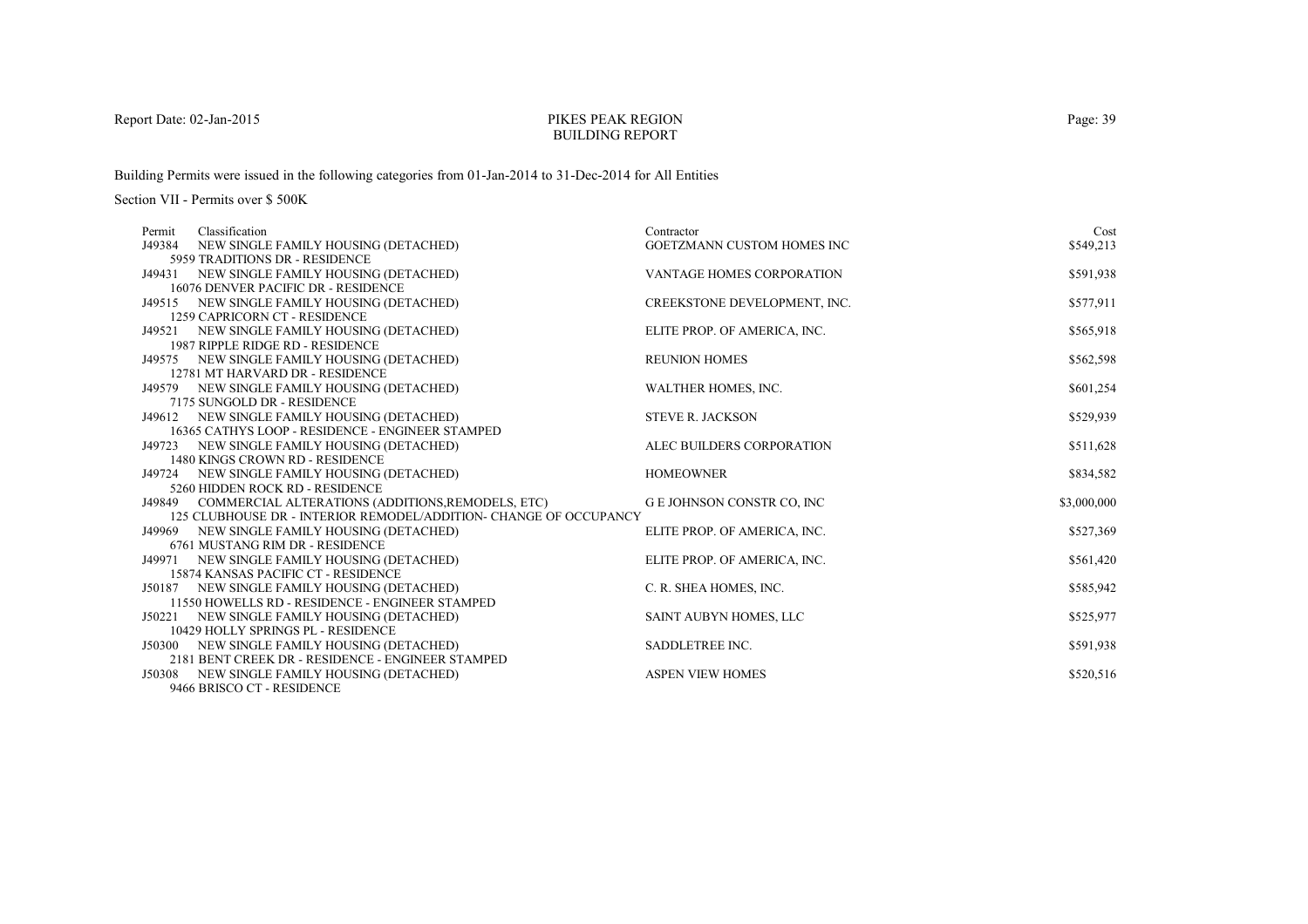# PIKES PEAK REGION
# BUILDING REPORT

Report Date: 02-Jan-2015

Building Permits were issued in the following categories from 01-Jan-2014 to 31-Dec-2014 for All Entities

Section VII - Permits over $ 500K

| Permit | Classification | Contractor | Cost |
|---|---|---|---|
| J49384 | NEW SINGLE FAMILY HOUSING (DETACHED)<br>5959 TRADITIONS DR - RESIDENCE | GOETZMANN CUSTOM HOMES INC | $549,213 |
| J49431 | NEW SINGLE FAMILY HOUSING (DETACHED)<br>16076 DENVER PACIFIC DR - RESIDENCE | VANTAGE HOMES CORPORATION | $591,938 |
| J49515 | NEW SINGLE FAMILY HOUSING (DETACHED)<br>1259 CAPRICORN CT - RESIDENCE | CREEKSTONE DEVELOPMENT, INC. | $577,911 |
| J49521 | NEW SINGLE FAMILY HOUSING (DETACHED)<br>1987 RIPPLE RIDGE RD - RESIDENCE | ELITE PROP. OF AMERICA, INC. | $565,918 |
| J49575 | NEW SINGLE FAMILY HOUSING (DETACHED)<br>12781 MT HARVARD DR - RESIDENCE | REUNION HOMES | $562,598 |
| J49579 | NEW SINGLE FAMILY HOUSING (DETACHED)<br>7175 SUNGOLD DR - RESIDENCE | WALTHER HOMES, INC. | $601,254 |
| J49612 | NEW SINGLE FAMILY HOUSING (DETACHED)<br>16365 CATHYS LOOP - RESIDENCE - ENGINEER STAMPED | STEVE R. JACKSON | $529,939 |
| J49723 | NEW SINGLE FAMILY HOUSING (DETACHED)<br>1480 KINGS CROWN RD - RESIDENCE | ALEC BUILDERS CORPORATION | $511,628 |
| J49724 | NEW SINGLE FAMILY HOUSING (DETACHED)<br>5260 HIDDEN ROCK RD - RESIDENCE | HOMEOWNER | $834,582 |
| J49849 | COMMERCIAL ALTERATIONS (ADDITIONS,REMODELS, ETC)<br>125 CLUBHOUSE DR - INTERIOR REMODEL/ADDITION- CHANGE OF OCCUPANCY | G E JOHNSON CONSTR CO, INC | $3,000,000 |
| J49969 | NEW SINGLE FAMILY HOUSING (DETACHED)<br>6761 MUSTANG RIM DR - RESIDENCE | ELITE PROP. OF AMERICA, INC. | $527,369 |
| J49971 | NEW SINGLE FAMILY HOUSING (DETACHED)<br>15874 KANSAS PACIFIC CT - RESIDENCE | ELITE PROP. OF AMERICA, INC. | $561,420 |
| J50187 | NEW SINGLE FAMILY HOUSING (DETACHED)<br>11550 HOWELLS RD - RESIDENCE - ENGINEER STAMPED | C. R. SHEA HOMES, INC. | $585,942 |
| J50221 | NEW SINGLE FAMILY HOUSING (DETACHED)<br>10429 HOLLY SPRINGS PL - RESIDENCE | SAINT AUBYN HOMES, LLC | $525,977 |
| J50300 | NEW SINGLE FAMILY HOUSING (DETACHED)<br>2181 BENT CREEK DR - RESIDENCE - ENGINEER STAMPED | SADDLETREE INC. | $591,938 |
| J50308 | NEW SINGLE FAMILY HOUSING (DETACHED)<br>9466 BRISCO CT - RESIDENCE | ASPEN VIEW HOMES | $520,516 |